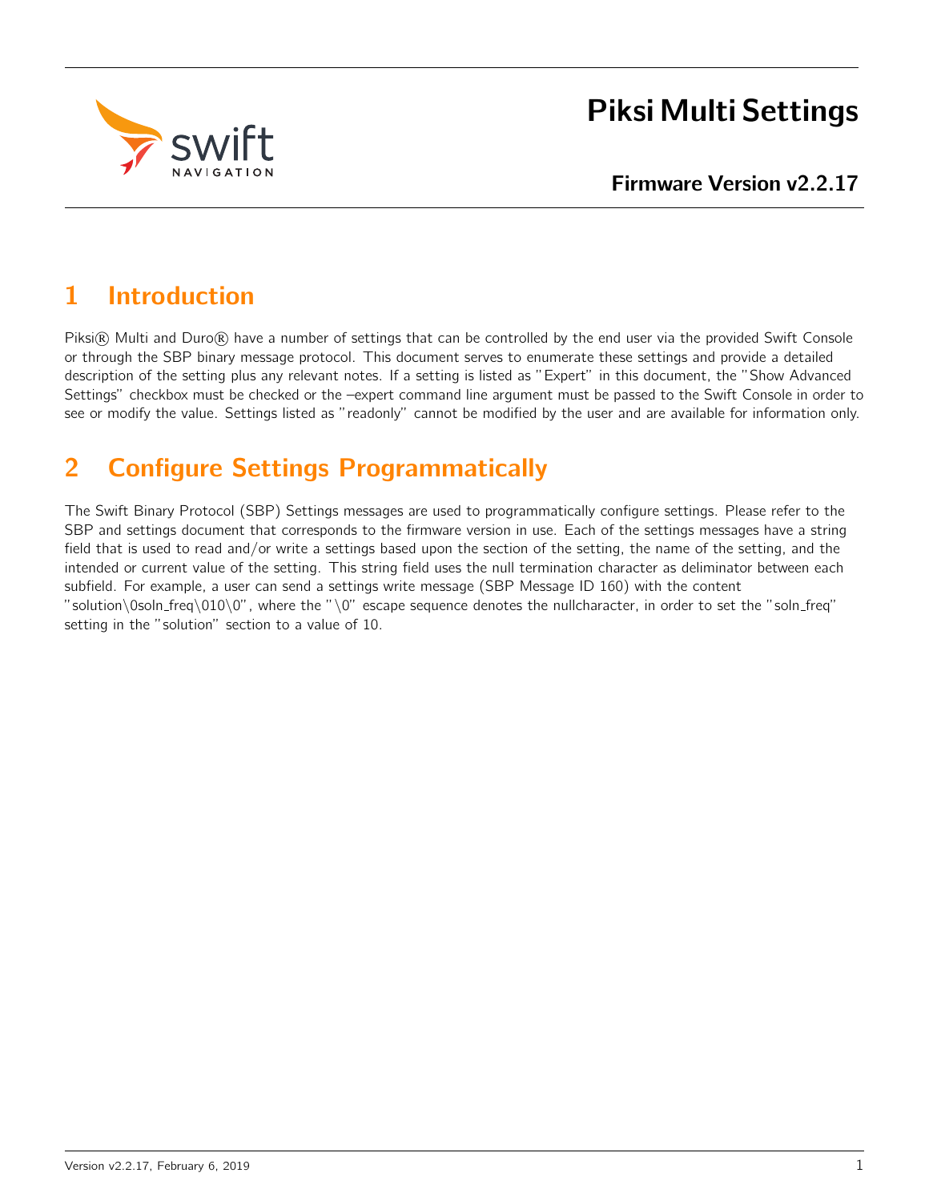# Piksi Multi Settings

**Firmware Version v2.2.17**

## 1 Introduction

Piksi® Multi and Duro® have a number of settings that can be controlled by the end user via the provided Swift Console or through the SBP binary message protocol. This document serves to enumerate these settings and provide a detailed description of the setting plus any relevant notes. If a setting is listed as "Expert" in this document, the "Show Advanced Settings" checkbox must be checked or the –expert command line argument must be passed to the Swift Console in order to see or modify the value. Settings listed as "readonly" cannot be modified by the user and are available for information only.

## 2 Configure Settings Programmatically

The Swift Binary Protocol (SBP) Settings messages are used to programmatically configure settings. Please refer to the SBP and settings document that corresponds to the firmware version in use. Each of the settings messages have a string field that is used to read and/or write a settings based upon the section of the setting, the name of the setting, and the intended or current value of the setting. This string field uses the null termination character as deliminator between each subfield. For example, a user can send a settings write message (SBP Message ID 160) with the content "solution\0soln_freq\010\0", where the "\0" escape sequence denotes the nullcharacter, in order to set the "soln_freq" setting in the "solution" section to a value of 10.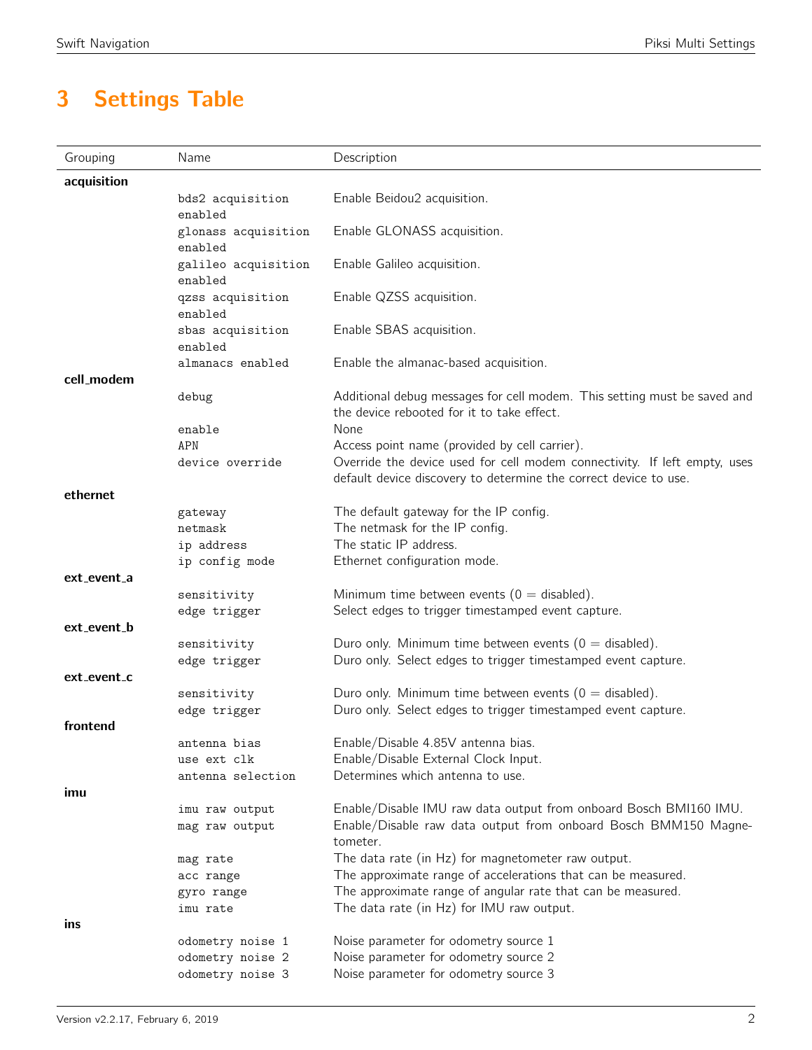# 3 Settings Table

| Grouping | Name | Description |
|---|---|---|
| **acquisition** | | |
| | `bds2 acquisition enabled` | Enable Beidou2 acquisition. |
| | `glonass acquisition enabled` | Enable GLONASS acquisition. |
| | `galileo acquisition enabled` | Enable Galileo acquisition. |
| | `qzss acquisition enabled` | Enable QZSS acquisition. |
| | `sbas acquisition enabled` | Enable SBAS acquisition. |
| | `almanacs enabled` | Enable the almanac-based acquisition. |
| **cell_modem** | | |
| | `debug` | Additional debug messages for cell modem. This setting must be saved and the device rebooted for it to take effect. |
| | `enable` | None |
| | `APN` | Access point name (provided by cell carrier). |
| | `device override` | Override the device used for cell modem connectivity. If left empty, uses default device discovery to determine the correct device to use. |
| **ethernet** | | |
| | `gateway` | The default gateway for the IP config. |
| | `netmask` | The netmask for the IP config. |
| | `ip address` | The static IP address. |
| | `ip config mode` | Ethernet configuration mode. |
| **ext_event_a** | | |
| | `sensitivity` | Minimum time between events (0 = disabled). |
| | `edge trigger` | Select edges to trigger timestamped event capture. |
| **ext_event_b** | | |
| | `sensitivity` | Duro only. Minimum time between events (0 = disabled). |
| | `edge trigger` | Duro only. Select edges to trigger timestamped event capture. |
| **ext_event_c** | | |
| | `sensitivity` | Duro only. Minimum time between events (0 = disabled). |
| | `edge trigger` | Duro only. Select edges to trigger timestamped event capture. |
| **frontend** | | |
| | `antenna bias` | Enable/Disable 4.85V antenna bias. |
| | `use ext clk` | Enable/Disable External Clock Input. |
| | `antenna selection` | Determines which antenna to use. |
| **imu** | | |
| | `imu raw output` | Enable/Disable IMU raw data output from onboard Bosch BMI160 IMU. |
| | `mag raw output` | Enable/Disable raw data output from onboard Bosch BMM150 Magnetometer. |
| | `mag rate` | The data rate (in Hz) for magnetometer raw output. |
| | `acc range` | The approximate range of accelerations that can be measured. |
| | `gyro range` | The approximate range of angular rate that can be measured. |
| | `imu rate` | The data rate (in Hz) for IMU raw output. |
| **ins** | | |
| | `odometry noise 1` | Noise parameter for odometry source 1 |
| | `odometry noise 2` | Noise parameter for odometry source 2 |
| | `odometry noise 3` | Noise parameter for odometry source 3 |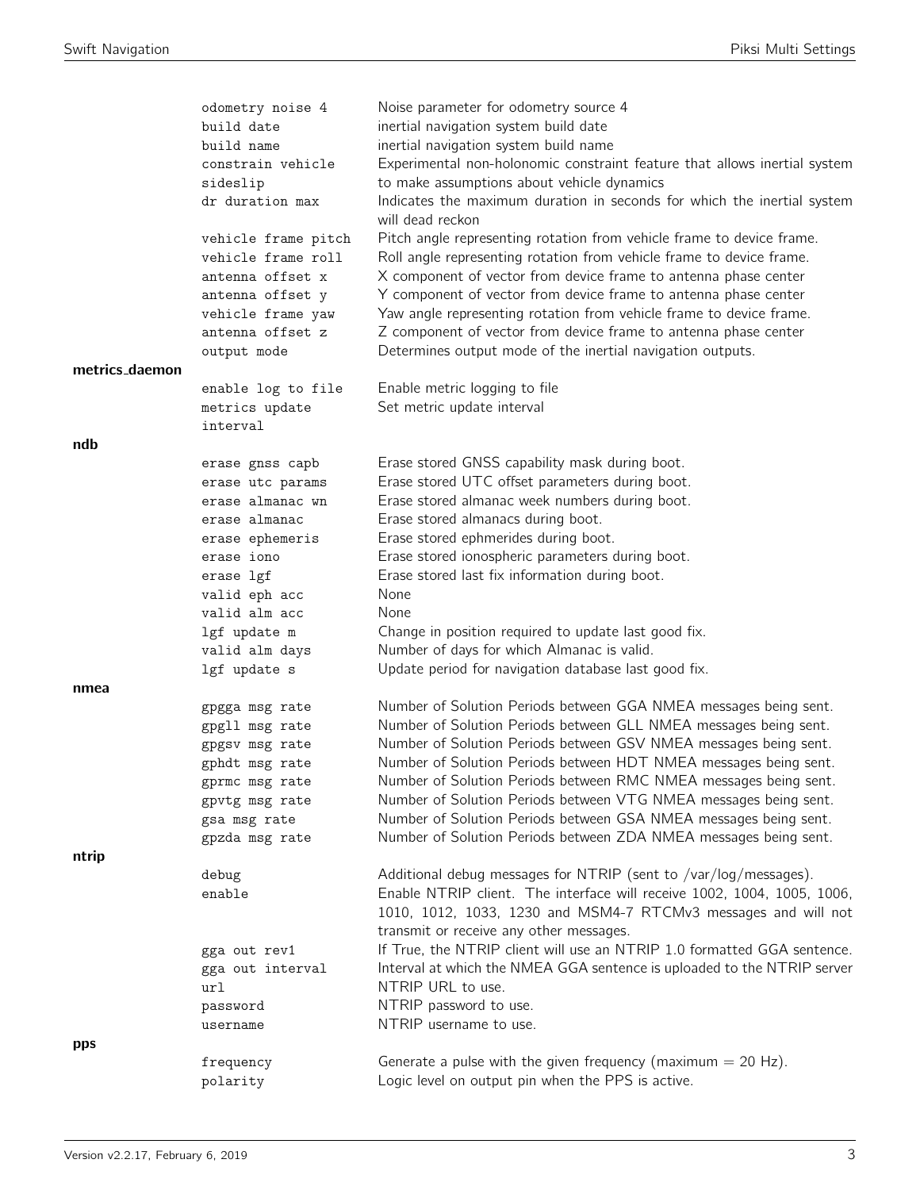| Group | Setting | Description |
|---|---|---|
| | odometry noise 4 | Noise parameter for odometry source 4 |
| | build date | inertial navigation system build date |
| | build name | inertial navigation system build name |
| | constrain vehicle sideslip | Experimental non-holonomic constraint feature that allows inertial system to make assumptions about vehicle dynamics |
| | dr duration max | Indicates the maximum duration in seconds for which the inertial system will dead reckon |
| | vehicle frame pitch | Pitch angle representing rotation from vehicle frame to device frame. |
| | vehicle frame roll | Roll angle representing rotation from vehicle frame to device frame. |
| | antenna offset x | X component of vector from device frame to antenna phase center |
| | antenna offset y | Y component of vector from device frame to antenna phase center |
| | vehicle frame yaw | Yaw angle representing rotation from vehicle frame to device frame. |
| | antenna offset z | Z component of vector from device frame to antenna phase center |
| | output mode | Determines output mode of the inertial navigation outputs. |
| **metrics_daemon** | | |
| | enable log to file | Enable metric logging to file |
| | metrics update interval | Set metric update interval |
| **ndb** | | |
| | erase gnss capb | Erase stored GNSS capability mask during boot. |
| | erase utc params | Erase stored UTC offset parameters during boot. |
| | erase almanac wn | Erase stored almanac week numbers during boot. |
| | erase almanac | Erase stored almanacs during boot. |
| | erase ephemeris | Erase stored ephmerides during boot. |
| | erase iono | Erase stored ionospheric parameters during boot. |
| | erase lgf | Erase stored last fix information during boot. |
| | valid eph acc | None |
| | valid alm acc | None |
| | lgf update m | Change in position required to update last good fix. |
| | valid alm days | Number of days for which Almanac is valid. |
| | lgf update s | Update period for navigation database last good fix. |
| **nmea** | | |
| | gpgga msg rate | Number of Solution Periods between GGA NMEA messages being sent. |
| | gpgll msg rate | Number of Solution Periods between GLL NMEA messages being sent. |
| | gpgsv msg rate | Number of Solution Periods between GSV NMEA messages being sent. |
| | gphdt msg rate | Number of Solution Periods between HDT NMEA messages being sent. |
| | gprmc msg rate | Number of Solution Periods between RMC NMEA messages being sent. |
| | gpvtg msg rate | Number of Solution Periods between VTG NMEA messages being sent. |
| | gsa msg rate | Number of Solution Periods between GSA NMEA messages being sent. |
| | gpzda msg rate | Number of Solution Periods between ZDA NMEA messages being sent. |
| **ntrip** | | |
| | debug | Additional debug messages for NTRIP (sent to /var/log/messages). |
| | enable | Enable NTRIP client. The interface will receive 1002, 1004, 1005, 1006, 1010, 1012, 1033, 1230 and MSM4-7 RTCMv3 messages and will not transmit or receive any other messages. |
| | gga out rev1 | If True, the NTRIP client will use an NTRIP 1.0 formatted GGA sentence. |
| | gga out interval | Interval at which the NMEA GGA sentence is uploaded to the NTRIP server |
| | url | NTRIP URL to use. |
| | password | NTRIP password to use. |
| | username | NTRIP username to use. |
| **pps** | | |
| | frequency | Generate a pulse with the given frequency (maximum = 20 Hz). |
| | polarity | Logic level on output pin when the PPS is active. |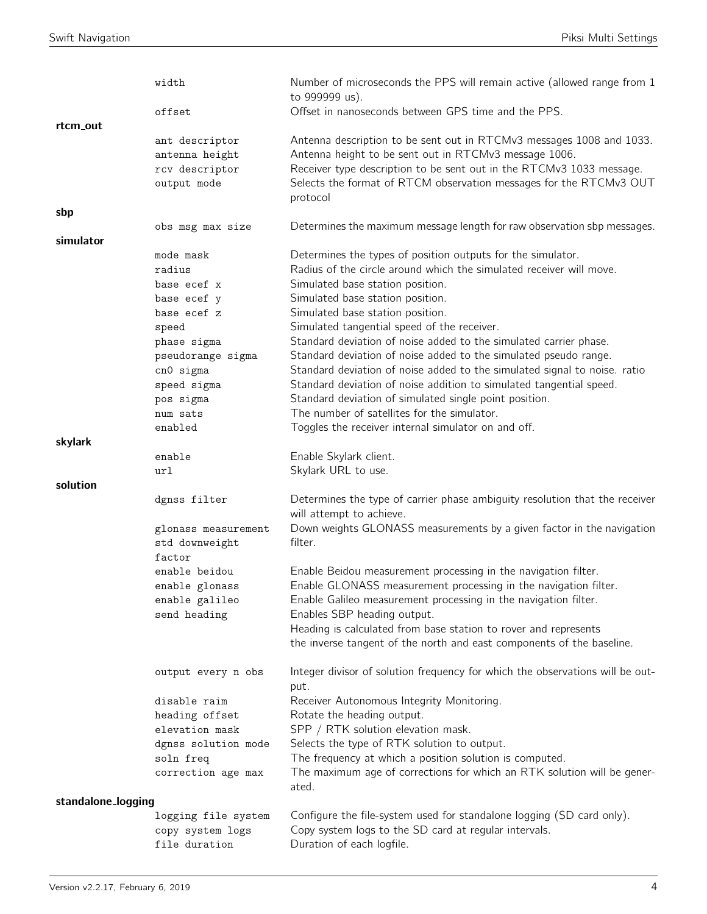| Group | Setting | Description |
|---|---|---|
| | width | Number of microseconds the PPS will remain active (allowed range from 1 to 999999 us). |
| | offset | Offset in nanoseconds between GPS time and the PPS. |
| **rtcm_out** | | |
| | ant descriptor | Antenna description to be sent out in RTCMv3 messages 1008 and 1033. |
| | antenna height | Antenna height to be sent out in RTCMv3 message 1006. |
| | rcv descriptor | Receiver type description to be sent out in the RTCMv3 1033 message. |
| | output mode | Selects the format of RTCM observation messages for the RTCMv3 OUT protocol |
| **sbp** | | |
| | obs msg max size | Determines the maximum message length for raw observation sbp messages. |
| **simulator** | | |
| | mode mask | Determines the types of position outputs for the simulator. |
| | radius | Radius of the circle around which the simulated receiver will move. |
| | base ecef x | Simulated base station position. |
| | base ecef y | Simulated base station position. |
| | base ecef z | Simulated base station position. |
| | speed | Simulated tangential speed of the receiver. |
| | phase sigma | Standard deviation of noise added to the simulated carrier phase. |
| | pseudorange sigma | Standard deviation of noise added to the simulated pseudo range. |
| | cn0 sigma | Standard deviation of noise added to the simulated signal to noise. ratio |
| | speed sigma | Standard deviation of noise addition to simulated tangential speed. |
| | pos sigma | Standard deviation of simulated single point position. |
| | num sats | The number of satellites for the simulator. |
| | enabled | Toggles the receiver internal simulator on and off. |
| **skylark** | | |
| | enable | Enable Skylark client. |
| | url | Skylark URL to use. |
| **solution** | | |
| | dgnss filter | Determines the type of carrier phase ambiguity resolution that the receiver will attempt to achieve. |
| | glonass measurement std downweight factor | Down weights GLONASS measurements by a given factor in the navigation filter. |
| | enable beidou | Enable Beidou measurement processing in the navigation filter. |
| | enable glonass | Enable GLONASS measurement processing in the navigation filter. |
| | enable galileo | Enable Galileo measurement processing in the navigation filter. |
| | send heading | Enables SBP heading output. Heading is calculated from base station to rover and represents the inverse tangent of the north and east components of the baseline. |
| | output every n obs | Integer divisor of solution frequency for which the observations will be output. |
| | disable raim | Receiver Autonomous Integrity Monitoring. |
| | heading offset | Rotate the heading output. |
| | elevation mask | SPP / RTK solution elevation mask. |
| | dgnss solution mode | Selects the type of RTK solution to output. |
| | soln freq | The frequency at which a position solution is computed. |
| | correction age max | The maximum age of corrections for which an RTK solution will be generated. |
| **standalone_logging** | | |
| | logging file system | Configure the file-system used for standalone logging (SD card only). |
| | copy system logs | Copy system logs to the SD card at regular intervals. |
| | file duration | Duration of each logfile. |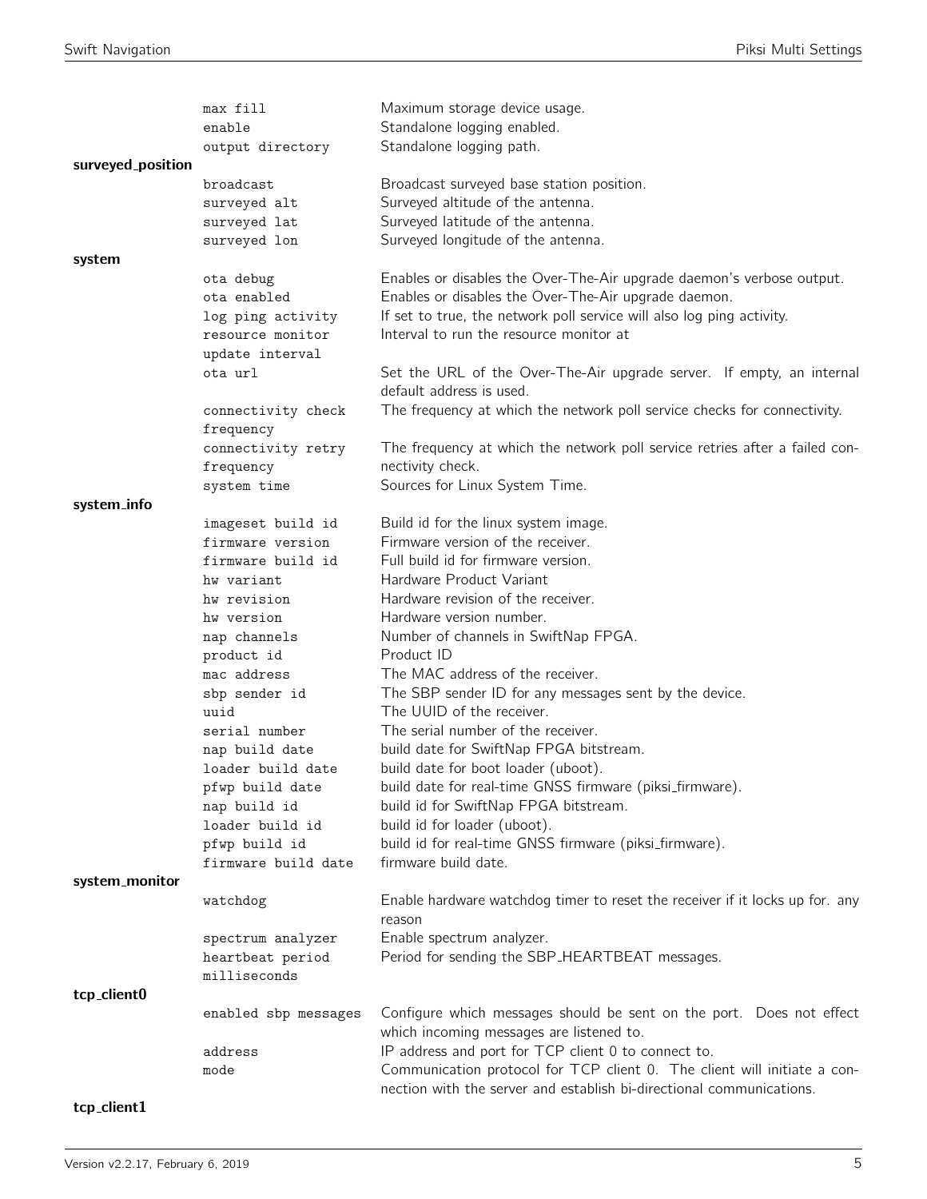| | | |
|---|---|---|
| | `max fill` | Maximum storage device usage. |
| | `enable` | Standalone logging enabled. |
| | `output directory` | Standalone logging path. |
| **surveyed_position** | | |
| | `broadcast` | Broadcast surveyed base station position. |
| | `surveyed alt` | Surveyed altitude of the antenna. |
| | `surveyed lat` | Surveyed latitude of the antenna. |
| | `surveyed lon` | Surveyed longitude of the antenna. |
| **system** | | |
| | `ota debug` | Enables or disables the Over-The-Air upgrade daemon's verbose output. |
| | `ota enabled` | Enables or disables the Over-The-Air upgrade daemon. |
| | `log ping activity` | If set to true, the network poll service will also log ping activity. |
| | `resource monitor update interval` | Interval to run the resource monitor at |
| | `ota url` | Set the URL of the Over-The-Air upgrade server. If empty, an internal default address is used. |
| | `connectivity check frequency` | The frequency at which the network poll service checks for connectivity. |
| | `connectivity retry frequency` | The frequency at which the network poll service retries after a failed connectivity check. |
| | `system time` | Sources for Linux System Time. |
| **system_info** | | |
| | `imageset build id` | Build id for the linux system image. |
| | `firmware version` | Firmware version of the receiver. |
| | `firmware build id` | Full build id for firmware version. |
| | `hw variant` | Hardware Product Variant |
| | `hw revision` | Hardware revision of the receiver. |
| | `hw version` | Hardware version number. |
| | `nap channels` | Number of channels in SwiftNap FPGA. |
| | `product id` | Product ID |
| | `mac address` | The MAC address of the receiver. |
| | `sbp sender id` | The SBP sender ID for any messages sent by the device. |
| | `uuid` | The UUID of the receiver. |
| | `serial number` | The serial number of the receiver. |
| | `nap build date` | build date for SwiftNap FPGA bitstream. |
| | `loader build date` | build date for boot loader (uboot). |
| | `pfwp build date` | build date for real-time GNSS firmware (piksi_firmware). |
| | `nap build id` | build id for SwiftNap FPGA bitstream. |
| | `loader build id` | build id for loader (uboot). |
| | `pfwp build id` | build id for real-time GNSS firmware (piksi_firmware). |
| | `firmware build date` | firmware build date. |
| **system_monitor** | | |
| | `watchdog` | Enable hardware watchdog timer to reset the receiver if it locks up for. any reason |
| | `spectrum analyzer` | Enable spectrum analyzer. |
| | `heartbeat period milliseconds` | Period for sending the SBP_HEARTBEAT messages. |
| **tcp_client0** | | |
| | `enabled sbp messages` | Configure which messages should be sent on the port. Does not effect which incoming messages are listened to. |
| | `address` | IP address and port for TCP client 0 to connect to. |
| | `mode` | Communication protocol for TCP client 0. The client will initiate a connection with the server and establish bi-directional communications. |
| **tcp_client1** | | |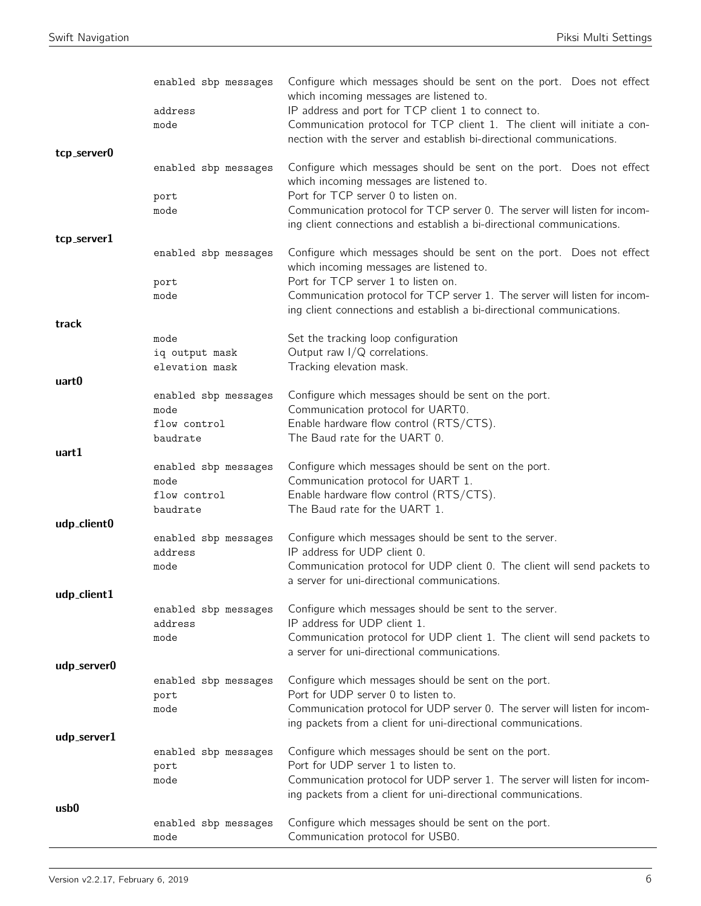| | | |
|---|---|---|
| | `enabled sbp messages` | Configure which messages should be sent on the port. Does not effect which incoming messages are listened to. |
| | `address` | IP address and port for TCP client 1 to connect to. |
| | `mode` | Communication protocol for TCP client 1. The client will initiate a connection with the server and establish bi-directional communications. |
| **tcp_server0** | | |
| | `enabled sbp messages` | Configure which messages should be sent on the port. Does not effect which incoming messages are listened to. |
| | `port` | Port for TCP server 0 to listen on. |
| | `mode` | Communication protocol for TCP server 0. The server will listen for incoming client connections and establish a bi-directional communications. |
| **tcp_server1** | | |
| | `enabled sbp messages` | Configure which messages should be sent on the port. Does not effect which incoming messages are listened to. |
| | `port` | Port for TCP server 1 to listen on. |
| | `mode` | Communication protocol for TCP server 1. The server will listen for incoming client connections and establish a bi-directional communications. |
| **track** | | |
| | `mode` | Set the tracking loop configuration |
| | `iq output mask` | Output raw I/Q correlations. |
| | `elevation mask` | Tracking elevation mask. |
| **uart0** | | |
| | `enabled sbp messages` | Configure which messages should be sent on the port. |
| | `mode` | Communication protocol for UART0. |
| | `flow control` | Enable hardware flow control (RTS/CTS). |
| | `baudrate` | The Baud rate for the UART 0. |
| **uart1** | | |
| | `enabled sbp messages` | Configure which messages should be sent on the port. |
| | `mode` | Communication protocol for UART 1. |
| | `flow control` | Enable hardware flow control (RTS/CTS). |
| | `baudrate` | The Baud rate for the UART 1. |
| **udp_client0** | | |
| | `enabled sbp messages` | Configure which messages should be sent to the server. |
| | `address` | IP address for UDP client 0. |
| | `mode` | Communication protocol for UDP client 0. The client will send packets to a server for uni-directional communications. |
| **udp_client1** | | |
| | `enabled sbp messages` | Configure which messages should be sent to the server. |
| | `address` | IP address for UDP client 1. |
| | `mode` | Communication protocol for UDP client 1. The client will send packets to a server for uni-directional communications. |
| **udp_server0** | | |
| | `enabled sbp messages` | Configure which messages should be sent on the port. |
| | `port` | Port for UDP server 0 to listen to. |
| | `mode` | Communication protocol for UDP server 0. The server will listen for incoming packets from a client for uni-directional communications. |
| **udp_server1** | | |
| | `enabled sbp messages` | Configure which messages should be sent on the port. |
| | `port` | Port for UDP server 1 to listen to. |
| | `mode` | Communication protocol for UDP server 1. The server will listen for incoming packets from a client for uni-directional communications. |
| **usb0** | | |
| | `enabled sbp messages` | Configure which messages should be sent on the port. |
| | `mode` | Communication protocol for USB0. |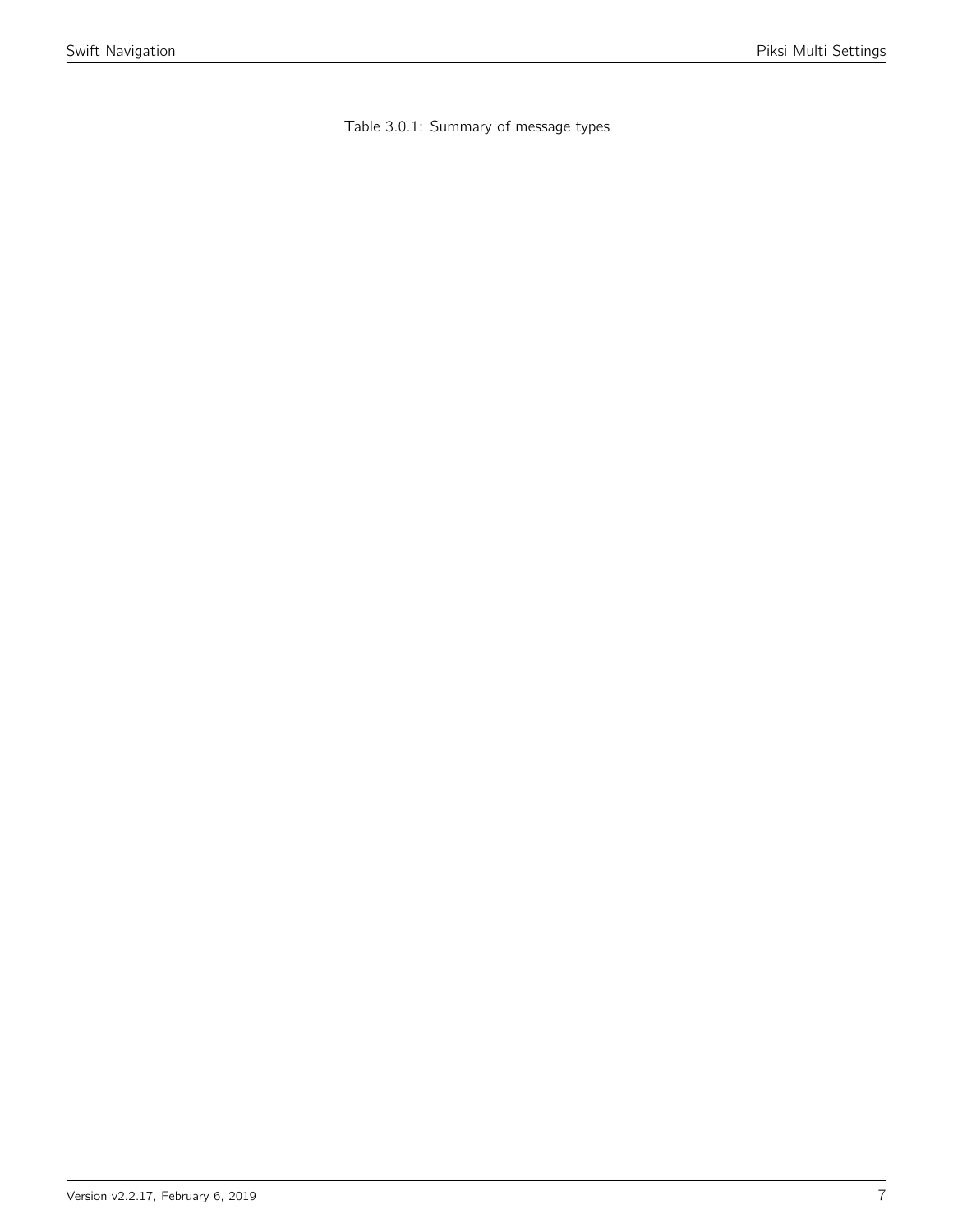Table 3.0.1: Summary of message types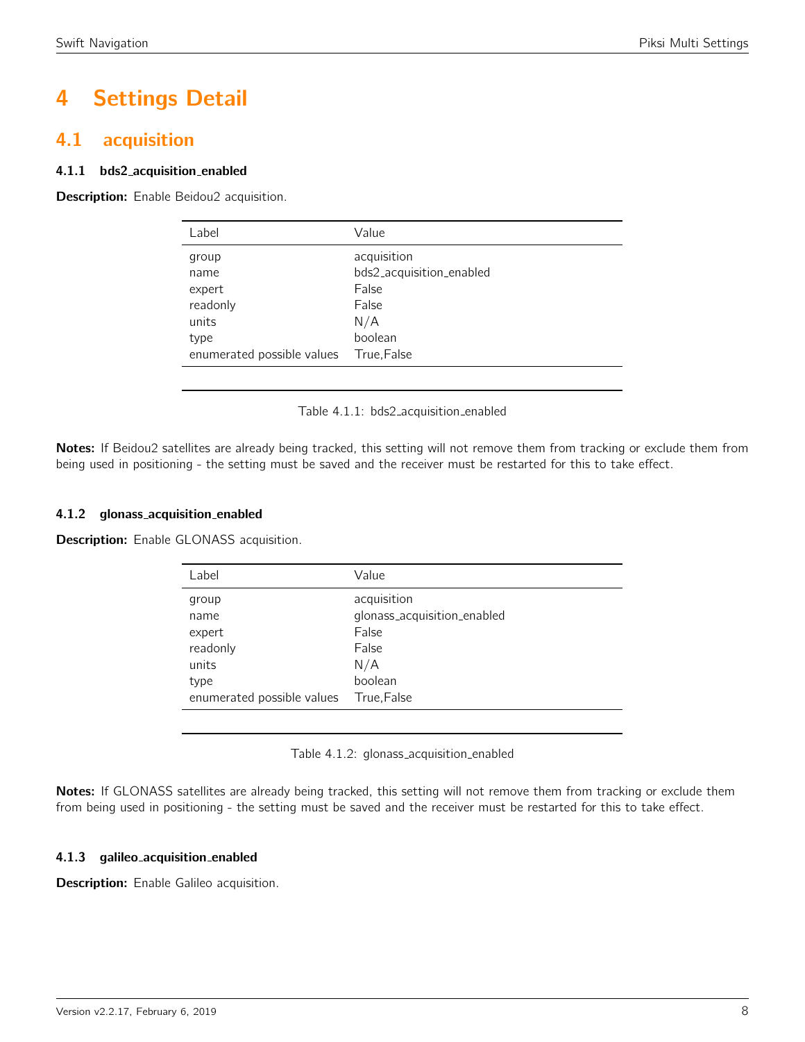# 4 Settings Detail

## 4.1 acquisition

### 4.1.1 bds2_acquisition_enabled

**Description:** Enable Beidou2 acquisition.

| Label | Value |
|---|---|
| group | acquisition |
| name | bds2_acquisition_enabled |
| expert | False |
| readonly | False |
| units | N/A |
| type | boolean |
| enumerated possible values | True,False |

Table 4.1.1: bds2_acquisition_enabled

**Notes:** If Beidou2 satellites are already being tracked, this setting will not remove them from tracking or exclude them from being used in positioning - the setting must be saved and the receiver must be restarted for this to take effect.

### 4.1.2 glonass_acquisition_enabled

**Description:** Enable GLONASS acquisition.

| Label | Value |
|---|---|
| group | acquisition |
| name | glonass_acquisition_enabled |
| expert | False |
| readonly | False |
| units | N/A |
| type | boolean |
| enumerated possible values | True,False |

Table 4.1.2: glonass_acquisition_enabled

**Notes:** If GLONASS satellites are already being tracked, this setting will not remove them from tracking or exclude them from being used in positioning - the setting must be saved and the receiver must be restarted for this to take effect.

### 4.1.3 galileo_acquisition_enabled

**Description:** Enable Galileo acquisition.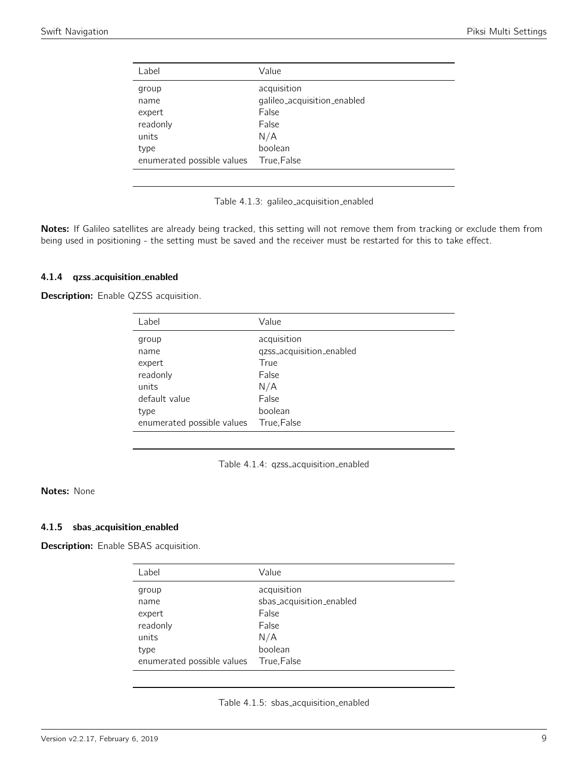| Label | Value |
|---|---|
| group | acquisition |
| name | galileo_acquisition_enabled |
| expert | False |
| readonly | False |
| units | N/A |
| type | boolean |
| enumerated possible values | True,False |

Table 4.1.3: galileo_acquisition_enabled

**Notes:** If Galileo satellites are already being tracked, this setting will not remove them from tracking or exclude them from being used in positioning - the setting must be saved and the receiver must be restarted for this to take effect.

### 4.1.4 qzss_acquisition_enabled

**Description:** Enable QZSS acquisition.

| Label | Value |
|---|---|
| group | acquisition |
| name | qzss_acquisition_enabled |
| expert | True |
| readonly | False |
| units | N/A |
| default value | False |
| type | boolean |
| enumerated possible values | True,False |

Table 4.1.4: qzss_acquisition_enabled

**Notes:** None

### 4.1.5 sbas_acquisition_enabled

**Description:** Enable SBAS acquisition.

| Label | Value |
|---|---|
| group | acquisition |
| name | sbas_acquisition_enabled |
| expert | False |
| readonly | False |
| units | N/A |
| type | boolean |
| enumerated possible values | True,False |

Table 4.1.5: sbas_acquisition_enabled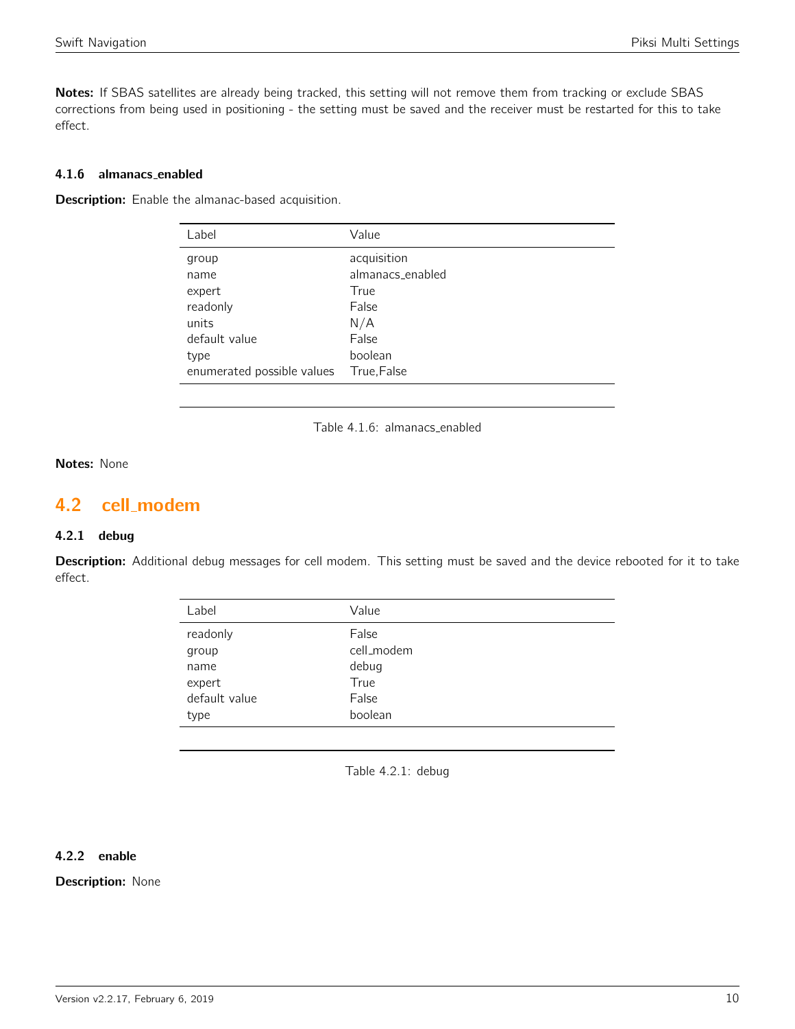**Notes:** If SBAS satellites are already being tracked, this setting will not remove them from tracking or exclude SBAS corrections from being used in positioning - the setting must be saved and the receiver must be restarted for this to take effect.

### 4.1.6 almanacs_enabled

**Description:** Enable the almanac-based acquisition.

| Label | Value |
|---|---|
| group | acquisition |
| name | almanacs_enabled |
| expert | True |
| readonly | False |
| units | N/A |
| default value | False |
| type | boolean |
| enumerated possible values | True,False |

Table 4.1.6: almanacs_enabled

**Notes:** None

## 4.2 cell_modem

### 4.2.1 debug

**Description:** Additional debug messages for cell modem. This setting must be saved and the device rebooted for it to take effect.

| Label | Value |
|---|---|
| readonly | False |
| group | cell_modem |
| name | debug |
| expert | True |
| default value | False |
| type | boolean |

Table 4.2.1: debug

### 4.2.2 enable

**Description:** None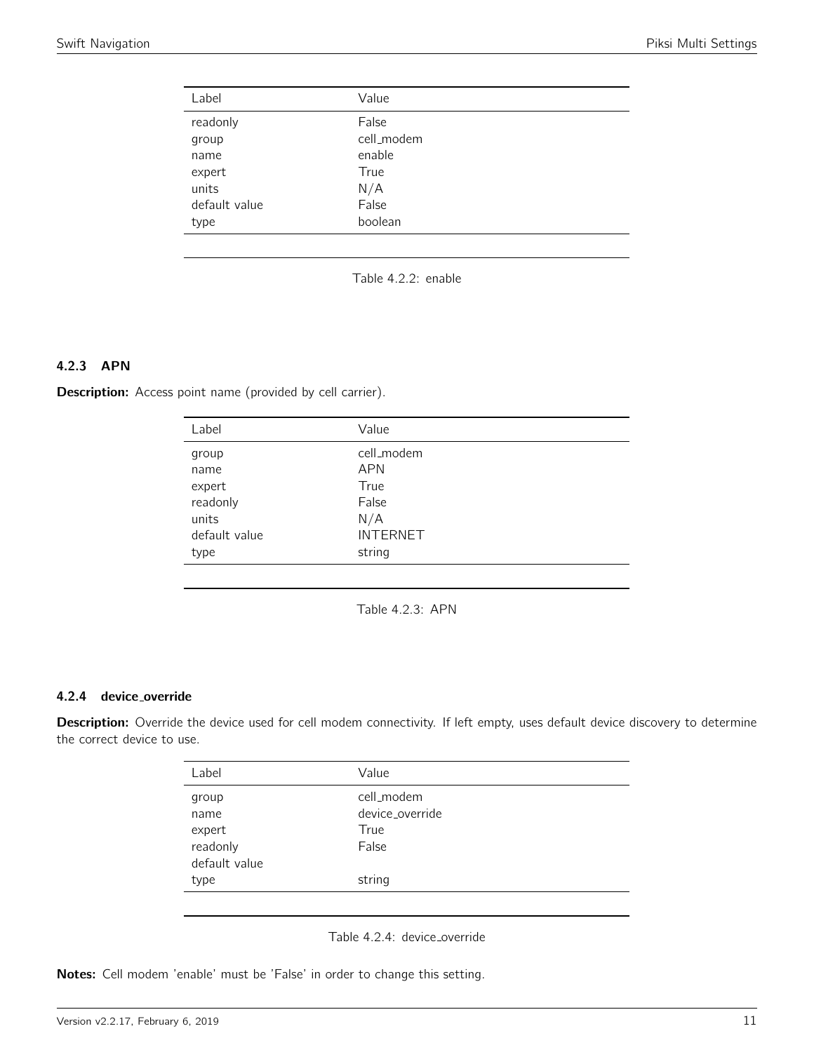| Label | Value |
| --- | --- |
| readonly | False |
| group | cell_modem |
| name | enable |
| expert | True |
| units | N/A |
| default value | False |
| type | boolean |

Table 4.2.2: enable

### 4.2.3 APN

**Description:** Access point name (provided by cell carrier).

| Label | Value |
| --- | --- |
| group | cell_modem |
| name | APN |
| expert | True |
| readonly | False |
| units | N/A |
| default value | INTERNET |
| type | string |

Table 4.2.3: APN

### 4.2.4 device_override

**Description:** Override the device used for cell modem connectivity. If left empty, uses default device discovery to determine the correct device to use.

| Label | Value |
| --- | --- |
| group | cell_modem |
| name | device_override |
| expert | True |
| readonly | False |
| default value | |
| type | string |

Table 4.2.4: device_override

**Notes:** Cell modem 'enable' must be 'False' in order to change this setting.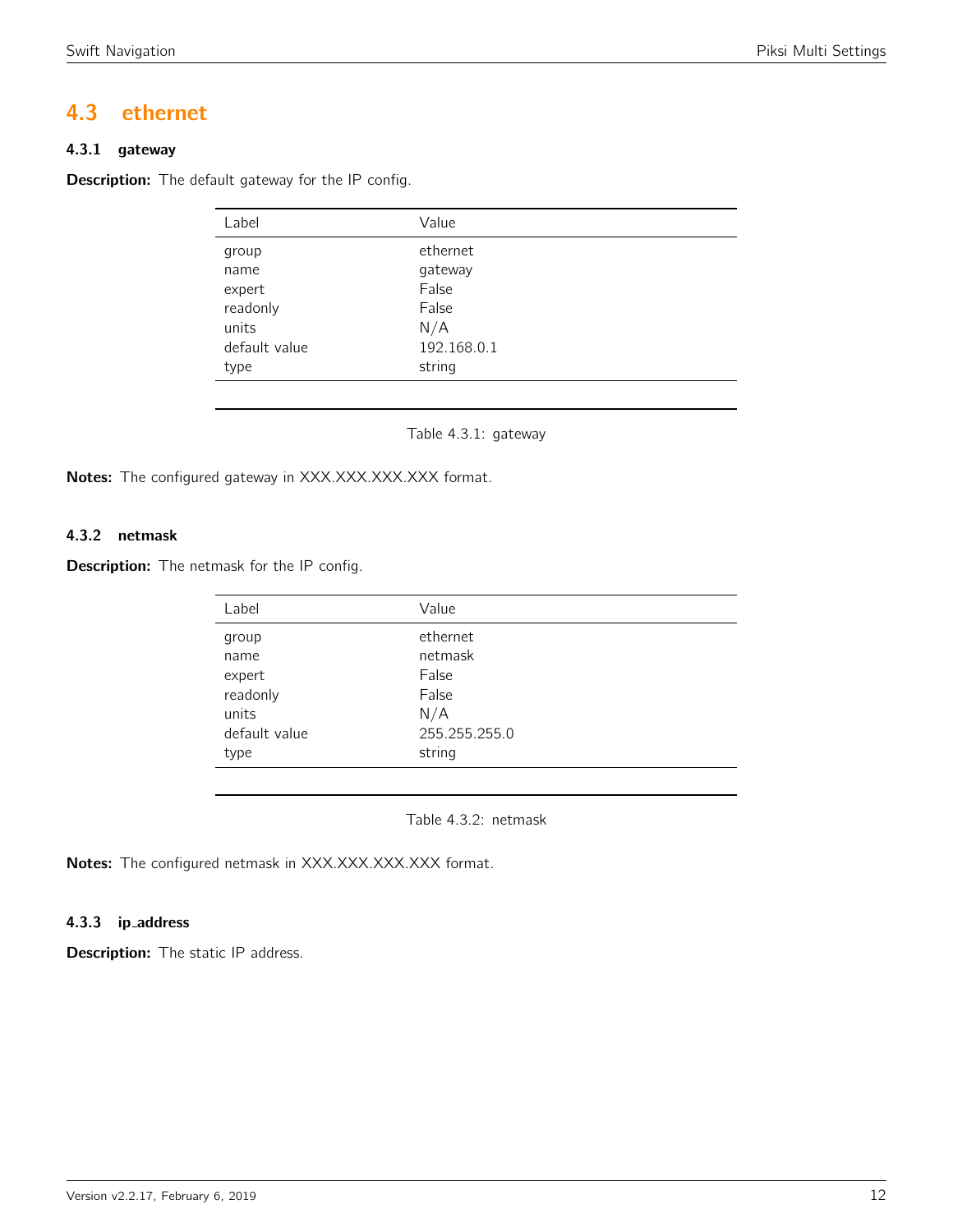## 4.3 ethernet

### 4.3.1 gateway

**Description:** The default gateway for the IP config.

| Label | Value |
|---|---|
| group | ethernet |
| name | gateway |
| expert | False |
| readonly | False |
| units | N/A |
| default value | 192.168.0.1 |
| type | string |

Table 4.3.1: gateway

**Notes:** The configured gateway in XXX.XXX.XXX.XXX format.

### 4.3.2 netmask

**Description:** The netmask for the IP config.

| Label | Value |
|---|---|
| group | ethernet |
| name | netmask |
| expert | False |
| readonly | False |
| units | N/A |
| default value | 255.255.255.0 |
| type | string |

Table 4.3.2: netmask

**Notes:** The configured netmask in XXX.XXX.XXX.XXX format.

### 4.3.3 ip_address

**Description:** The static IP address.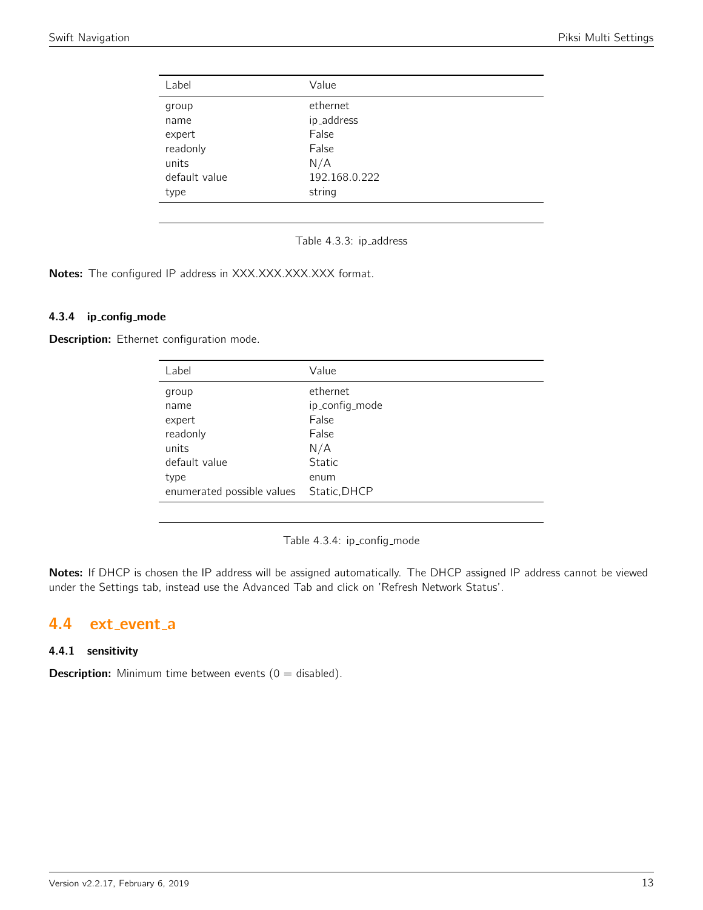| Label | Value |
| --- | --- |
| group | ethernet |
| name | ip_address |
| expert | False |
| readonly | False |
| units | N/A |
| default value | 192.168.0.222 |
| type | string |

Table 4.3.3: ip_address

**Notes:** The configured IP address in XXX.XXX.XXX.XXX format.

#### 4.3.4 ip_config_mode

**Description:** Ethernet configuration mode.

| Label | Value |
| --- | --- |
| group | ethernet |
| name | ip_config_mode |
| expert | False |
| readonly | False |
| units | N/A |
| default value | Static |
| type | enum |
| enumerated possible values | Static,DHCP |

Table 4.3.4: ip_config_mode

**Notes:** If DHCP is chosen the IP address will be assigned automatically. The DHCP assigned IP address cannot be viewed under the Settings tab, instead use the Advanced Tab and click on 'Refresh Network Status'.

## 4.4 ext_event_a

#### 4.4.1 sensitivity

**Description:** Minimum time between events (0 = disabled).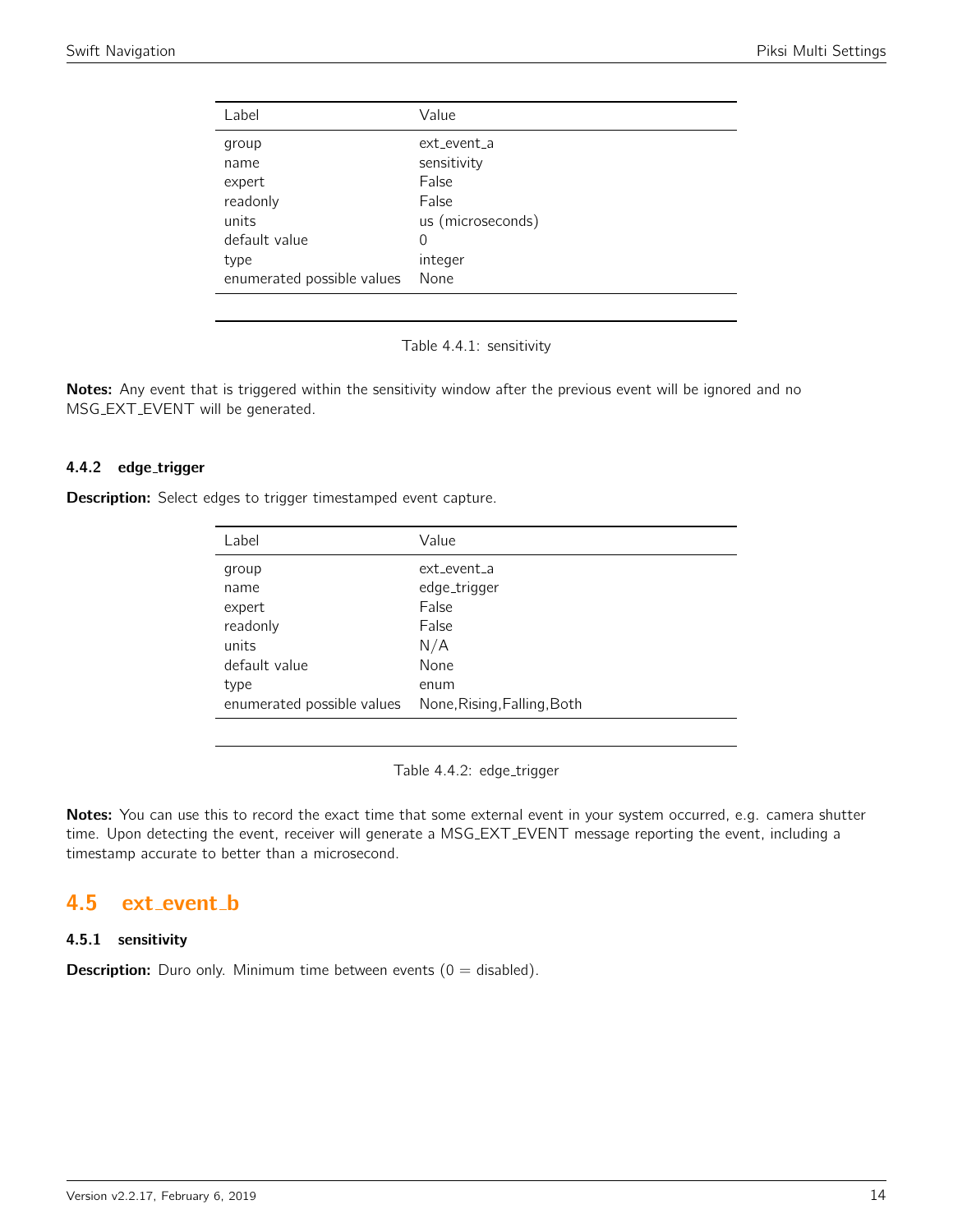| Label | Value |
| --- | --- |
| group | ext_event_a |
| name | sensitivity |
| expert | False |
| readonly | False |
| units | us (microseconds) |
| default value | 0 |
| type | integer |
| enumerated possible values | None |

Table 4.4.1: sensitivity

**Notes:** Any event that is triggered within the sensitivity window after the previous event will be ignored and no MSG_EXT_EVENT will be generated.

#### 4.4.2 edge_trigger

**Description:** Select edges to trigger timestamped event capture.

| Label | Value |
| --- | --- |
| group | ext_event_a |
| name | edge_trigger |
| expert | False |
| readonly | False |
| units | N/A |
| default value | None |
| type | enum |
| enumerated possible values | None,Rising,Falling,Both |

Table 4.4.2: edge_trigger

**Notes:** You can use this to record the exact time that some external event in your system occurred, e.g. camera shutter time. Upon detecting the event, receiver will generate a MSG_EXT_EVENT message reporting the event, including a timestamp accurate to better than a microsecond.

## 4.5 ext_event_b

#### 4.5.1 sensitivity

**Description:** Duro only. Minimum time between events (0 = disabled).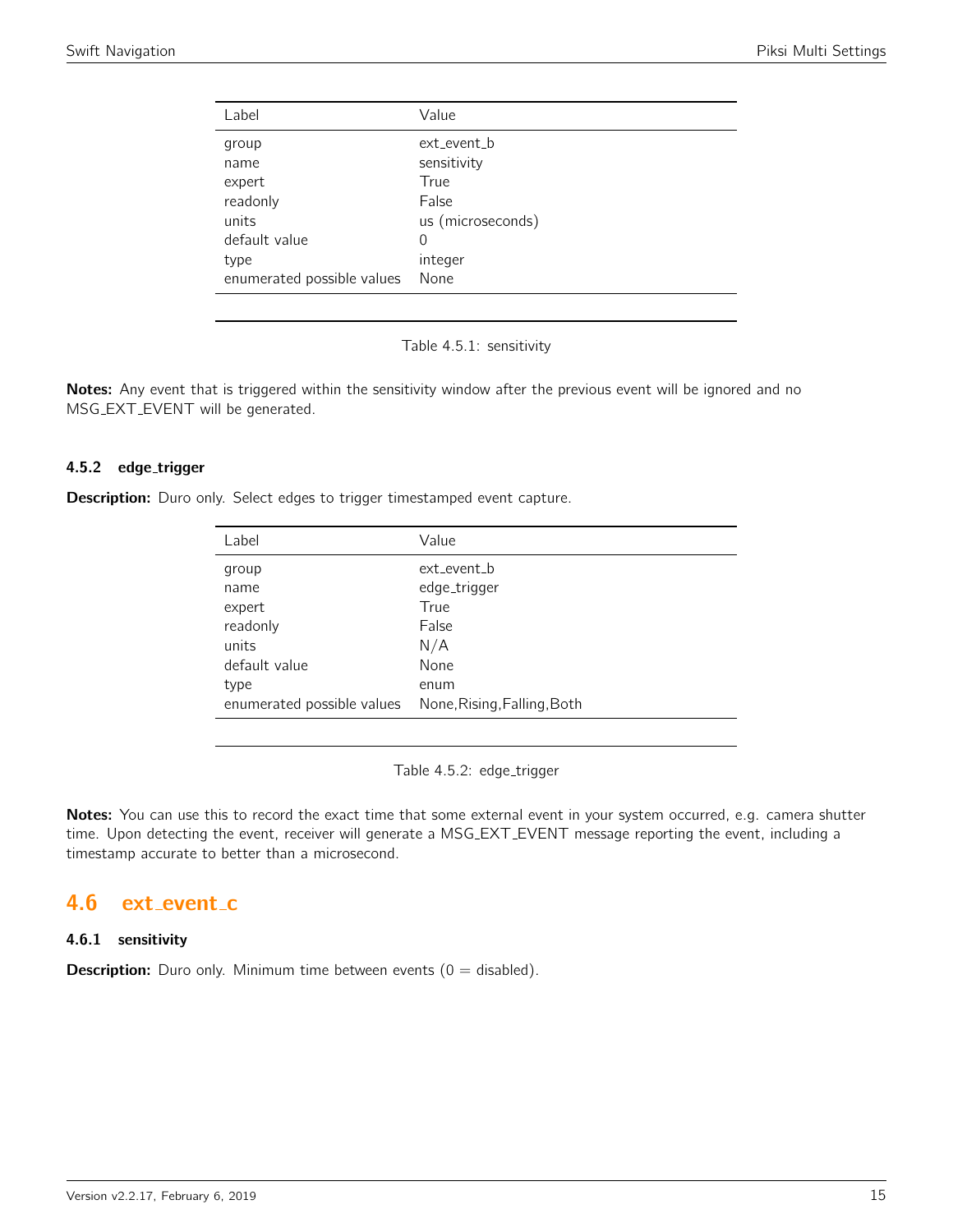| Label | Value |
|---|---|
| group | ext_event_b |
| name | sensitivity |
| expert | True |
| readonly | False |
| units | us (microseconds) |
| default value | 0 |
| type | integer |
| enumerated possible values | None |

Table 4.5.1: sensitivity

**Notes:** Any event that is triggered within the sensitivity window after the previous event will be ignored and no MSG_EXT_EVENT will be generated.

### 4.5.2 edge_trigger

**Description:** Duro only. Select edges to trigger timestamped event capture.

| Label | Value |
|---|---|
| group | ext_event_b |
| name | edge_trigger |
| expert | True |
| readonly | False |
| units | N/A |
| default value | None |
| type | enum |
| enumerated possible values | None,Rising,Falling,Both |

Table 4.5.2: edge_trigger

**Notes:** You can use this to record the exact time that some external event in your system occurred, e.g. camera shutter time. Upon detecting the event, receiver will generate a MSG_EXT_EVENT message reporting the event, including a timestamp accurate to better than a microsecond.

## 4.6 ext_event_c

### 4.6.1 sensitivity

**Description:** Duro only. Minimum time between events (0 = disabled).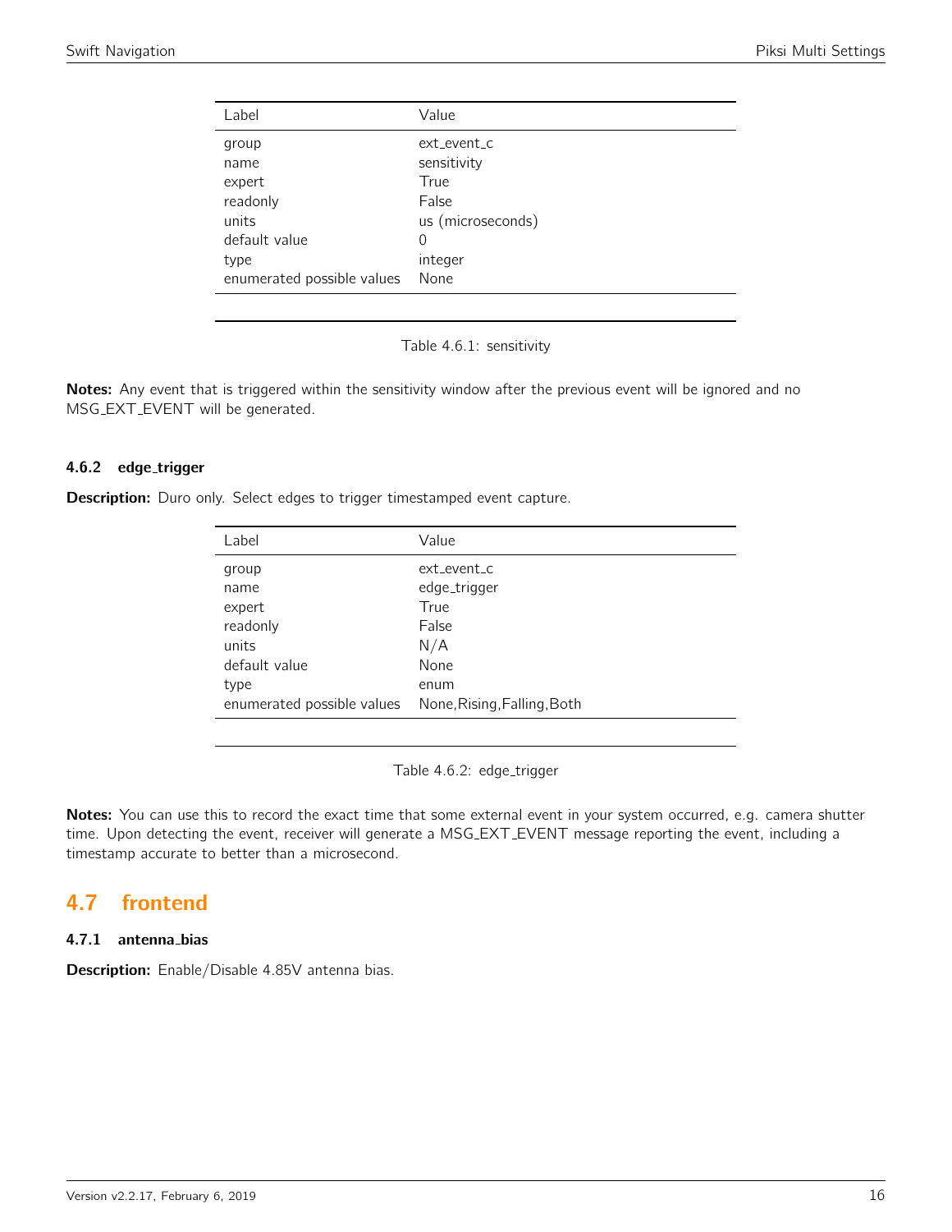| Label | Value |
|---|---|
| group | ext_event_c |
| name | sensitivity |
| expert | True |
| readonly | False |
| units | us (microseconds) |
| default value | 0 |
| type | integer |
| enumerated possible values | None |

Table 4.6.1: sensitivity

**Notes:** Any event that is triggered within the sensitivity window after the previous event will be ignored and no MSG_EXT_EVENT will be generated.

### 4.6.2 edge_trigger

**Description:** Duro only. Select edges to trigger timestamped event capture.

| Label | Value |
|---|---|
| group | ext_event_c |
| name | edge_trigger |
| expert | True |
| readonly | False |
| units | N/A |
| default value | None |
| type | enum |
| enumerated possible values | None,Rising,Falling,Both |

Table 4.6.2: edge_trigger

**Notes:** You can use this to record the exact time that some external event in your system occurred, e.g. camera shutter time. Upon detecting the event, receiver will generate a MSG_EXT_EVENT message reporting the event, including a timestamp accurate to better than a microsecond.

## 4.7 frontend

### 4.7.1 antenna_bias

**Description:** Enable/Disable 4.85V antenna bias.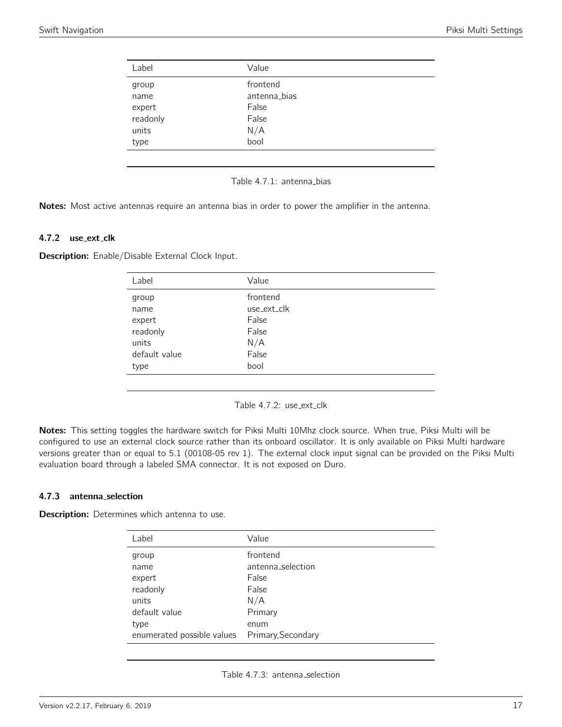| Label | Value |
| --- | --- |
| group | frontend |
| name | antenna_bias |
| expert | False |
| readonly | False |
| units | N/A |
| type | bool |

Table 4.7.1: antenna_bias

**Notes:** Most active antennas require an antenna bias in order to power the amplifier in the antenna.

### 4.7.2 use_ext_clk

**Description:** Enable/Disable External Clock Input.

| Label | Value |
| --- | --- |
| group | frontend |
| name | use_ext_clk |
| expert | False |
| readonly | False |
| units | N/A |
| default value | False |
| type | bool |

Table 4.7.2: use_ext_clk

**Notes:** This setting toggles the hardware switch for Piksi Multi 10Mhz clock source. When true, Piksi Multi will be configured to use an external clock source rather than its onboard oscillator. It is only available on Piksi Multi hardware versions greater than or equal to 5.1 (00108-05 rev 1). The external clock input signal can be provided on the Piksi Multi evaluation board through a labeled SMA connector. It is not exposed on Duro.

### 4.7.3 antenna_selection

**Description:** Determines which antenna to use.

| Label | Value |
| --- | --- |
| group | frontend |
| name | antenna_selection |
| expert | False |
| readonly | False |
| units | N/A |
| default value | Primary |
| type | enum |
| enumerated possible values | Primary,Secondary |

Table 4.7.3: antenna_selection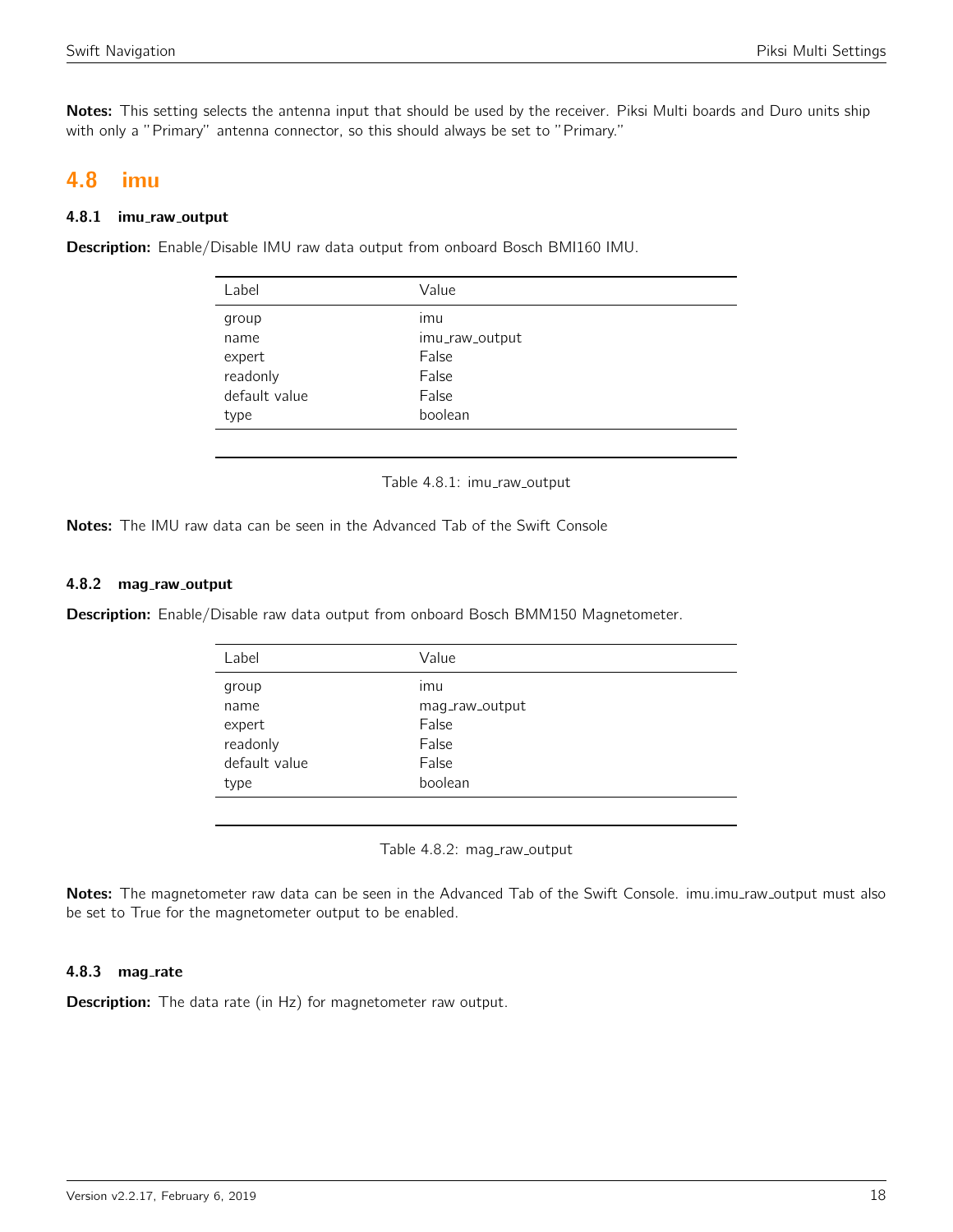**Notes:** This setting selects the antenna input that should be used by the receiver. Piksi Multi boards and Duro units ship with only a "Primary" antenna connector, so this should always be set to "Primary."

## 4.8 imu

### 4.8.1 imu_raw_output

**Description:** Enable/Disable IMU raw data output from onboard Bosch BMI160 IMU.

| Label | Value |
|---|---|
| group | imu |
| name | imu_raw_output |
| expert | False |
| readonly | False |
| default value | False |
| type | boolean |

Table 4.8.1: imu_raw_output

**Notes:** The IMU raw data can be seen in the Advanced Tab of the Swift Console

### 4.8.2 mag_raw_output

**Description:** Enable/Disable raw data output from onboard Bosch BMM150 Magnetometer.

| Label | Value |
|---|---|
| group | imu |
| name | mag_raw_output |
| expert | False |
| readonly | False |
| default value | False |
| type | boolean |

Table 4.8.2: mag_raw_output

**Notes:** The magnetometer raw data can be seen in the Advanced Tab of the Swift Console. imu.imu_raw_output must also be set to True for the magnetometer output to be enabled.

### 4.8.3 mag_rate

**Description:** The data rate (in Hz) for magnetometer raw output.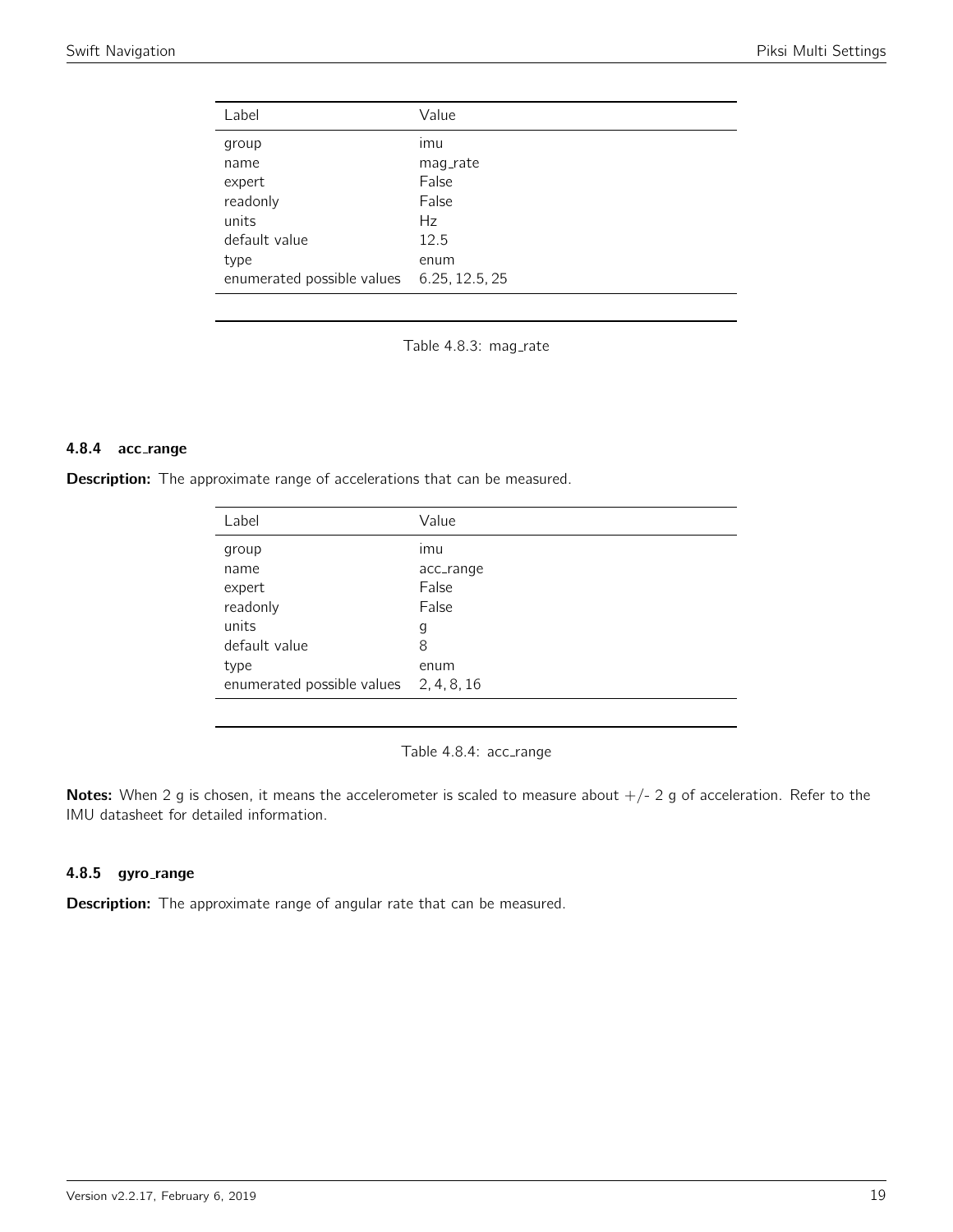| Label | Value |
|---|---|
| group | imu |
| name | mag_rate |
| expert | False |
| readonly | False |
| units | Hz |
| default value | 12.5 |
| type | enum |
| enumerated possible values | 6.25, 12.5, 25 |

Table 4.8.3: mag_rate

### 4.8.4 acc_range

**Description:** The approximate range of accelerations that can be measured.

| Label | Value |
|---|---|
| group | imu |
| name | acc_range |
| expert | False |
| readonly | False |
| units | g |
| default value | 8 |
| type | enum |
| enumerated possible values | 2, 4, 8, 16 |

Table 4.8.4: acc_range

**Notes:** When 2 g is chosen, it means the accelerometer is scaled to measure about +/- 2 g of acceleration. Refer to the IMU datasheet for detailed information.

### 4.8.5 gyro_range

**Description:** The approximate range of angular rate that can be measured.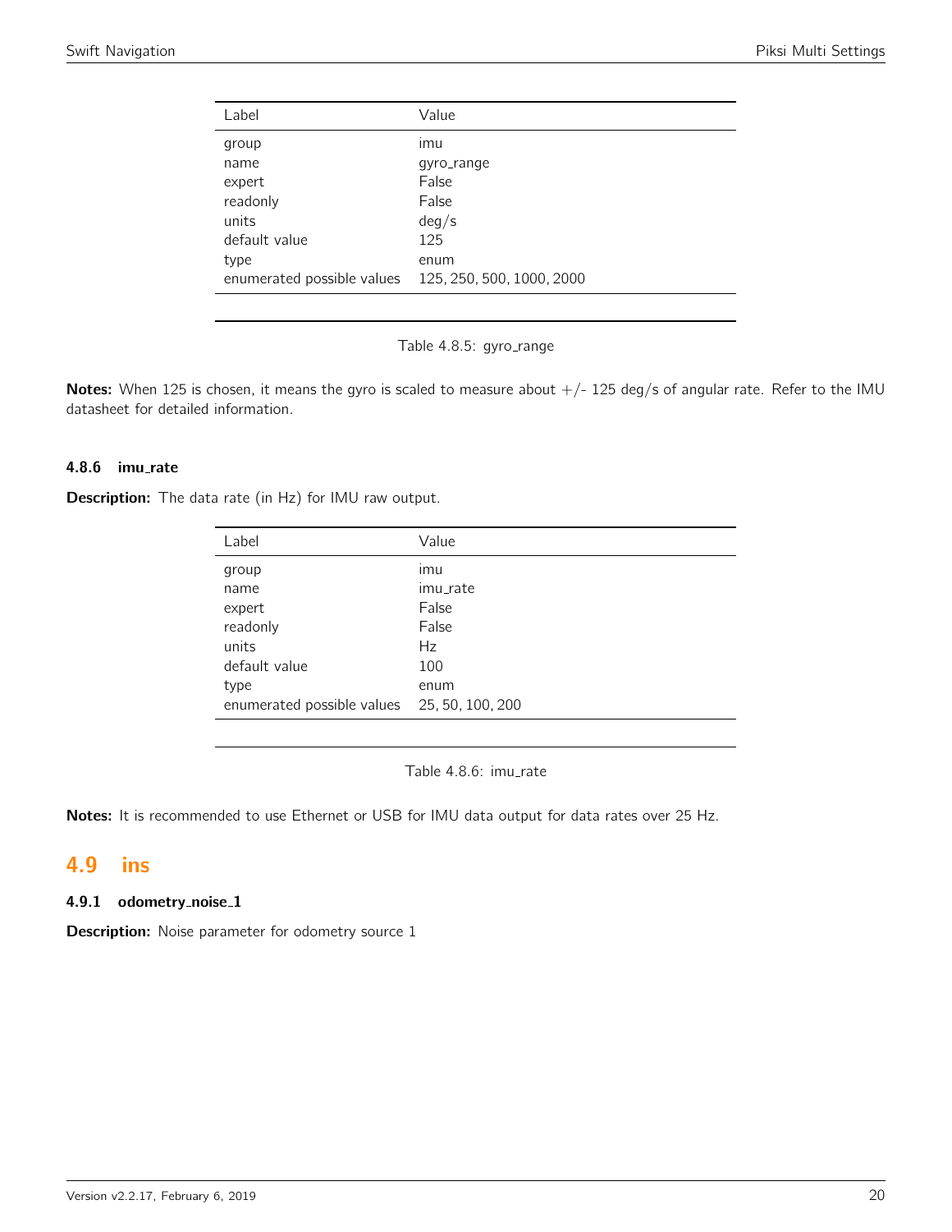| Label | Value |
|---|---|
| group | imu |
| name | gyro_range |
| expert | False |
| readonly | False |
| units | deg/s |
| default value | 125 |
| type | enum |
| enumerated possible values | 125, 250, 500, 1000, 2000 |

Table 4.8.5: gyro_range

**Notes:** When 125 is chosen, it means the gyro is scaled to measure about +/- 125 deg/s of angular rate. Refer to the IMU datasheet for detailed information.

#### 4.8.6 imu_rate

**Description:** The data rate (in Hz) for IMU raw output.

| Label | Value |
|---|---|
| group | imu |
| name | imu_rate |
| expert | False |
| readonly | False |
| units | Hz |
| default value | 100 |
| type | enum |
| enumerated possible values | 25, 50, 100, 200 |

Table 4.8.6: imu_rate

**Notes:** It is recommended to use Ethernet or USB for IMU data output for data rates over 25 Hz.

## 4.9 ins

#### 4.9.1 odometry_noise_1

**Description:** Noise parameter for odometry source 1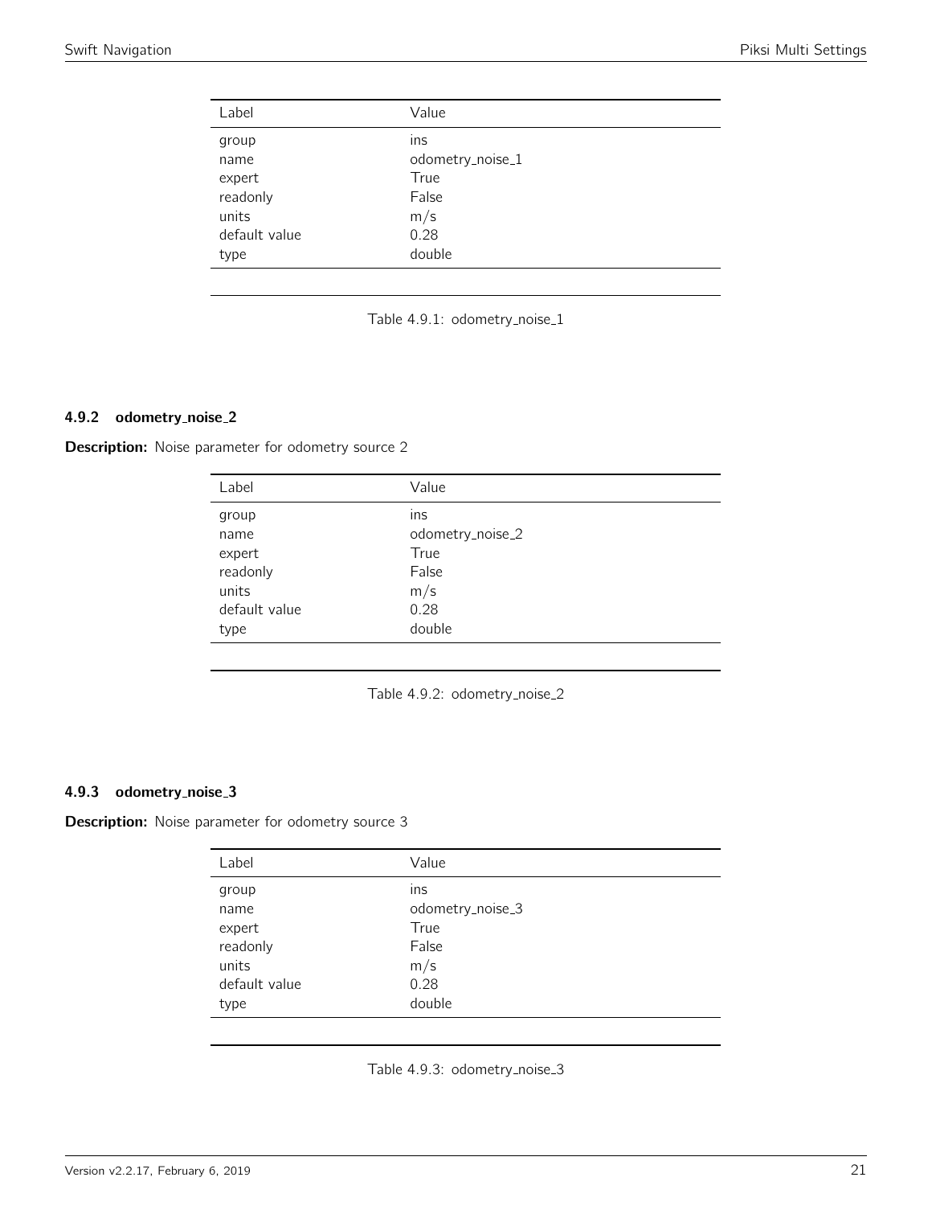| Label | Value |
|---|---|
| group | ins |
| name | odometry_noise_1 |
| expert | True |
| readonly | False |
| units | m/s |
| default value | 0.28 |
| type | double |

Table 4.9.1: odometry_noise_1

### 4.9.2 odometry_noise_2

**Description:** Noise parameter for odometry source 2

| Label | Value |
|---|---|
| group | ins |
| name | odometry_noise_2 |
| expert | True |
| readonly | False |
| units | m/s |
| default value | 0.28 |
| type | double |

Table 4.9.2: odometry_noise_2

### 4.9.3 odometry_noise_3

**Description:** Noise parameter for odometry source 3

| Label | Value |
|---|---|
| group | ins |
| name | odometry_noise_3 |
| expert | True |
| readonly | False |
| units | m/s |
| default value | 0.28 |
| type | double |

Table 4.9.3: odometry_noise_3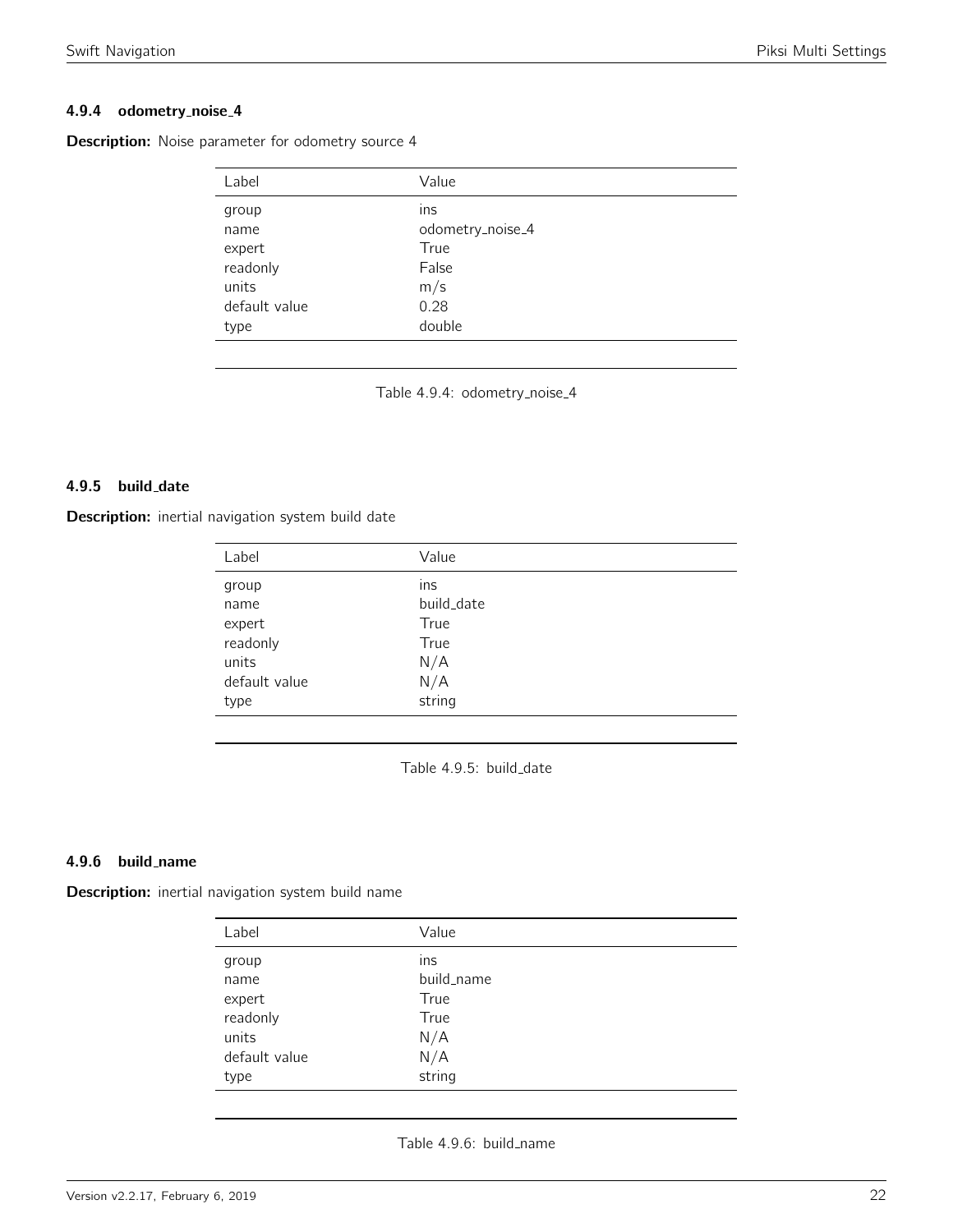### 4.9.4 odometry_noise_4

**Description:** Noise parameter for odometry source 4

| Label | Value |
|---|---|
| group | ins |
| name | odometry_noise_4 |
| expert | True |
| readonly | False |
| units | m/s |
| default value | 0.28 |
| type | double |

Table 4.9.4: odometry_noise_4

### 4.9.5 build_date

**Description:** inertial navigation system build date

| Label | Value |
|---|---|
| group | ins |
| name | build_date |
| expert | True |
| readonly | True |
| units | N/A |
| default value | N/A |
| type | string |

Table 4.9.5: build_date

### 4.9.6 build_name

**Description:** inertial navigation system build name

| Label | Value |
|---|---|
| group | ins |
| name | build_name |
| expert | True |
| readonly | True |
| units | N/A |
| default value | N/A |
| type | string |

Table 4.9.6: build_name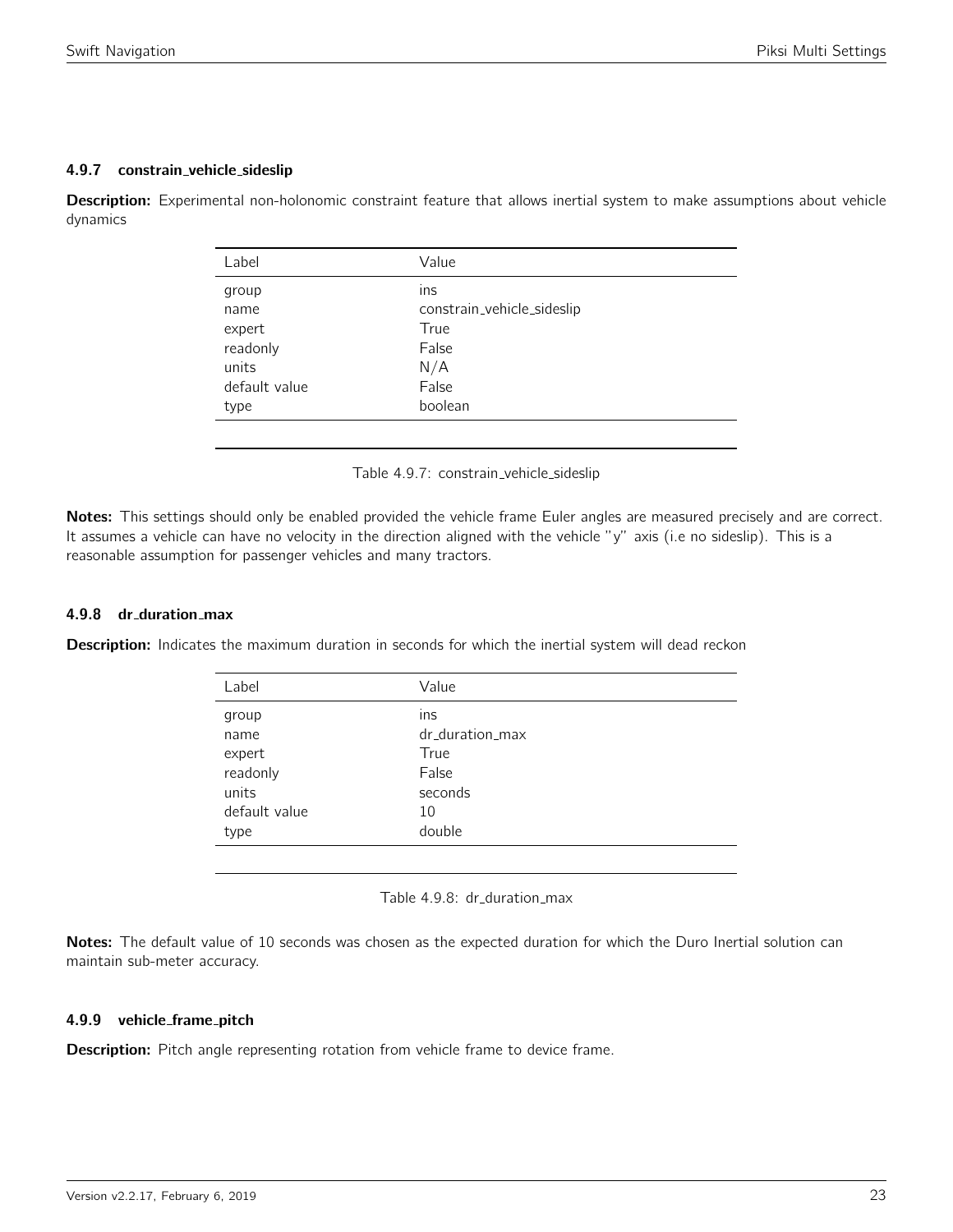### 4.9.7 constrain_vehicle_sideslip

**Description:** Experimental non-holonomic constraint feature that allows inertial system to make assumptions about vehicle dynamics

| Label | Value |
| --- | --- |
| group | ins |
| name | constrain_vehicle_sideslip |
| expert | True |
| readonly | False |
| units | N/A |
| default value | False |
| type | boolean |

Table 4.9.7: constrain_vehicle_sideslip

**Notes:** This settings should only be enabled provided the vehicle frame Euler angles are measured precisely and are correct. It assumes a vehicle can have no velocity in the direction aligned with the vehicle "y" axis (i.e no sideslip). This is a reasonable assumption for passenger vehicles and many tractors.

### 4.9.8 dr_duration_max

**Description:** Indicates the maximum duration in seconds for which the inertial system will dead reckon

| Label | Value |
| --- | --- |
| group | ins |
| name | dr_duration_max |
| expert | True |
| readonly | False |
| units | seconds |
| default value | 10 |
| type | double |

Table 4.9.8: dr_duration_max

**Notes:** The default value of 10 seconds was chosen as the expected duration for which the Duro Inertial solution can maintain sub-meter accuracy.

### 4.9.9 vehicle_frame_pitch

**Description:** Pitch angle representing rotation from vehicle frame to device frame.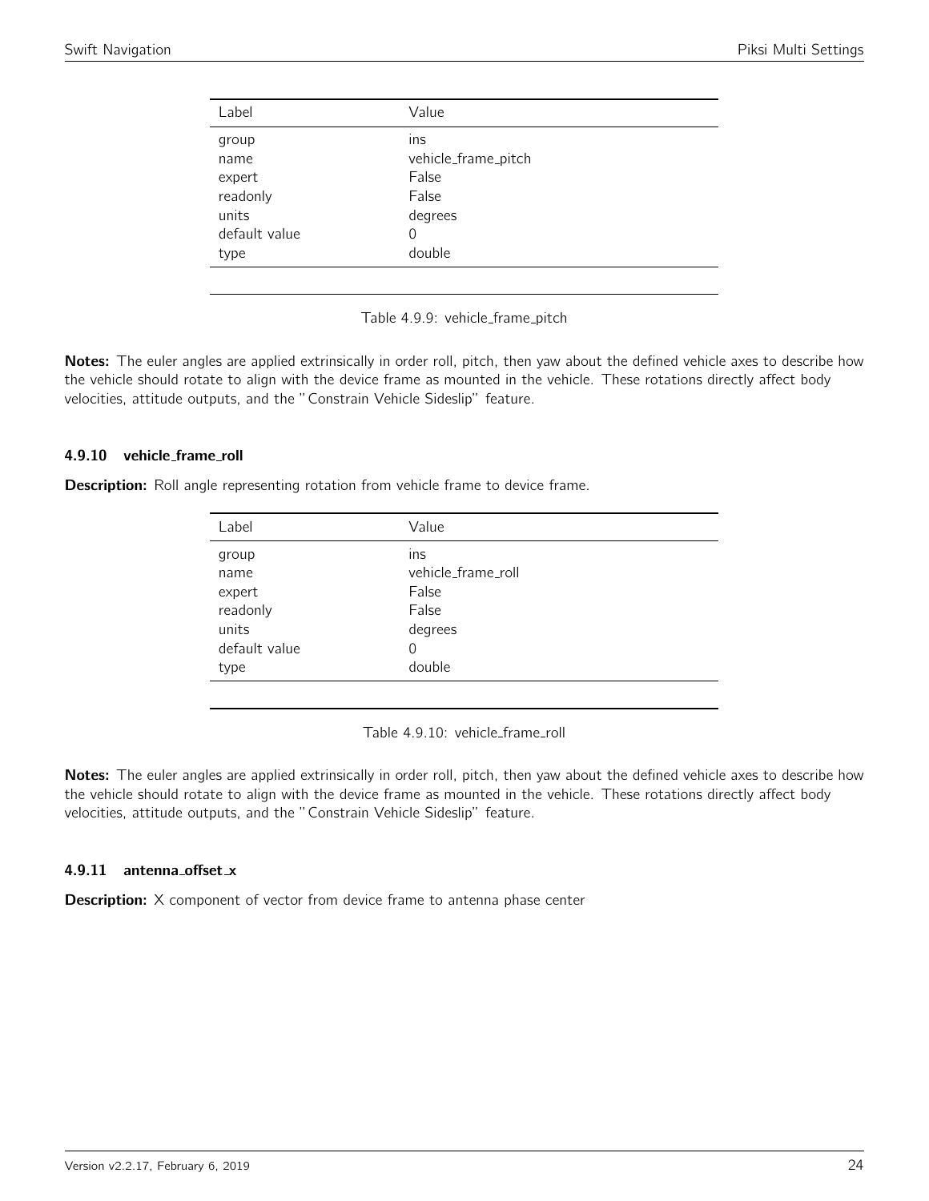| Label | Value |
|---|---|
| group | ins |
| name | vehicle_frame_pitch |
| expert | False |
| readonly | False |
| units | degrees |
| default value | 0 |
| type | double |

Table 4.9.9: vehicle_frame_pitch

**Notes:** The euler angles are applied extrinsically in order roll, pitch, then yaw about the defined vehicle axes to describe how the vehicle should rotate to align with the device frame as mounted in the vehicle. These rotations directly affect body velocities, attitude outputs, and the "Constrain Vehicle Sideslip" feature.

#### 4.9.10 vehicle_frame_roll

**Description:** Roll angle representing rotation from vehicle frame to device frame.

| Label | Value |
|---|---|
| group | ins |
| name | vehicle_frame_roll |
| expert | False |
| readonly | False |
| units | degrees |
| default value | 0 |
| type | double |

Table 4.9.10: vehicle_frame_roll

**Notes:** The euler angles are applied extrinsically in order roll, pitch, then yaw about the defined vehicle axes to describe how the vehicle should rotate to align with the device frame as mounted in the vehicle. These rotations directly affect body velocities, attitude outputs, and the "Constrain Vehicle Sideslip" feature.

#### 4.9.11 antenna_offset_x

**Description:** X component of vector from device frame to antenna phase center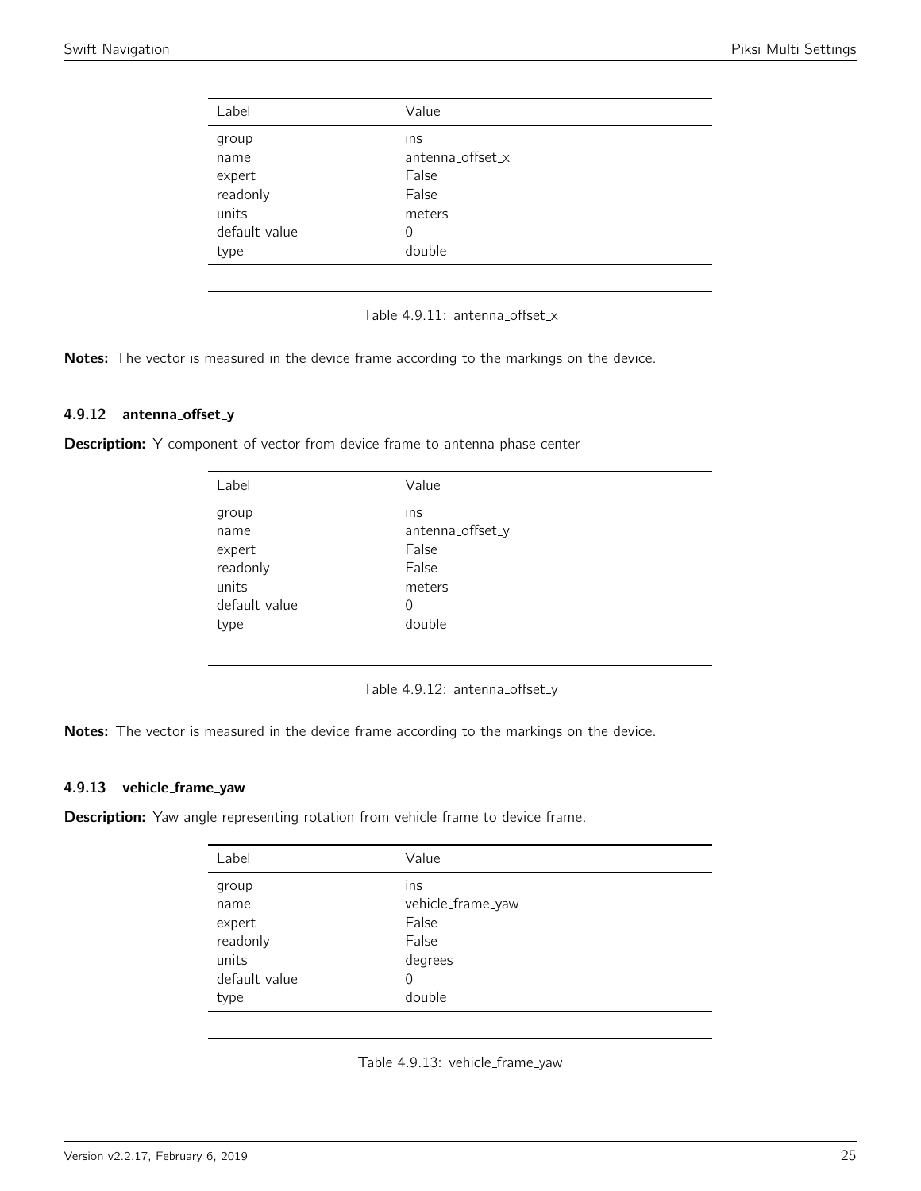| Label | Value |
| --- | --- |
| group | ins |
| name | antenna_offset_x |
| expert | False |
| readonly | False |
| units | meters |
| default value | 0 |
| type | double |

Table 4.9.11: antenna_offset_x

**Notes:** The vector is measured in the device frame according to the markings on the device.

#### 4.9.12 antenna_offset_y

**Description:** Y component of vector from device frame to antenna phase center

| Label | Value |
| --- | --- |
| group | ins |
| name | antenna_offset_y |
| expert | False |
| readonly | False |
| units | meters |
| default value | 0 |
| type | double |

Table 4.9.12: antenna_offset_y

**Notes:** The vector is measured in the device frame according to the markings on the device.

#### 4.9.13 vehicle_frame_yaw

**Description:** Yaw angle representing rotation from vehicle frame to device frame.

| Label | Value |
| --- | --- |
| group | ins |
| name | vehicle_frame_yaw |
| expert | False |
| readonly | False |
| units | degrees |
| default value | 0 |
| type | double |

Table 4.9.13: vehicle_frame_yaw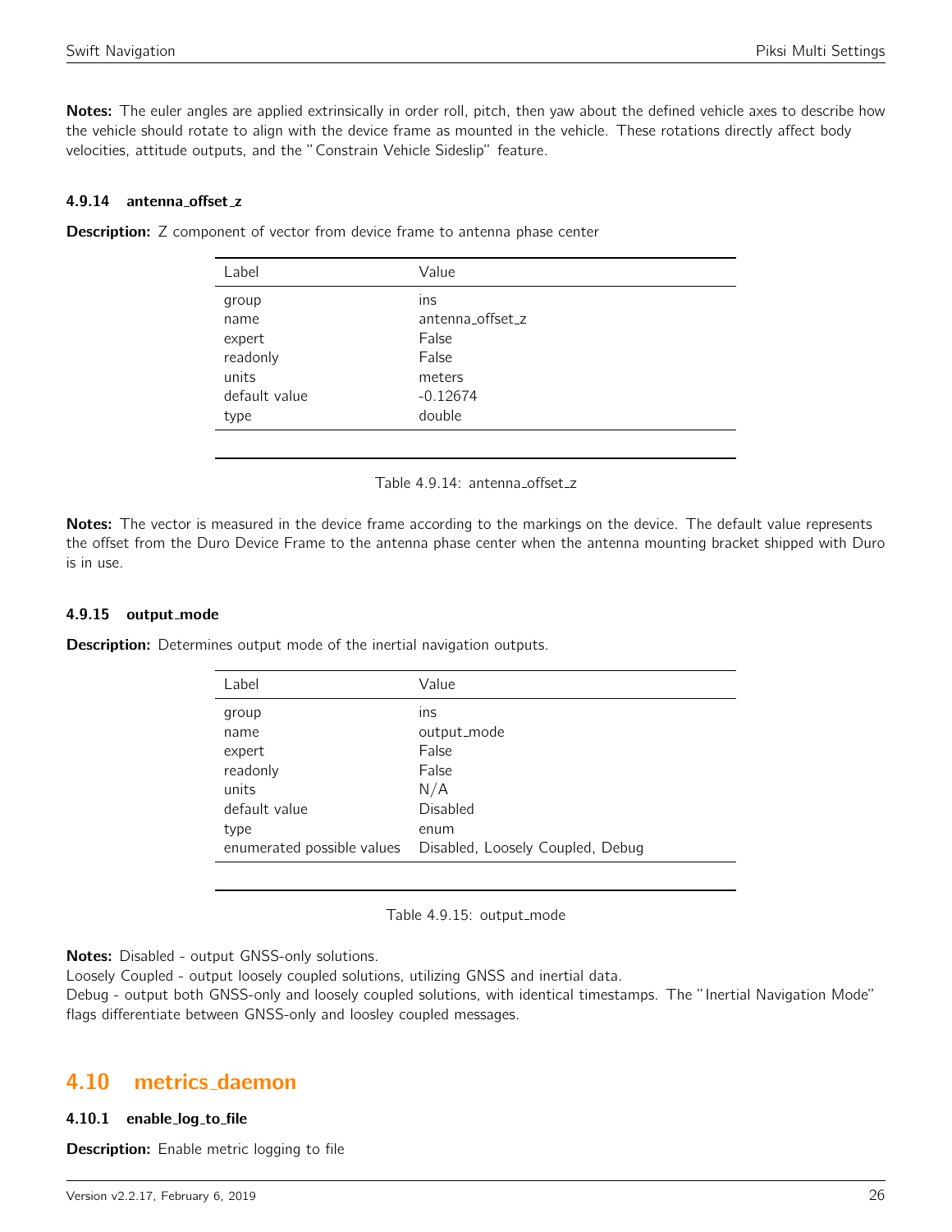**Notes:** The euler angles are applied extrinsically in order roll, pitch, then yaw about the defined vehicle axes to describe how the vehicle should rotate to align with the device frame as mounted in the vehicle. These rotations directly affect body velocities, attitude outputs, and the "Constrain Vehicle Sideslip" feature.

#### 4.9.14 antenna_offset_z

**Description:** Z component of vector from device frame to antenna phase center

| Label | Value |
|---|---|
| group | ins |
| name | antenna_offset_z |
| expert | False |
| readonly | False |
| units | meters |
| default value | -0.12674 |
| type | double |

Table 4.9.14: antenna_offset_z

**Notes:** The vector is measured in the device frame according to the markings on the device. The default value represents the offset from the Duro Device Frame to the antenna phase center when the antenna mounting bracket shipped with Duro is in use.

#### 4.9.15 output_mode

**Description:** Determines output mode of the inertial navigation outputs.

| Label | Value |
|---|---|
| group | ins |
| name | output_mode |
| expert | False |
| readonly | False |
| units | N/A |
| default value | Disabled |
| type | enum |
| enumerated possible values | Disabled, Loosely Coupled, Debug |

Table 4.9.15: output_mode

**Notes:** Disabled - output GNSS-only solutions.
Loosely Coupled - output loosely coupled solutions, utilizing GNSS and inertial data.
Debug - output both GNSS-only and loosely coupled solutions, with identical timestamps. The "Inertial Navigation Mode" flags differentiate between GNSS-only and loosley coupled messages.

## 4.10 metrics_daemon

#### 4.10.1 enable_log_to_file

**Description:** Enable metric logging to file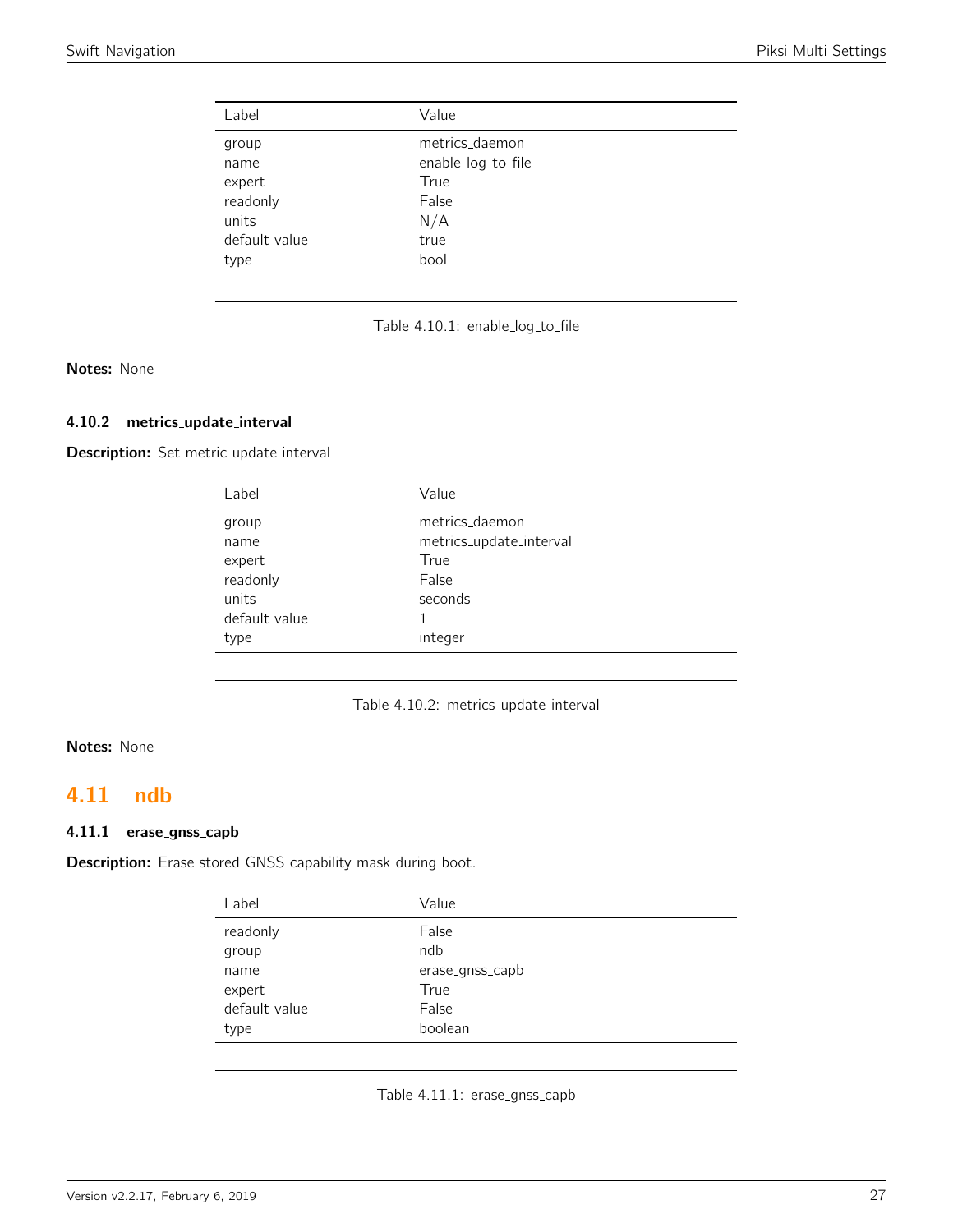| Label | Value |
| --- | --- |
| group | metrics_daemon |
| name | enable_log_to_file |
| expert | True |
| readonly | False |
| units | N/A |
| default value | true |
| type | bool |

Table 4.10.1: enable_log_to_file

**Notes:** None

### 4.10.2 metrics_update_interval

**Description:** Set metric update interval

| Label | Value |
| --- | --- |
| group | metrics_daemon |
| name | metrics_update_interval |
| expert | True |
| readonly | False |
| units | seconds |
| default value | 1 |
| type | integer |

Table 4.10.2: metrics_update_interval

**Notes:** None

## 4.11 ndb

### 4.11.1 erase_gnss_capb

**Description:** Erase stored GNSS capability mask during boot.

| Label | Value |
| --- | --- |
| readonly | False |
| group | ndb |
| name | erase_gnss_capb |
| expert | True |
| default value | False |
| type | boolean |

Table 4.11.1: erase_gnss_capb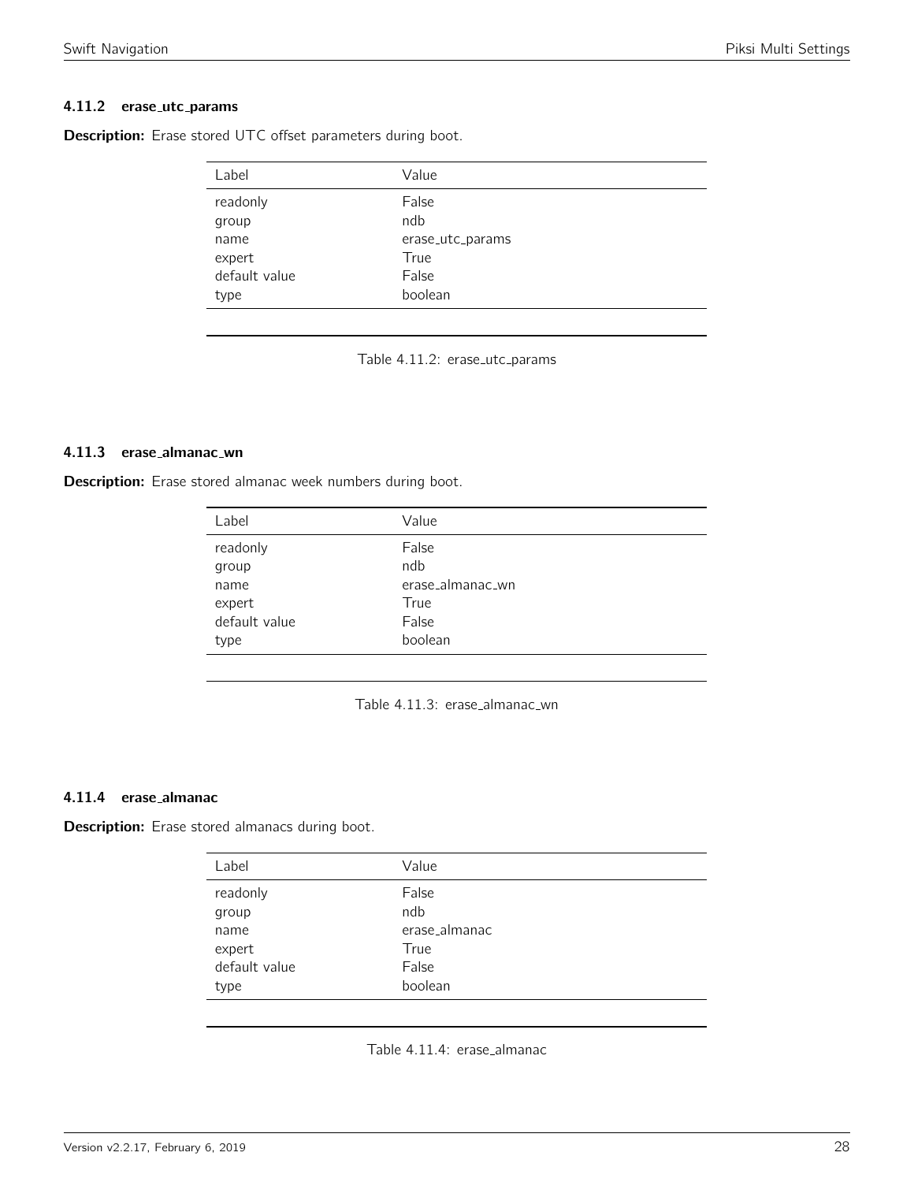### 4.11.2 erase_utc_params

**Description:** Erase stored UTC offset parameters during boot.

| Label | Value |
| --- | --- |
| readonly | False |
| group | ndb |
| name | erase_utc_params |
| expert | True |
| default value | False |
| type | boolean |

Table 4.11.2: erase_utc_params

### 4.11.3 erase_almanac_wn

**Description:** Erase stored almanac week numbers during boot.

| Label | Value |
| --- | --- |
| readonly | False |
| group | ndb |
| name | erase_almanac_wn |
| expert | True |
| default value | False |
| type | boolean |

Table 4.11.3: erase_almanac_wn

### 4.11.4 erase_almanac

**Description:** Erase stored almanacs during boot.

| Label | Value |
| --- | --- |
| readonly | False |
| group | ndb |
| name | erase_almanac |
| expert | True |
| default value | False |
| type | boolean |

Table 4.11.4: erase_almanac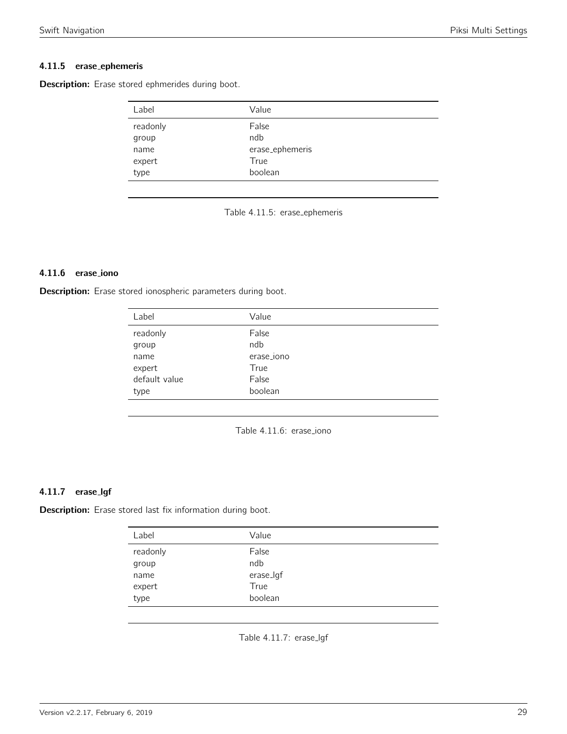### 4.11.5 erase_ephemeris

**Description:** Erase stored ephmerides during boot.

| Label | Value |
|---|---|
| readonly | False |
| group | ndb |
| name | erase_ephemeris |
| expert | True |
| type | boolean |

Table 4.11.5: erase_ephemeris

### 4.11.6 erase_iono

**Description:** Erase stored ionospheric parameters during boot.

| Label | Value |
|---|---|
| readonly | False |
| group | ndb |
| name | erase_iono |
| expert | True |
| default value | False |
| type | boolean |

Table 4.11.6: erase_iono

### 4.11.7 erase_lgf

**Description:** Erase stored last fix information during boot.

| Label | Value |
|---|---|
| readonly | False |
| group | ndb |
| name | erase_lgf |
| expert | True |
| type | boolean |

Table 4.11.7: erase_lgf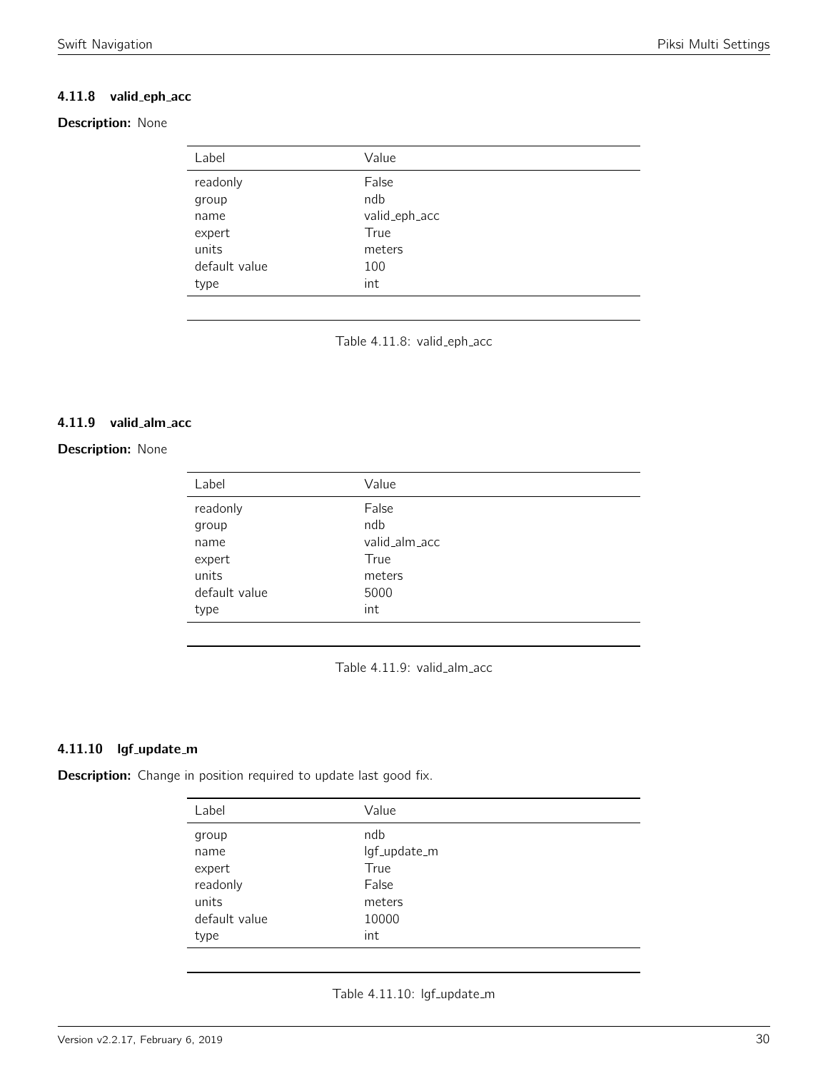#### 4.11.8 valid_eph_acc

**Description:** None

| Label | Value |
| --- | --- |
| readonly | False |
| group | ndb |
| name | valid_eph_acc |
| expert | True |
| units | meters |
| default value | 100 |
| type | int |

Table 4.11.8: valid_eph_acc

#### 4.11.9 valid_alm_acc

**Description:** None

| Label | Value |
| --- | --- |
| readonly | False |
| group | ndb |
| name | valid_alm_acc |
| expert | True |
| units | meters |
| default value | 5000 |
| type | int |

Table 4.11.9: valid_alm_acc

#### 4.11.10 lgf_update_m

**Description:** Change in position required to update last good fix.

| Label | Value |
| --- | --- |
| group | ndb |
| name | lgf_update_m |
| expert | True |
| readonly | False |
| units | meters |
| default value | 10000 |
| type | int |

Table 4.11.10: lgf_update_m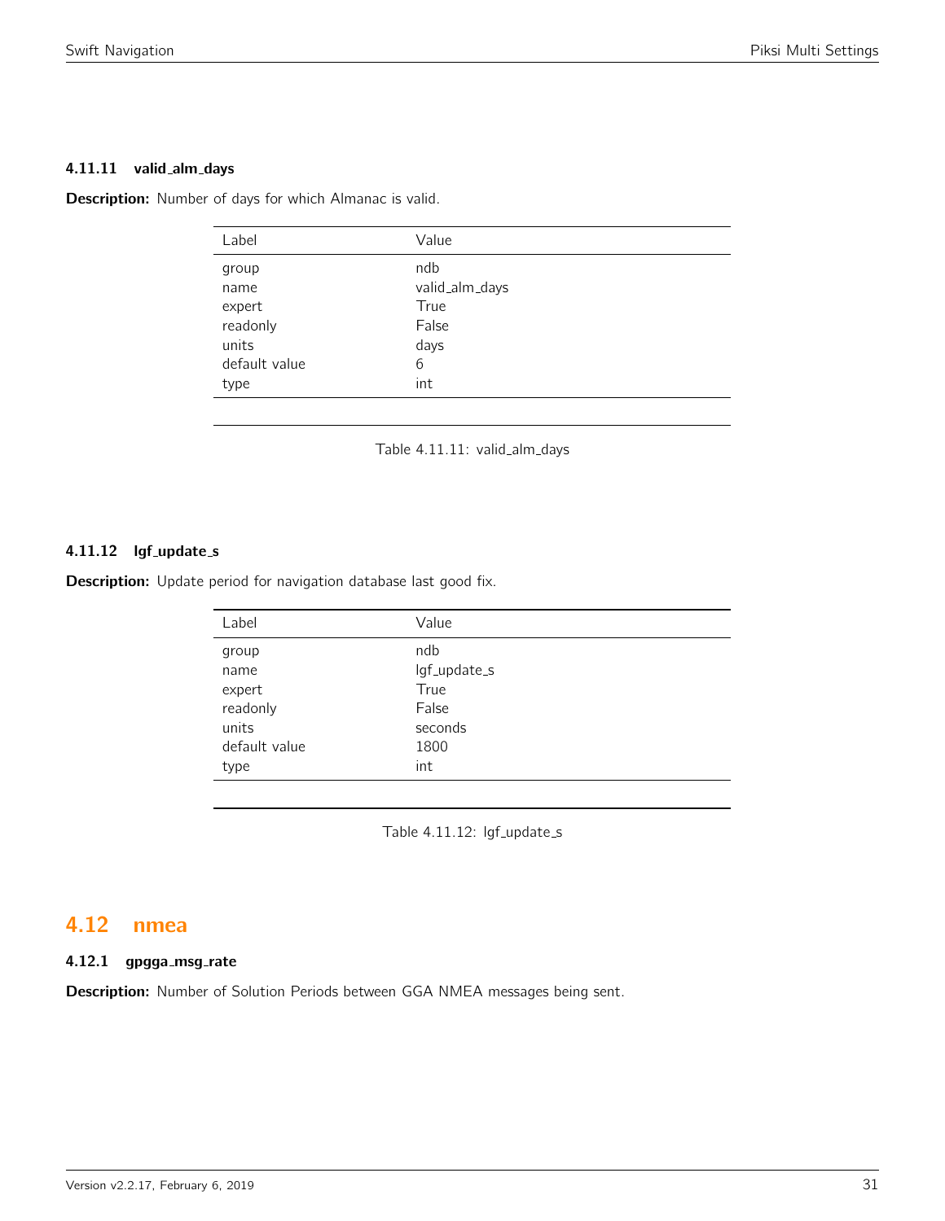#### 4.11.11 valid_alm_days

**Description:** Number of days for which Almanac is valid.

| Label | Value |
|---|---|
| group | ndb |
| name | valid_alm_days |
| expert | True |
| readonly | False |
| units | days |
| default value | 6 |
| type | int |

Table 4.11.11: valid_alm_days

#### 4.11.12 lgf_update_s

**Description:** Update period for navigation database last good fix.

| Label | Value |
|---|---|
| group | ndb |
| name | lgf_update_s |
| expert | True |
| readonly | False |
| units | seconds |
| default value | 1800 |
| type | int |

Table 4.11.12: lgf_update_s

## 4.12 nmea

#### 4.12.1 gpgga_msg_rate

**Description:** Number of Solution Periods between GGA NMEA messages being sent.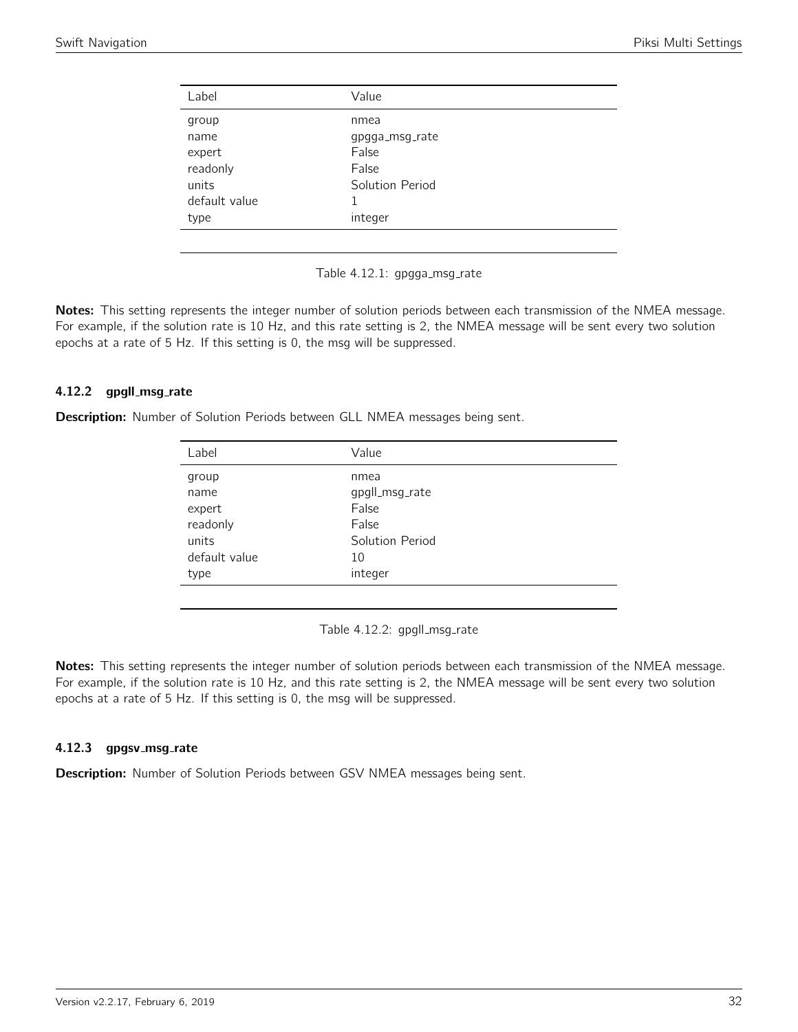| Label | Value |
| --- | --- |
| group | nmea |
| name | gpgga_msg_rate |
| expert | False |
| readonly | False |
| units | Solution Period |
| default value | 1 |
| type | integer |

Table 4.12.1: gpgga_msg_rate

**Notes:** This setting represents the integer number of solution periods between each transmission of the NMEA message. For example, if the solution rate is 10 Hz, and this rate setting is 2, the NMEA message will be sent every two solution epochs at a rate of 5 Hz. If this setting is 0, the msg will be suppressed.

#### 4.12.2 gpgll_msg_rate

**Description:** Number of Solution Periods between GLL NMEA messages being sent.

| Label | Value |
| --- | --- |
| group | nmea |
| name | gpgll_msg_rate |
| expert | False |
| readonly | False |
| units | Solution Period |
| default value | 10 |
| type | integer |

Table 4.12.2: gpgll_msg_rate

**Notes:** This setting represents the integer number of solution periods between each transmission of the NMEA message. For example, if the solution rate is 10 Hz, and this rate setting is 2, the NMEA message will be sent every two solution epochs at a rate of 5 Hz. If this setting is 0, the msg will be suppressed.

#### 4.12.3 gpgsv_msg_rate

**Description:** Number of Solution Periods between GSV NMEA messages being sent.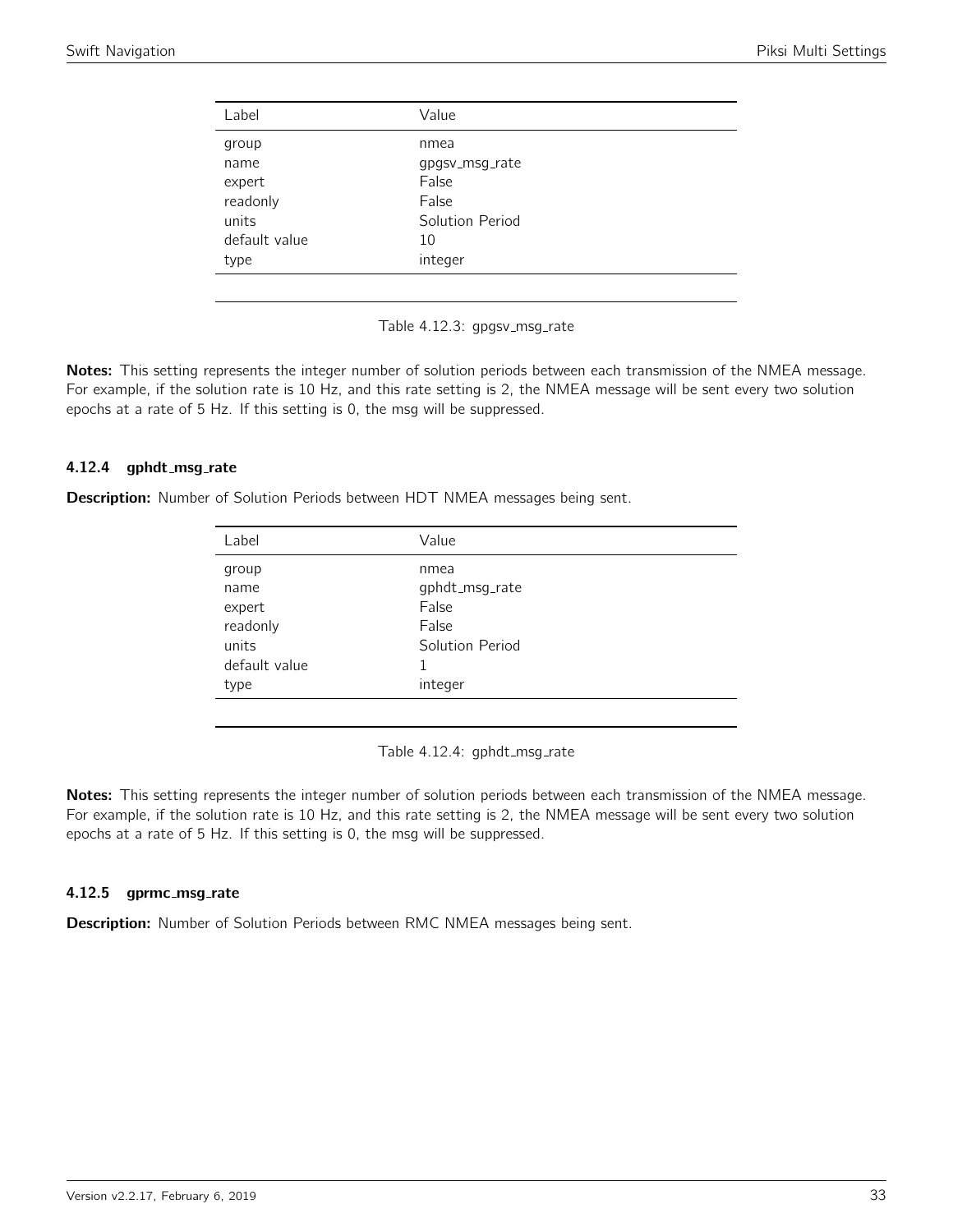| Label | Value |
| --- | --- |
| group | nmea |
| name | gpgsv_msg_rate |
| expert | False |
| readonly | False |
| units | Solution Period |
| default value | 10 |
| type | integer |

Table 4.12.3: gpgsv_msg_rate

**Notes:** This setting represents the integer number of solution periods between each transmission of the NMEA message. For example, if the solution rate is 10 Hz, and this rate setting is 2, the NMEA message will be sent every two solution epochs at a rate of 5 Hz. If this setting is 0, the msg will be suppressed.

### 4.12.4 gphdt_msg_rate

**Description:** Number of Solution Periods between HDT NMEA messages being sent.

| Label | Value |
| --- | --- |
| group | nmea |
| name | gphdt_msg_rate |
| expert | False |
| readonly | False |
| units | Solution Period |
| default value | 1 |
| type | integer |

Table 4.12.4: gphdt_msg_rate

**Notes:** This setting represents the integer number of solution periods between each transmission of the NMEA message. For example, if the solution rate is 10 Hz, and this rate setting is 2, the NMEA message will be sent every two solution epochs at a rate of 5 Hz. If this setting is 0, the msg will be suppressed.

### 4.12.5 gprmc_msg_rate

**Description:** Number of Solution Periods between RMC NMEA messages being sent.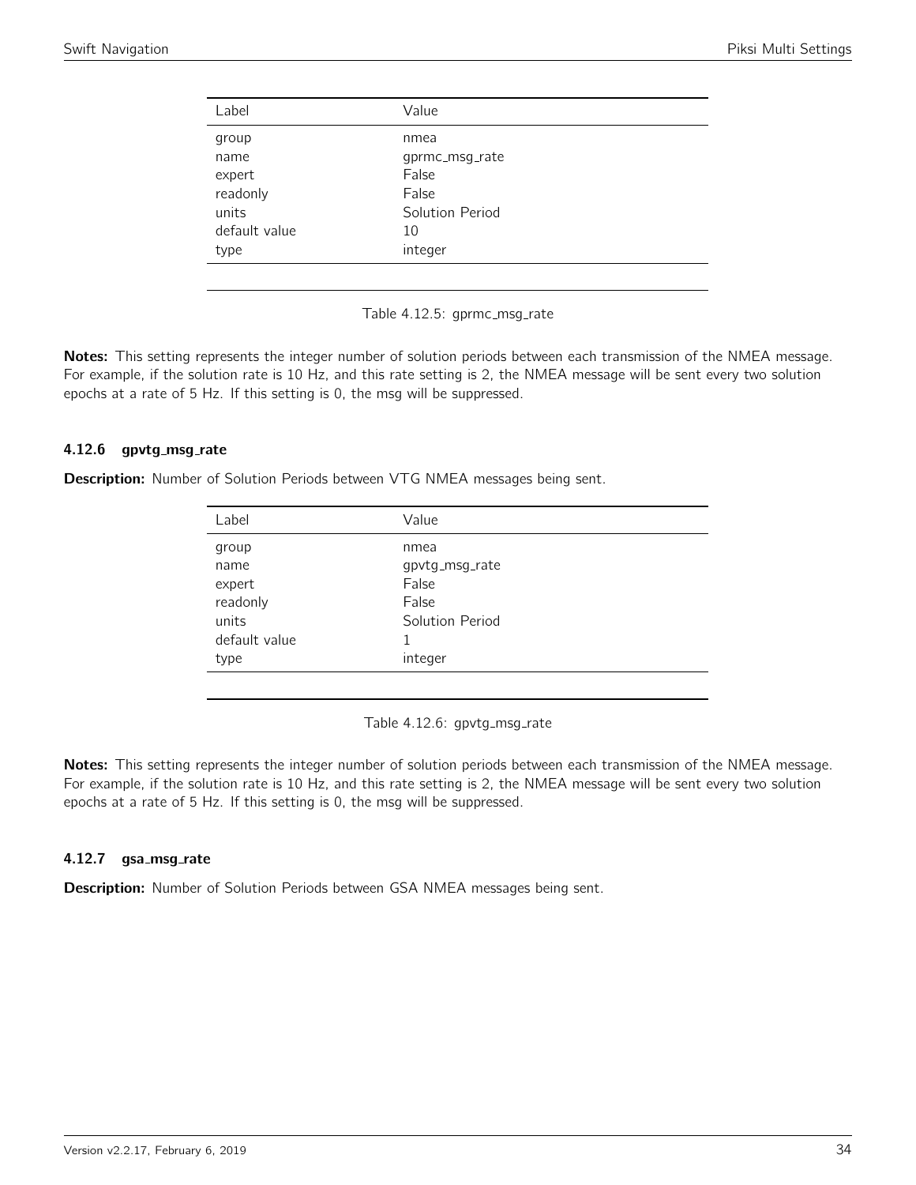| Label | Value |
| --- | --- |
| group | nmea |
| name | gprmc_msg_rate |
| expert | False |
| readonly | False |
| units | Solution Period |
| default value | 10 |
| type | integer |

Table 4.12.5: gprmc_msg_rate

**Notes:** This setting represents the integer number of solution periods between each transmission of the NMEA message. For example, if the solution rate is 10 Hz, and this rate setting is 2, the NMEA message will be sent every two solution epochs at a rate of 5 Hz. If this setting is 0, the msg will be suppressed.

#### 4.12.6 gpvtg_msg_rate

**Description:** Number of Solution Periods between VTG NMEA messages being sent.

| Label | Value |
| --- | --- |
| group | nmea |
| name | gpvtg_msg_rate |
| expert | False |
| readonly | False |
| units | Solution Period |
| default value | 1 |
| type | integer |

Table 4.12.6: gpvtg_msg_rate

**Notes:** This setting represents the integer number of solution periods between each transmission of the NMEA message. For example, if the solution rate is 10 Hz, and this rate setting is 2, the NMEA message will be sent every two solution epochs at a rate of 5 Hz. If this setting is 0, the msg will be suppressed.

#### 4.12.7 gsa_msg_rate

**Description:** Number of Solution Periods between GSA NMEA messages being sent.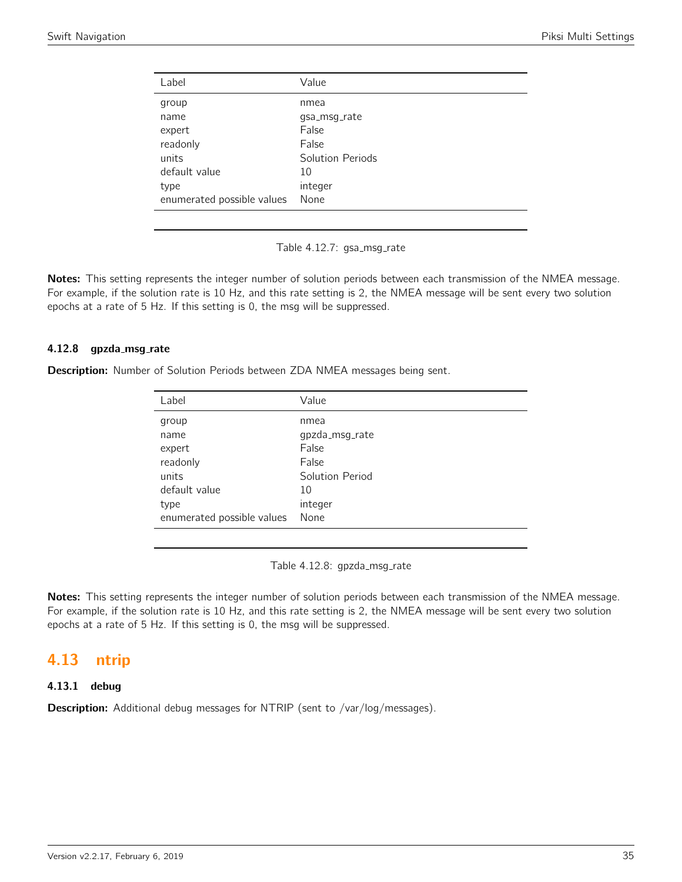| Label | Value |
| --- | --- |
| group | nmea |
| name | gsa_msg_rate |
| expert | False |
| readonly | False |
| units | Solution Periods |
| default value | 10 |
| type | integer |
| enumerated possible values | None |

Table 4.12.7: gsa_msg_rate

**Notes:** This setting represents the integer number of solution periods between each transmission of the NMEA message. For example, if the solution rate is 10 Hz, and this rate setting is 2, the NMEA message will be sent every two solution epochs at a rate of 5 Hz. If this setting is 0, the msg will be suppressed.

### 4.12.8 gpzda_msg_rate

**Description:** Number of Solution Periods between ZDA NMEA messages being sent.

| Label | Value |
| --- | --- |
| group | nmea |
| name | gpzda_msg_rate |
| expert | False |
| readonly | False |
| units | Solution Period |
| default value | 10 |
| type | integer |
| enumerated possible values | None |

Table 4.12.8: gpzda_msg_rate

**Notes:** This setting represents the integer number of solution periods between each transmission of the NMEA message. For example, if the solution rate is 10 Hz, and this rate setting is 2, the NMEA message will be sent every two solution epochs at a rate of 5 Hz. If this setting is 0, the msg will be suppressed.

## 4.13 ntrip

### 4.13.1 debug

**Description:** Additional debug messages for NTRIP (sent to /var/log/messages).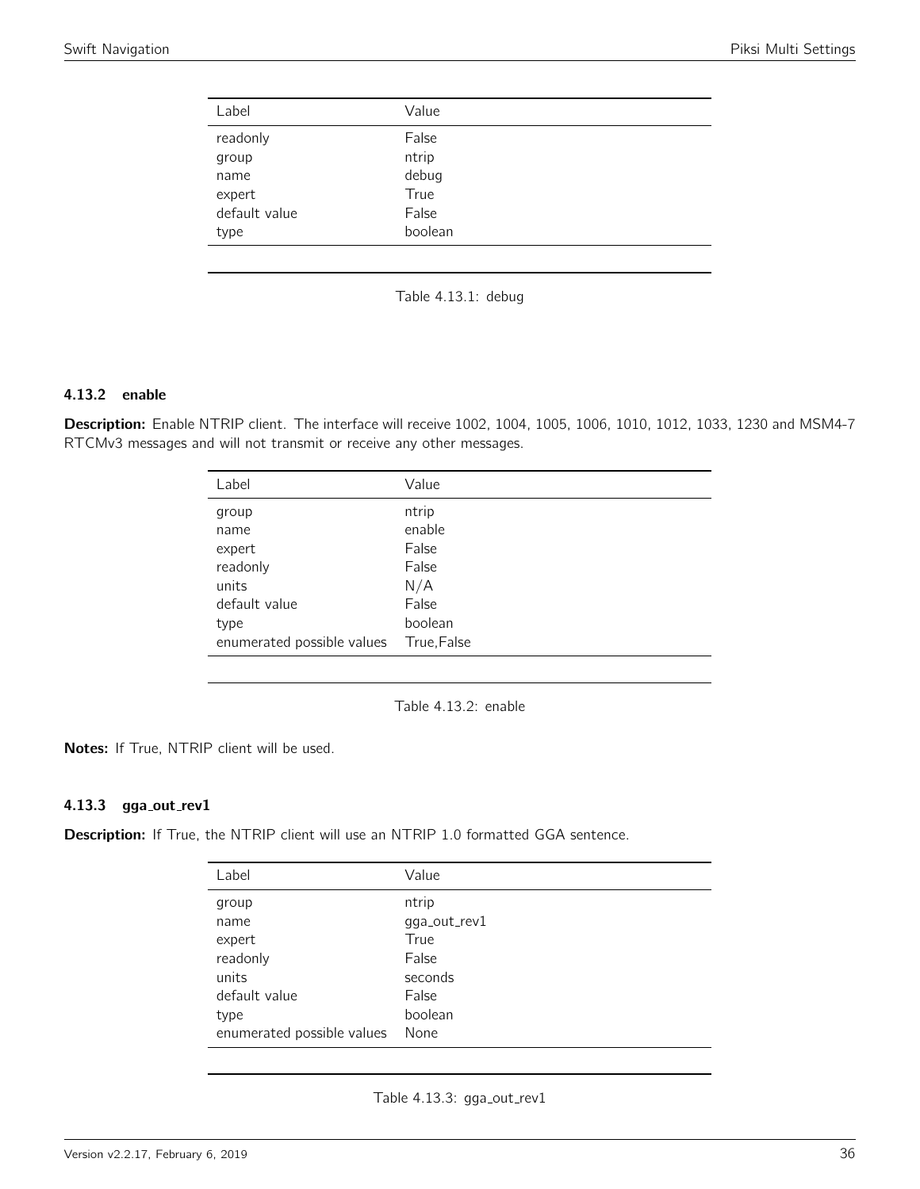| Label | Value |
|---|---|
| readonly | False |
| group | ntrip |
| name | debug |
| expert | True |
| default value | False |
| type | boolean |

Table 4.13.1: debug

#### 4.13.2 enable

**Description:** Enable NTRIP client. The interface will receive 1002, 1004, 1005, 1006, 1010, 1012, 1033, 1230 and MSM4-7 RTCMv3 messages and will not transmit or receive any other messages.

| Label | Value |
|---|---|
| group | ntrip |
| name | enable |
| expert | False |
| readonly | False |
| units | N/A |
| default value | False |
| type | boolean |
| enumerated possible values | True,False |

Table 4.13.2: enable

**Notes:** If True, NTRIP client will be used.

#### 4.13.3 gga_out_rev1

**Description:** If True, the NTRIP client will use an NTRIP 1.0 formatted GGA sentence.

| Label | Value |
|---|---|
| group | ntrip |
| name | gga_out_rev1 |
| expert | True |
| readonly | False |
| units | seconds |
| default value | False |
| type | boolean |
| enumerated possible values | None |

Table 4.13.3: gga_out_rev1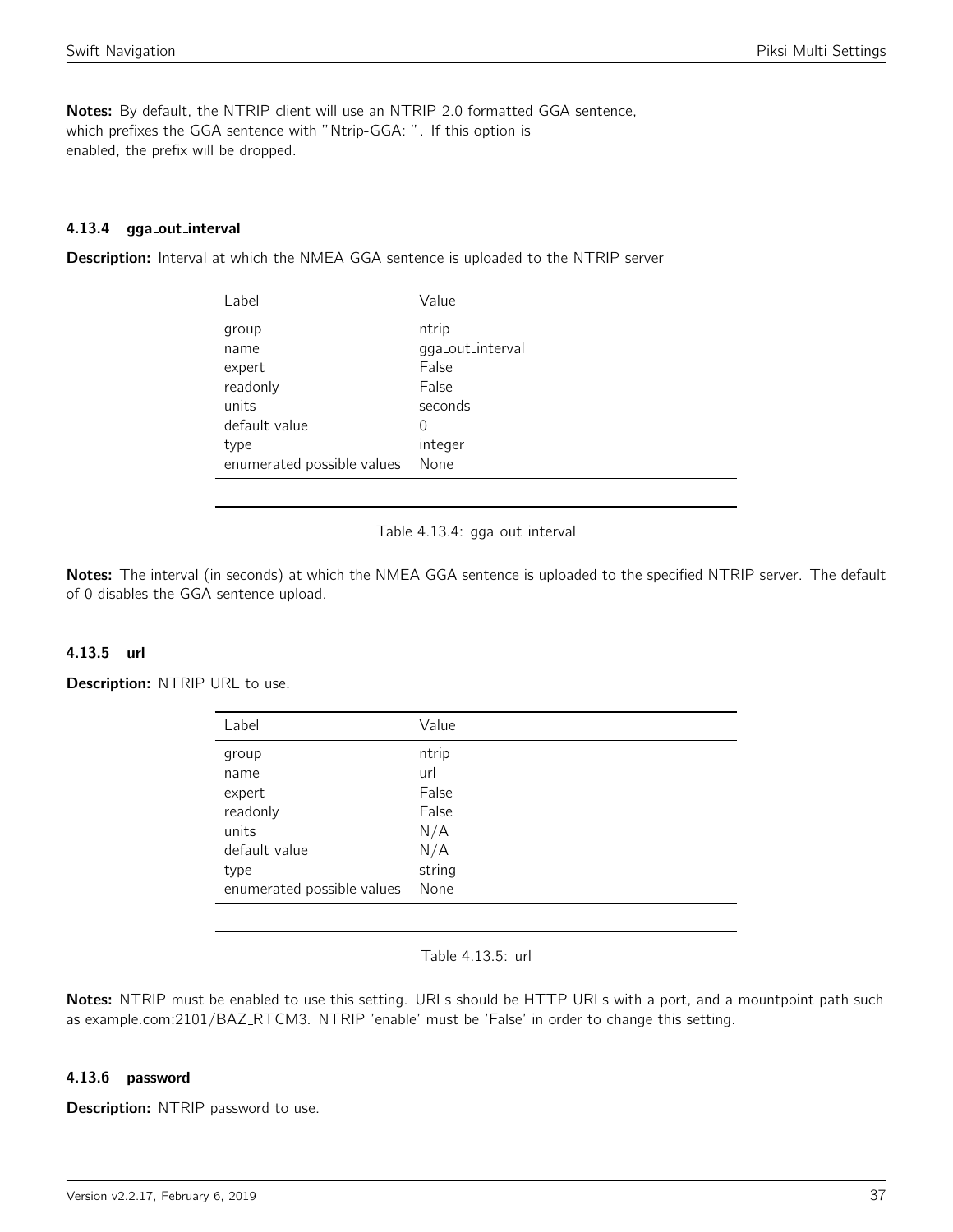**Notes:** By default, the NTRIP client will use an NTRIP 2.0 formatted GGA sentence, which prefixes the GGA sentence with "Ntrip-GGA: ". If this option is enabled, the prefix will be dropped.

### 4.13.4 gga_out_interval

**Description:** Interval at which the NMEA GGA sentence is uploaded to the NTRIP server

| Label | Value |
| --- | --- |
| group | ntrip |
| name | gga_out_interval |
| expert | False |
| readonly | False |
| units | seconds |
| default value | 0 |
| type | integer |
| enumerated possible values | None |

Table 4.13.4: gga_out_interval

**Notes:** The interval (in seconds) at which the NMEA GGA sentence is uploaded to the specified NTRIP server. The default of 0 disables the GGA sentence upload.

### 4.13.5 url

**Description:** NTRIP URL to use.

| Label | Value |
| --- | --- |
| group | ntrip |
| name | url |
| expert | False |
| readonly | False |
| units | N/A |
| default value | N/A |
| type | string |
| enumerated possible values | None |

Table 4.13.5: url

**Notes:** NTRIP must be enabled to use this setting. URLs should be HTTP URLs with a port, and a mountpoint path such as example.com:2101/BAZ_RTCM3. NTRIP 'enable' must be 'False' in order to change this setting.

### 4.13.6 password

**Description:** NTRIP password to use.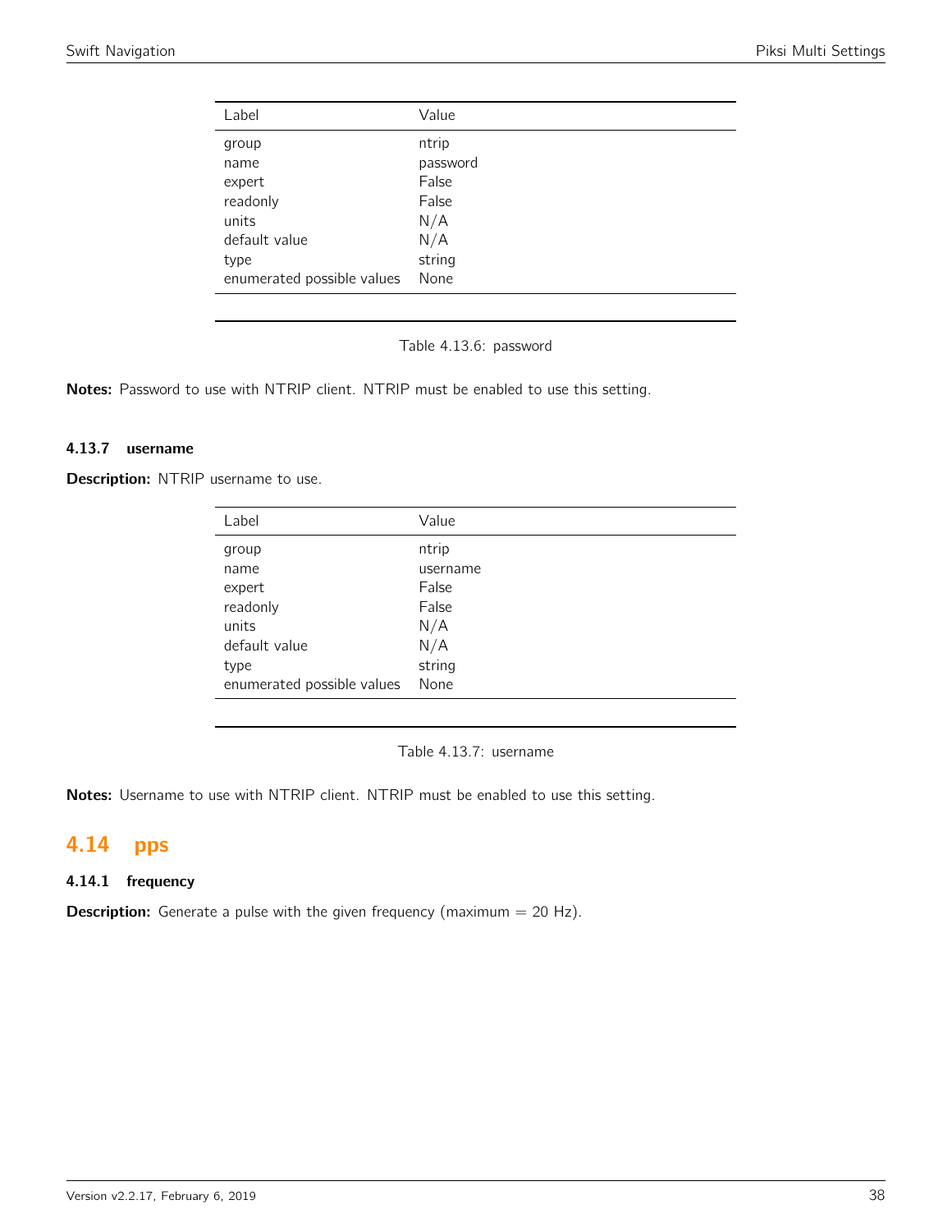| Label | Value |
|---|---|
| group | ntrip |
| name | password |
| expert | False |
| readonly | False |
| units | N/A |
| default value | N/A |
| type | string |
| enumerated possible values | None |

Table 4.13.6: password

**Notes:** Password to use with NTRIP client. NTRIP must be enabled to use this setting.

### 4.13.7 username

**Description:** NTRIP username to use.

| Label | Value |
|---|---|
| group | ntrip |
| name | username |
| expert | False |
| readonly | False |
| units | N/A |
| default value | N/A |
| type | string |
| enumerated possible values | None |

Table 4.13.7: username

**Notes:** Username to use with NTRIP client. NTRIP must be enabled to use this setting.

## 4.14 pps

### 4.14.1 frequency

**Description:** Generate a pulse with the given frequency (maximum = 20 Hz).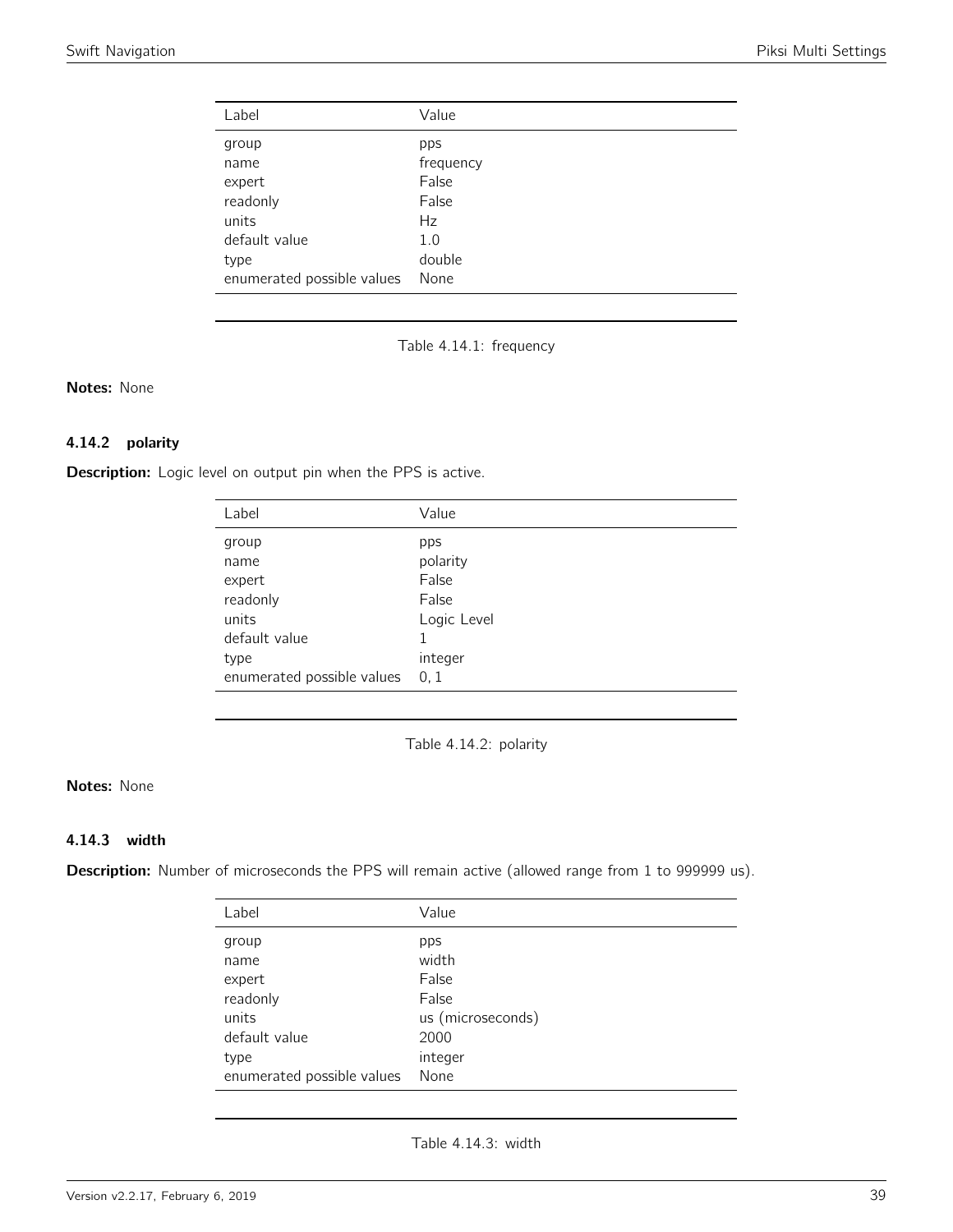| Label | Value |
| --- | --- |
| group | pps |
| name | frequency |
| expert | False |
| readonly | False |
| units | Hz |
| default value | 1.0 |
| type | double |
| enumerated possible values | None |

Table 4.14.1: frequency

**Notes:** None

### 4.14.2 polarity

**Description:** Logic level on output pin when the PPS is active.

| Label | Value |
| --- | --- |
| group | pps |
| name | polarity |
| expert | False |
| readonly | False |
| units | Logic Level |
| default value | 1 |
| type | integer |
| enumerated possible values | 0, 1 |

Table 4.14.2: polarity

**Notes:** None

### 4.14.3 width

**Description:** Number of microseconds the PPS will remain active (allowed range from 1 to 999999 us).

| Label | Value |
| --- | --- |
| group | pps |
| name | width |
| expert | False |
| readonly | False |
| units | us (microseconds) |
| default value | 2000 |
| type | integer |
| enumerated possible values | None |

Table 4.14.3: width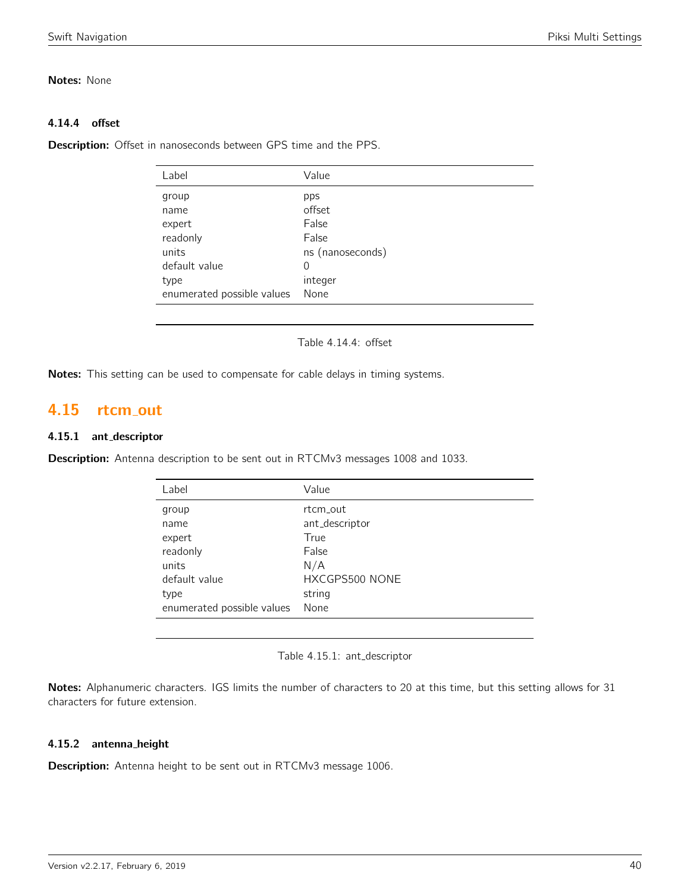**Notes:** None

#### 4.14.4 offset

**Description:** Offset in nanoseconds between GPS time and the PPS.

| Label | Value |
|---|---|
| group | pps |
| name | offset |
| expert | False |
| readonly | False |
| units | ns (nanoseconds) |
| default value | 0 |
| type | integer |
| enumerated possible values | None |

Table 4.14.4: offset

**Notes:** This setting can be used to compensate for cable delays in timing systems.

## 4.15 rtcm_out

#### 4.15.1 ant_descriptor

**Description:** Antenna description to be sent out in RTCMv3 messages 1008 and 1033.

| Label | Value |
|---|---|
| group | rtcm_out |
| name | ant_descriptor |
| expert | True |
| readonly | False |
| units | N/A |
| default value | HXCGPS500 NONE |
| type | string |
| enumerated possible values | None |

Table 4.15.1: ant_descriptor

**Notes:** Alphanumeric characters. IGS limits the number of characters to 20 at this time, but this setting allows for 31 characters for future extension.

#### 4.15.2 antenna_height

**Description:** Antenna height to be sent out in RTCMv3 message 1006.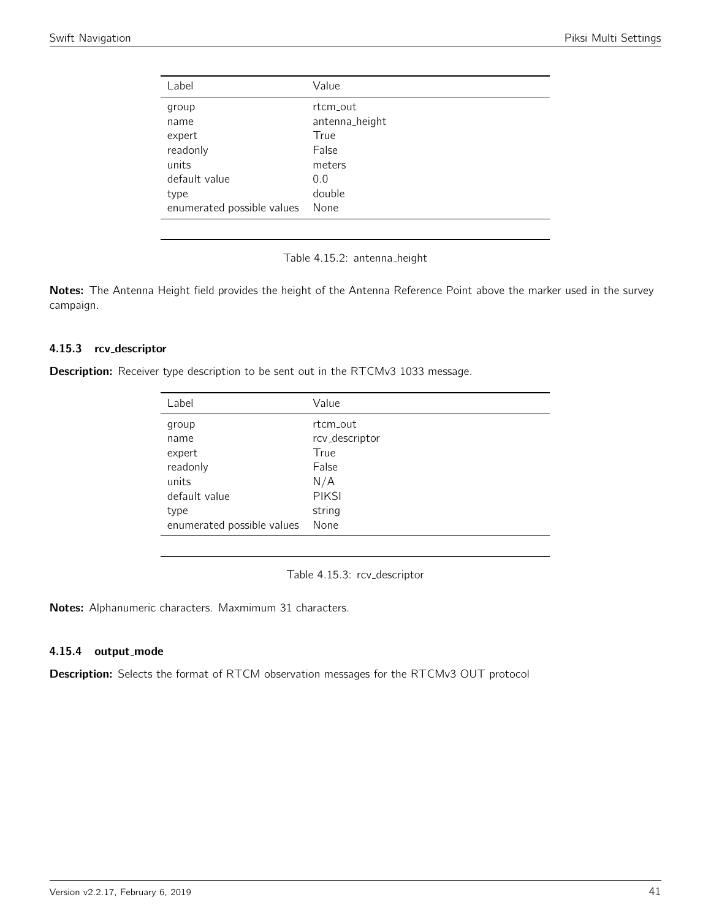| Label | Value |
|---|---|
| group | rtcm_out |
| name | antenna_height |
| expert | True |
| readonly | False |
| units | meters |
| default value | 0.0 |
| type | double |
| enumerated possible values | None |

Table 4.15.2: antenna_height

**Notes:** The Antenna Height field provides the height of the Antenna Reference Point above the marker used in the survey campaign.

### 4.15.3 rcv_descriptor

**Description:** Receiver type description to be sent out in the RTCMv3 1033 message.

| Label | Value |
|---|---|
| group | rtcm_out |
| name | rcv_descriptor |
| expert | True |
| readonly | False |
| units | N/A |
| default value | PIKSI |
| type | string |
| enumerated possible values | None |

Table 4.15.3: rcv_descriptor

**Notes:** Alphanumeric characters. Maxmimum 31 characters.

### 4.15.4 output_mode

**Description:** Selects the format of RTCM observation messages for the RTCMv3 OUT protocol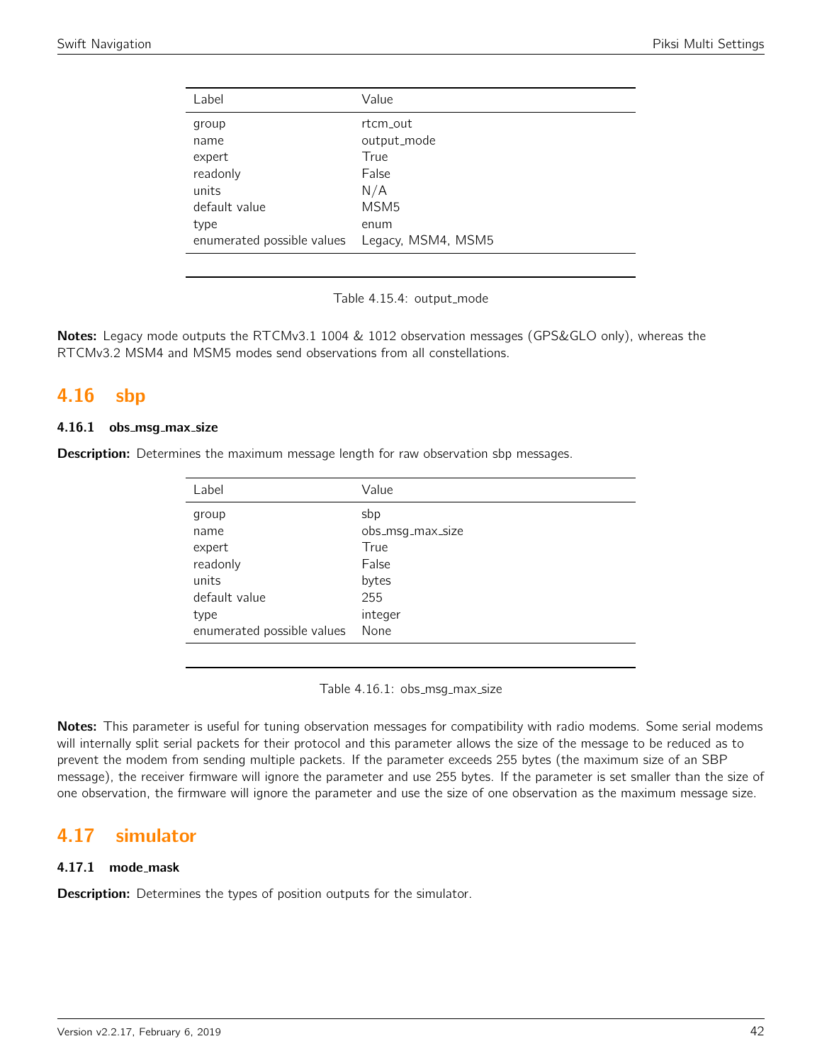| Label | Value |
|---|---|
| group | rtcm_out |
| name | output_mode |
| expert | True |
| readonly | False |
| units | N/A |
| default value | MSM5 |
| type | enum |
| enumerated possible values | Legacy, MSM4, MSM5 |

Table 4.15.4: output_mode

**Notes:** Legacy mode outputs the RTCMv3.1 1004 & 1012 observation messages (GPS&GLO only), whereas the RTCMv3.2 MSM4 and MSM5 modes send observations from all constellations.

## 4.16 sbp

### 4.16.1 obs_msg_max_size

**Description:** Determines the maximum message length for raw observation sbp messages.

| Label | Value |
|---|---|
| group | sbp |
| name | obs_msg_max_size |
| expert | True |
| readonly | False |
| units | bytes |
| default value | 255 |
| type | integer |
| enumerated possible values | None |

Table 4.16.1: obs_msg_max_size

**Notes:** This parameter is useful for tuning observation messages for compatibility with radio modems. Some serial modems will internally split serial packets for their protocol and this parameter allows the size of the message to be reduced as to prevent the modem from sending multiple packets. If the parameter exceeds 255 bytes (the maximum size of an SBP message), the receiver firmware will ignore the parameter and use 255 bytes. If the parameter is set smaller than the size of one observation, the firmware will ignore the parameter and use the size of one observation as the maximum message size.

## 4.17 simulator

### 4.17.1 mode_mask

**Description:** Determines the types of position outputs for the simulator.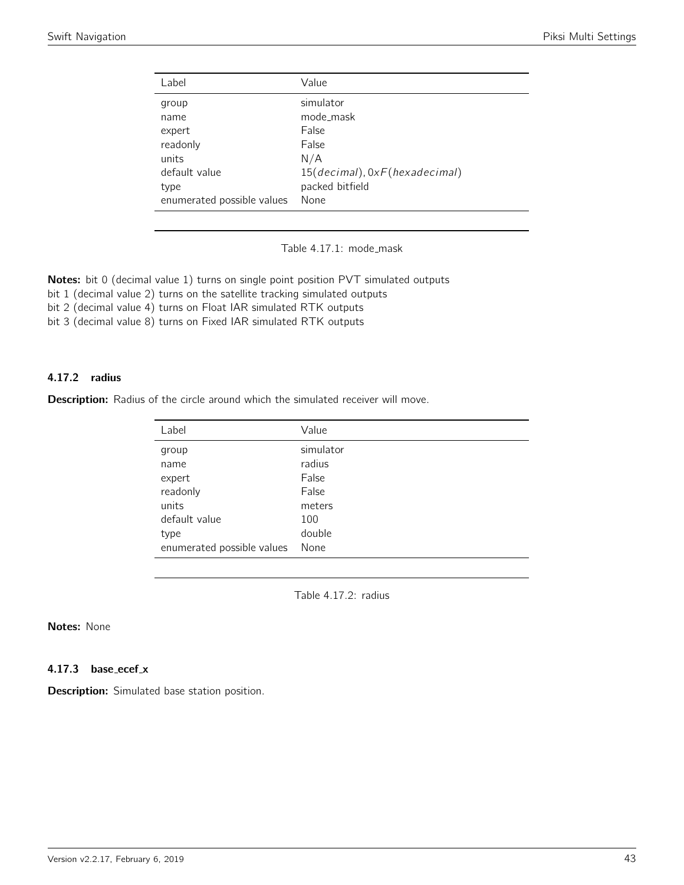| Label | Value |
|---|---|
| group | simulator |
| name | mode_mask |
| expert | False |
| readonly | False |
| units | N/A |
| default value | $15(decimal), 0xF(hexadecimal)$ |
| type | packed bitfield |
| enumerated possible values | None |

Table 4.17.1: mode_mask

**Notes:** bit 0 (decimal value 1) turns on single point position PVT simulated outputs
bit 1 (decimal value 2) turns on the satellite tracking simulated outputs
bit 2 (decimal value 4) turns on Float IAR simulated RTK outputs
bit 3 (decimal value 8) turns on Fixed IAR simulated RTK outputs

### 4.17.2 radius

**Description:** Radius of the circle around which the simulated receiver will move.

| Label | Value |
|---|---|
| group | simulator |
| name | radius |
| expert | False |
| readonly | False |
| units | meters |
| default value | 100 |
| type | double |
| enumerated possible values | None |

Table 4.17.2: radius

**Notes:** None

### 4.17.3 base_ecef_x

**Description:** Simulated base station position.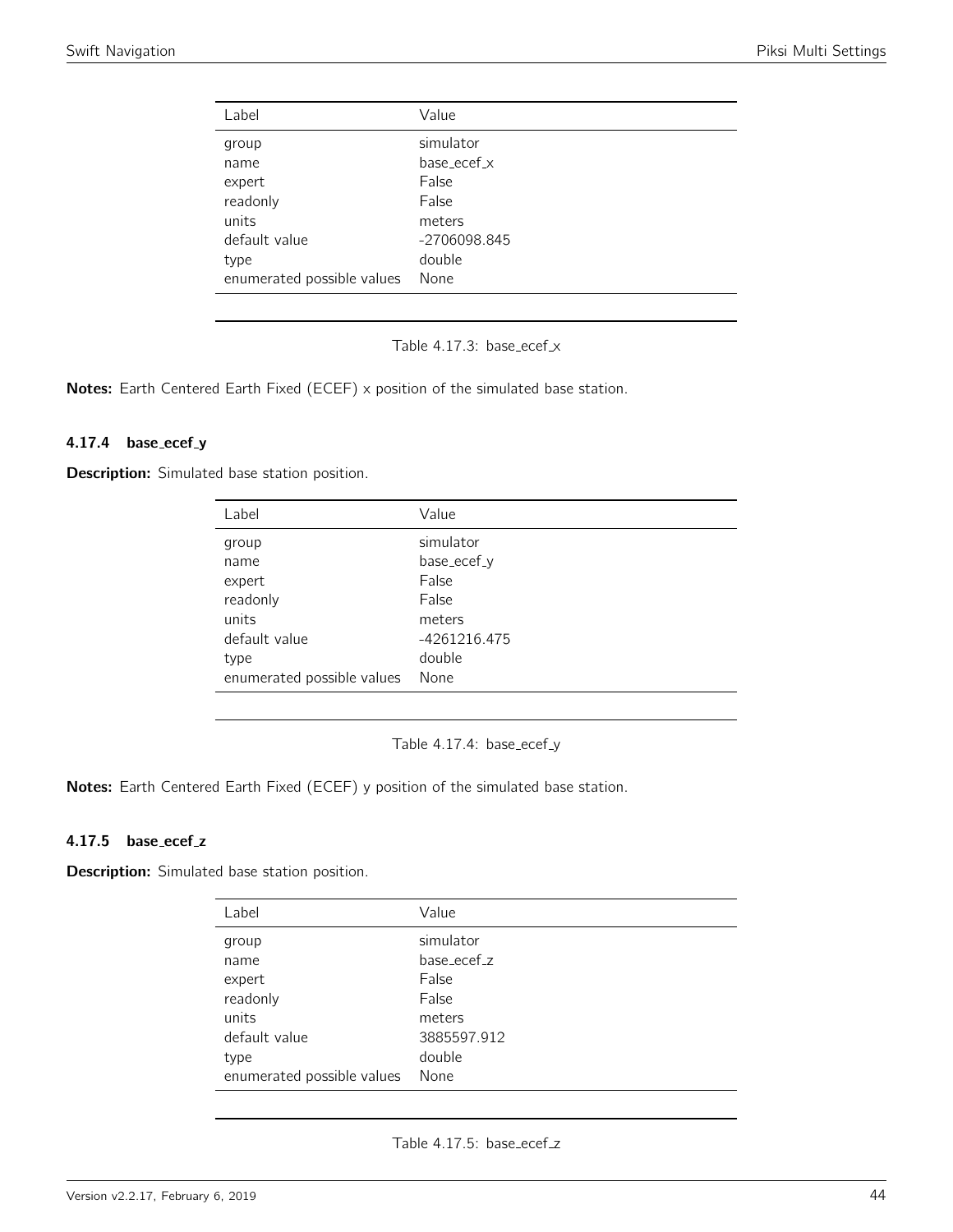| Label | Value |
|---|---|
| group | simulator |
| name | base_ecef_x |
| expert | False |
| readonly | False |
| units | meters |
| default value | -2706098.845 |
| type | double |
| enumerated possible values | None |

Table 4.17.3: base_ecef_x

**Notes:** Earth Centered Earth Fixed (ECEF) x position of the simulated base station.

### 4.17.4 base_ecef_y

**Description:** Simulated base station position.

| Label | Value |
|---|---|
| group | simulator |
| name | base_ecef_y |
| expert | False |
| readonly | False |
| units | meters |
| default value | -4261216.475 |
| type | double |
| enumerated possible values | None |

Table 4.17.4: base_ecef_y

**Notes:** Earth Centered Earth Fixed (ECEF) y position of the simulated base station.

### 4.17.5 base_ecef_z

**Description:** Simulated base station position.

| Label | Value |
|---|---|
| group | simulator |
| name | base_ecef_z |
| expert | False |
| readonly | False |
| units | meters |
| default value | 3885597.912 |
| type | double |
| enumerated possible values | None |

Table 4.17.5: base_ecef_z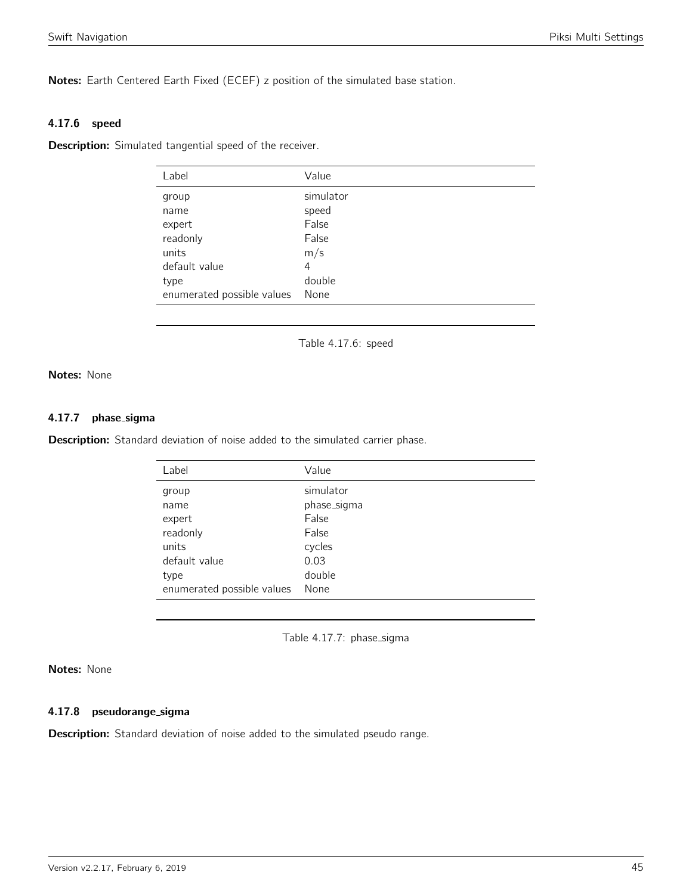**Notes:** Earth Centered Earth Fixed (ECEF) z position of the simulated base station.

#### 4.17.6 speed

**Description:** Simulated tangential speed of the receiver.

| Label | Value |
|---|---|
| group | simulator |
| name | speed |
| expert | False |
| readonly | False |
| units | m/s |
| default value | 4 |
| type | double |
| enumerated possible values | None |

Table 4.17.6: speed

**Notes:** None

#### 4.17.7 phase_sigma

**Description:** Standard deviation of noise added to the simulated carrier phase.

| Label | Value |
|---|---|
| group | simulator |
| name | phase_sigma |
| expert | False |
| readonly | False |
| units | cycles |
| default value | 0.03 |
| type | double |
| enumerated possible values | None |

Table 4.17.7: phase_sigma

**Notes:** None

#### 4.17.8 pseudorange_sigma

**Description:** Standard deviation of noise added to the simulated pseudo range.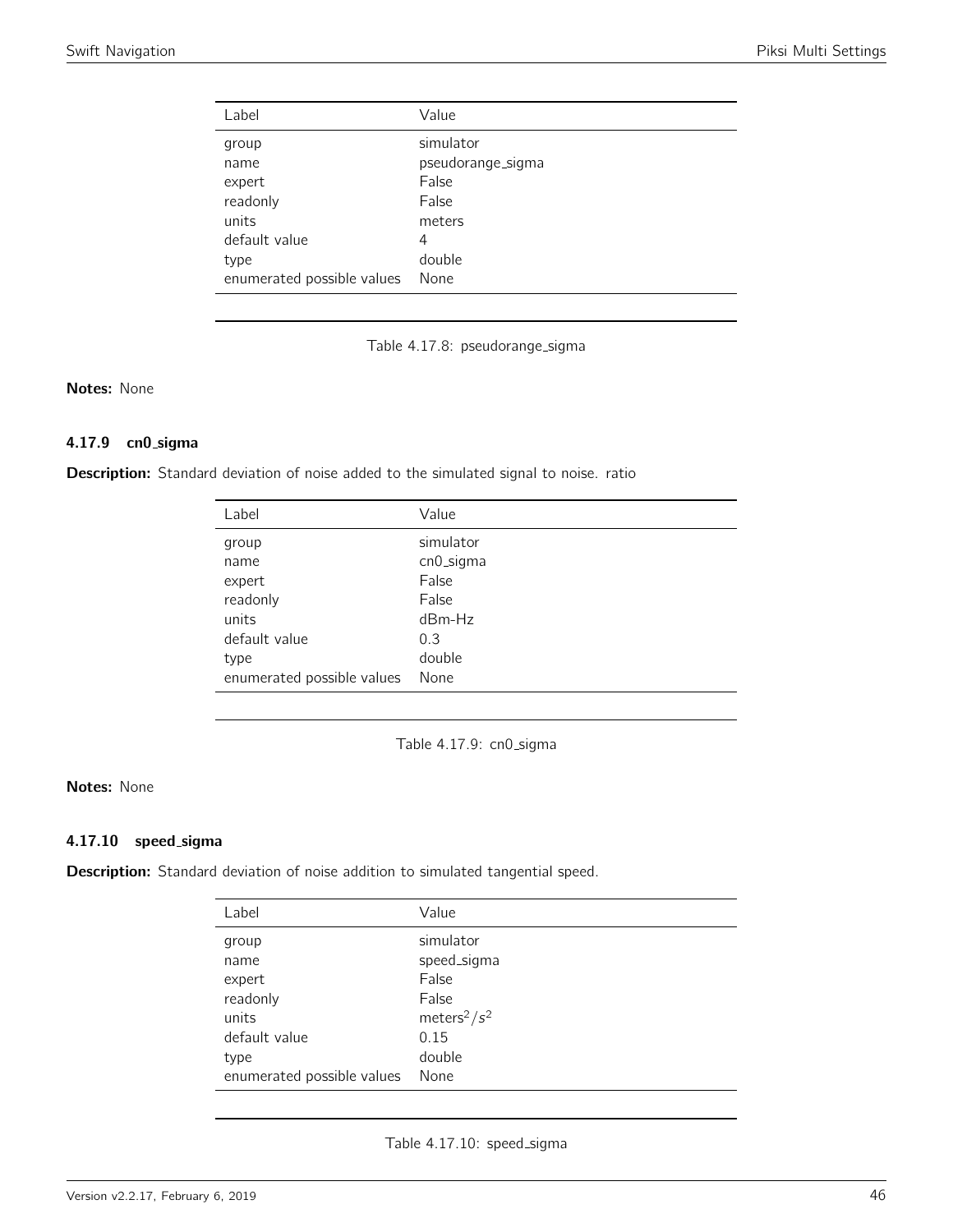| Label | Value |
|---|---|
| group | simulator |
| name | pseudorange_sigma |
| expert | False |
| readonly | False |
| units | meters |
| default value | 4 |
| type | double |
| enumerated possible values | None |

Table 4.17.8: pseudorange_sigma

**Notes:** None

### 4.17.9 cn0_sigma

**Description:** Standard deviation of noise added to the simulated signal to noise. ratio

| Label | Value |
|---|---|
| group | simulator |
| name | cn0_sigma |
| expert | False |
| readonly | False |
| units | dBm-Hz |
| default value | 0.3 |
| type | double |
| enumerated possible values | None |

Table 4.17.9: cn0_sigma

**Notes:** None

### 4.17.10 speed_sigma

**Description:** Standard deviation of noise addition to simulated tangential speed.

| Label | Value |
|---|---|
| group | simulator |
| name | speed_sigma |
| expert | False |
| readonly | False |
| units | $meters^2/s^2$ |
| default value | 0.15 |
| type | double |
| enumerated possible values | None |

Table 4.17.10: speed_sigma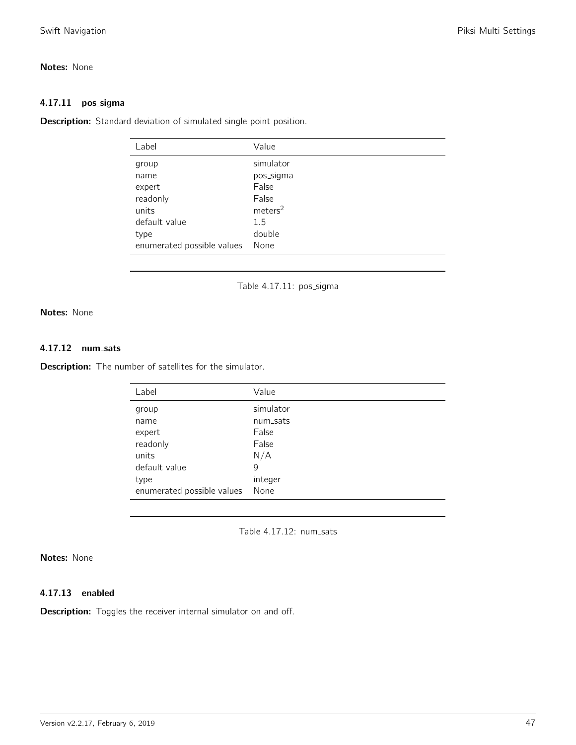**Notes:** None

### 4.17.11 pos_sigma

**Description:** Standard deviation of simulated single point position.

| Label | Value |
|---|---|
| group | simulator |
| name | pos_sigma |
| expert | False |
| readonly | False |
| units | $meters^2$ |
| default value | 1.5 |
| type | double |
| enumerated possible values | None |

Table 4.17.11: pos_sigma

**Notes:** None

### 4.17.12 num_sats

**Description:** The number of satellites for the simulator.

| Label | Value |
|---|---|
| group | simulator |
| name | num_sats |
| expert | False |
| readonly | False |
| units | N/A |
| default value | 9 |
| type | integer |
| enumerated possible values | None |

Table 4.17.12: num_sats

**Notes:** None

### 4.17.13 enabled

**Description:** Toggles the receiver internal simulator on and off.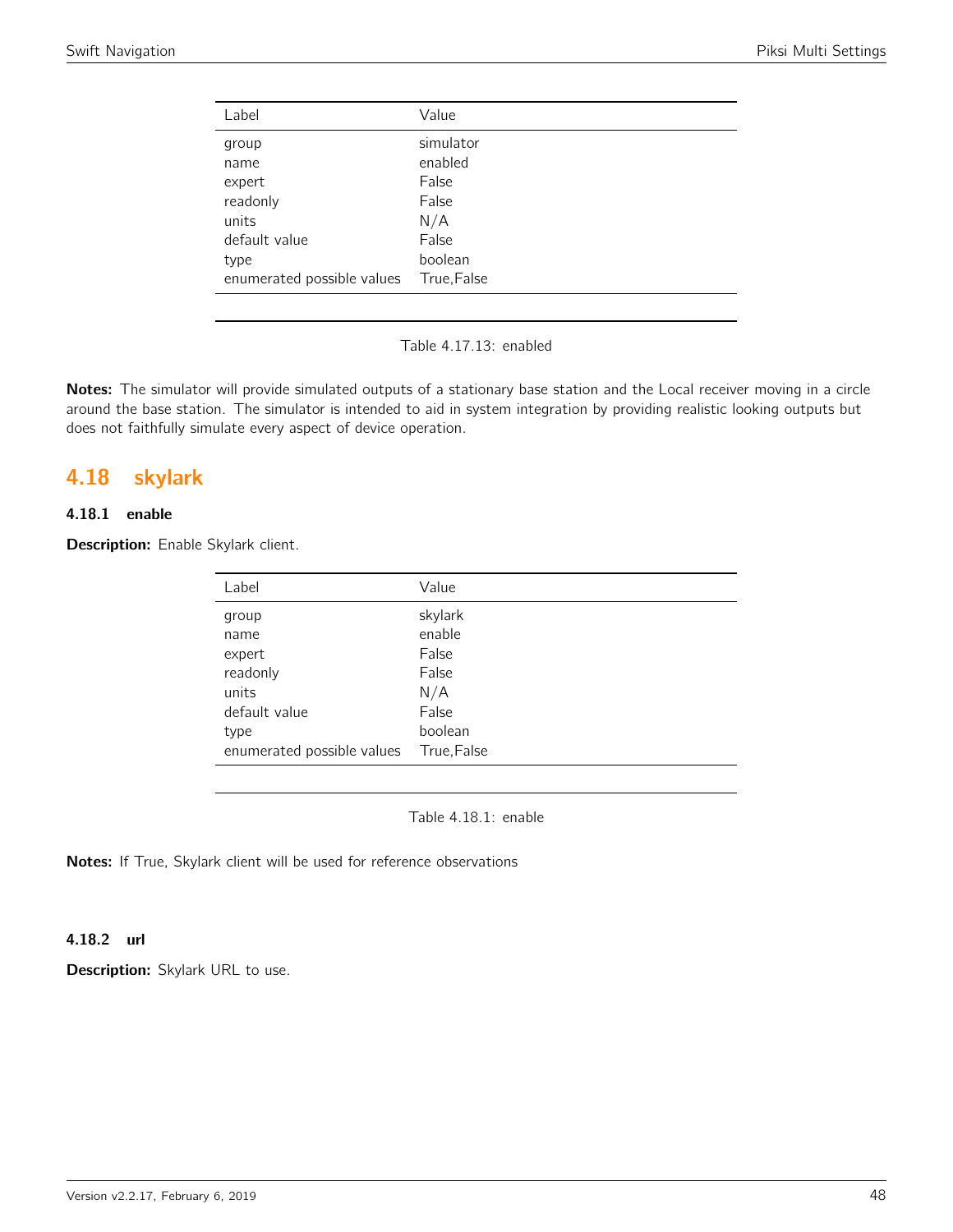| Label | Value |
| --- | --- |
| group | simulator |
| name | enabled |
| expert | False |
| readonly | False |
| units | N/A |
| default value | False |
| type | boolean |
| enumerated possible values | True,False |

Table 4.17.13: enabled

**Notes:** The simulator will provide simulated outputs of a stationary base station and the Local receiver moving in a circle around the base station. The simulator is intended to aid in system integration by providing realistic looking outputs but does not faithfully simulate every aspect of device operation.

## 4.18 skylark

### 4.18.1 enable

**Description:** Enable Skylark client.

| Label | Value |
| --- | --- |
| group | skylark |
| name | enable |
| expert | False |
| readonly | False |
| units | N/A |
| default value | False |
| type | boolean |
| enumerated possible values | True,False |

Table 4.18.1: enable

**Notes:** If True, Skylark client will be used for reference observations

### 4.18.2 url

**Description:** Skylark URL to use.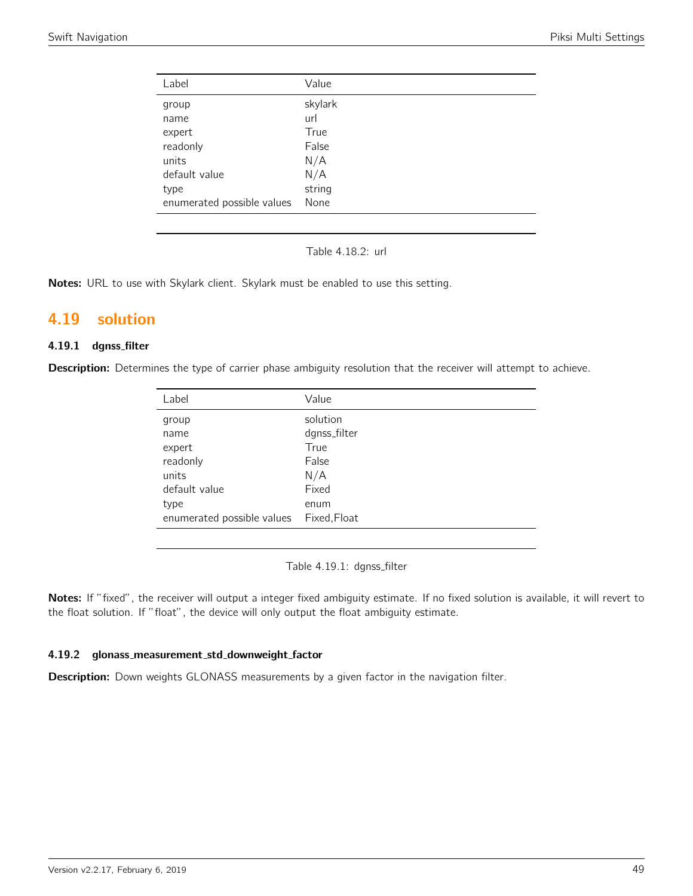| Label | Value |
|---|---|
| group | skylark |
| name | url |
| expert | True |
| readonly | False |
| units | N/A |
| default value | N/A |
| type | string |
| enumerated possible values | None |

Table 4.18.2: url

**Notes:** URL to use with Skylark client. Skylark must be enabled to use this setting.

## 4.19 solution

### 4.19.1 dgnss_filter

**Description:** Determines the type of carrier phase ambiguity resolution that the receiver will attempt to achieve.

| Label | Value |
|---|---|
| group | solution |
| name | dgnss_filter |
| expert | True |
| readonly | False |
| units | N/A |
| default value | Fixed |
| type | enum |
| enumerated possible values | Fixed,Float |

Table 4.19.1: dgnss_filter

**Notes:** If "fixed", the receiver will output a integer fixed ambiguity estimate. If no fixed solution is available, it will revert to the float solution. If "float", the device will only output the float ambiguity estimate.

### 4.19.2 glonass_measurement_std_downweight_factor

**Description:** Down weights GLONASS measurements by a given factor in the navigation filter.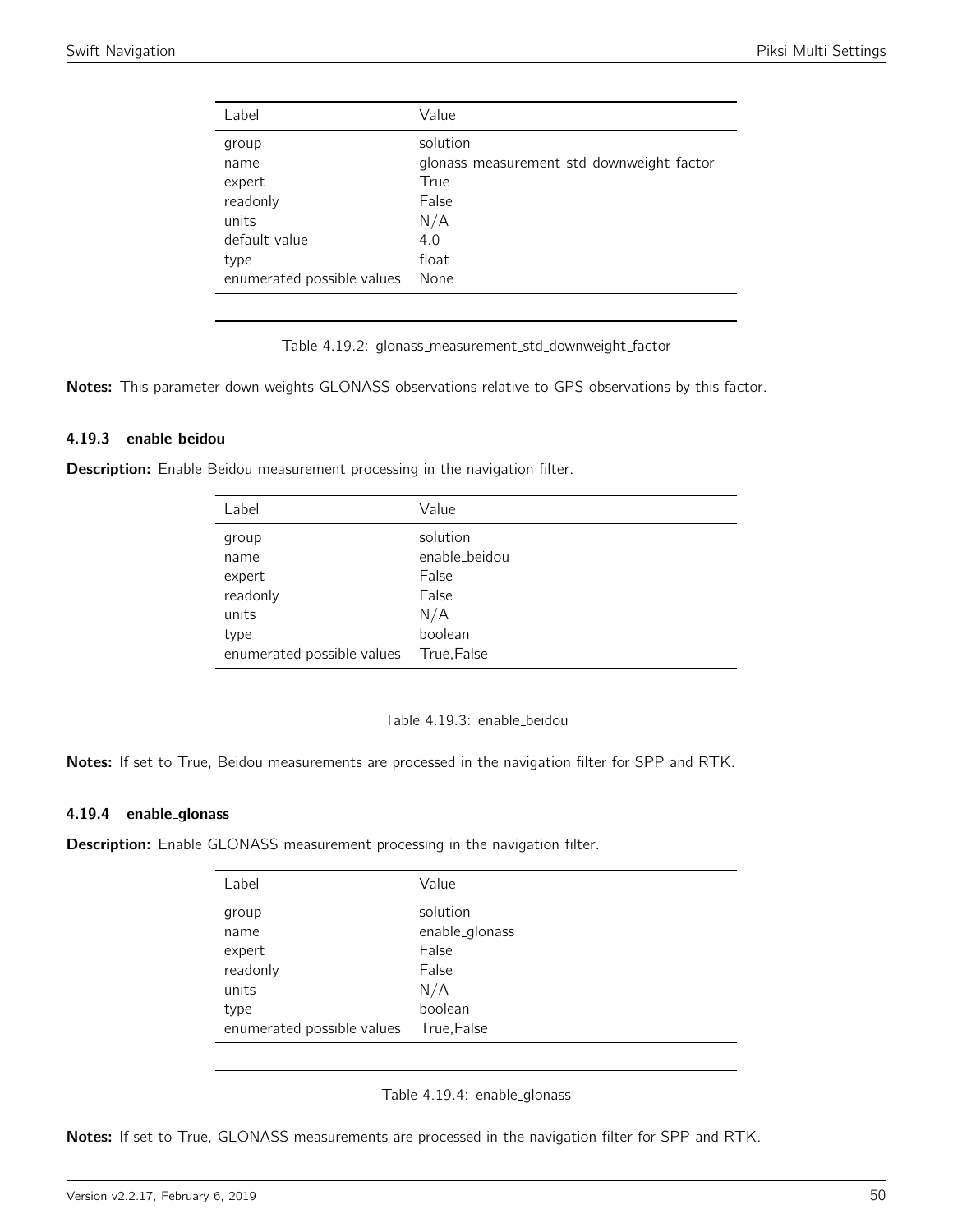| Label | Value |
|---|---|
| group | solution |
| name | glonass_measurement_std_downweight_factor |
| expert | True |
| readonly | False |
| units | N/A |
| default value | 4.0 |
| type | float |
| enumerated possible values | None |

Table 4.19.2: glonass_measurement_std_downweight_factor

**Notes:** This parameter down weights GLONASS observations relative to GPS observations by this factor.

### 4.19.3 enable_beidou

**Description:** Enable Beidou measurement processing in the navigation filter.

| Label | Value |
|---|---|
| group | solution |
| name | enable_beidou |
| expert | False |
| readonly | False |
| units | N/A |
| type | boolean |
| enumerated possible values | True,False |

Table 4.19.3: enable_beidou

**Notes:** If set to True, Beidou measurements are processed in the navigation filter for SPP and RTK.

### 4.19.4 enable_glonass

**Description:** Enable GLONASS measurement processing in the navigation filter.

| Label | Value |
|---|---|
| group | solution |
| name | enable_glonass |
| expert | False |
| readonly | False |
| units | N/A |
| type | boolean |
| enumerated possible values | True,False |

Table 4.19.4: enable_glonass

**Notes:** If set to True, GLONASS measurements are processed in the navigation filter for SPP and RTK.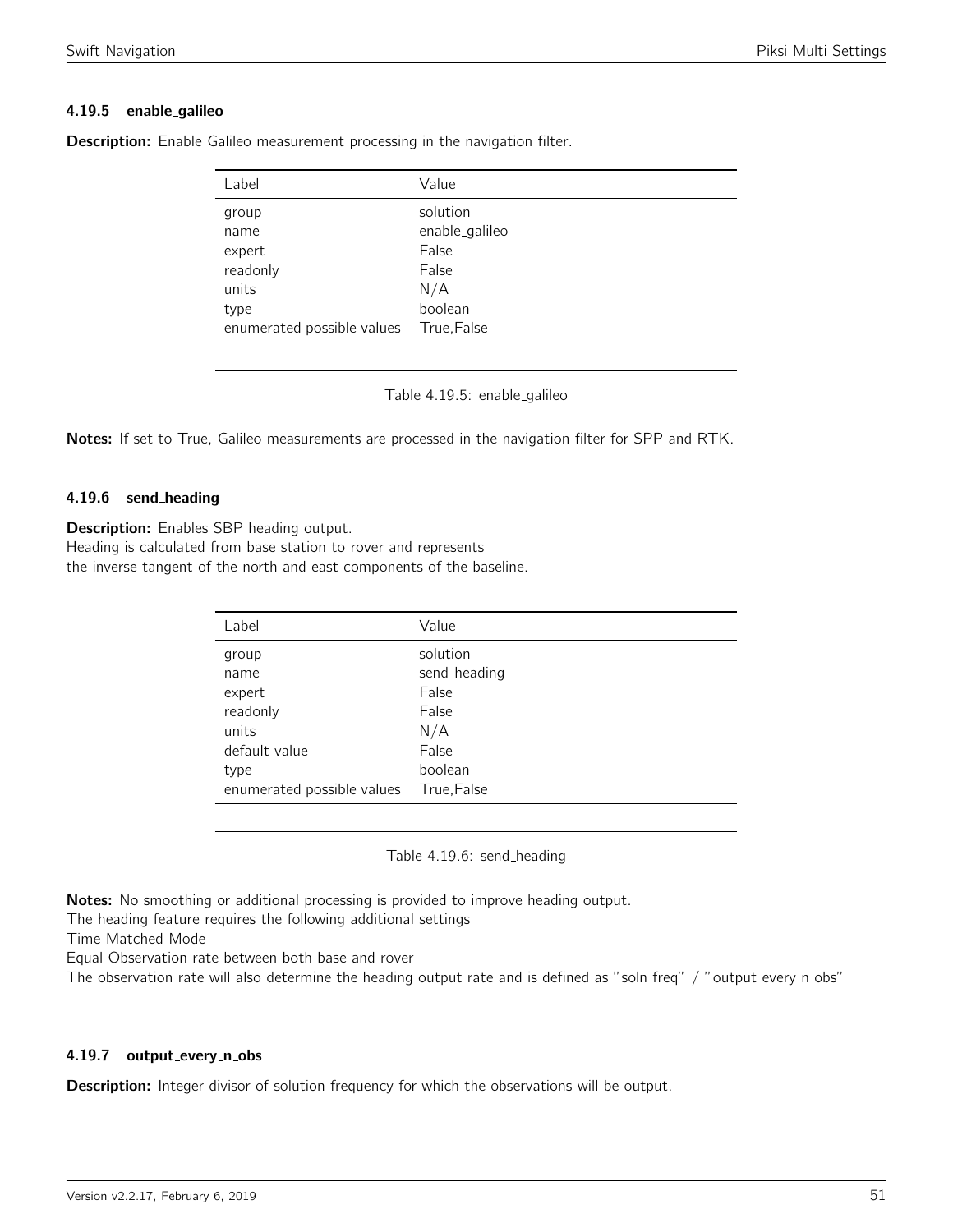### 4.19.5 enable_galileo

**Description:** Enable Galileo measurement processing in the navigation filter.

| Label | Value |
|---|---|
| group | solution |
| name | enable_galileo |
| expert | False |
| readonly | False |
| units | N/A |
| type | boolean |
| enumerated possible values | True,False |

Table 4.19.5: enable_galileo

**Notes:** If set to True, Galileo measurements are processed in the navigation filter for SPP and RTK.

### 4.19.6 send_heading

**Description:** Enables SBP heading output.
Heading is calculated from base station to rover and represents
the inverse tangent of the north and east components of the baseline.

| Label | Value |
|---|---|
| group | solution |
| name | send_heading |
| expert | False |
| readonly | False |
| units | N/A |
| default value | False |
| type | boolean |
| enumerated possible values | True,False |

Table 4.19.6: send_heading

**Notes:** No smoothing or additional processing is provided to improve heading output.
The heading feature requires the following additional settings
Time Matched Mode
Equal Observation rate between both base and rover
The observation rate will also determine the heading output rate and is defined as "soln freq" / "output every n obs"

### 4.19.7 output_every_n_obs

**Description:** Integer divisor of solution frequency for which the observations will be output.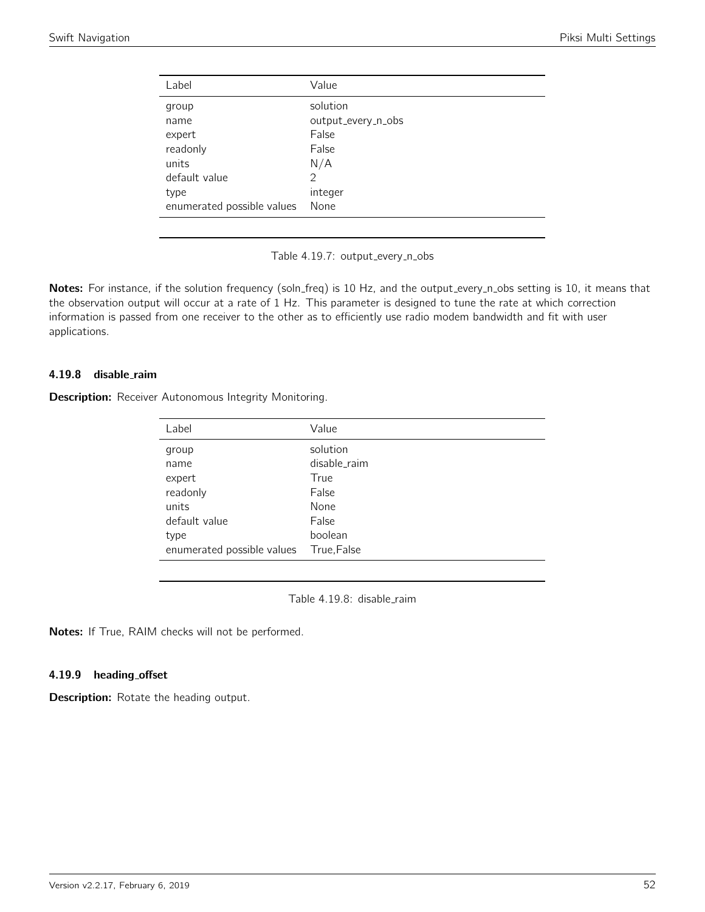| Label | Value |
|---|---|
| group | solution |
| name | output_every_n_obs |
| expert | False |
| readonly | False |
| units | N/A |
| default value | 2 |
| type | integer |
| enumerated possible values | None |

Table 4.19.7: output_every_n_obs

**Notes:** For instance, if the solution frequency (soln_freq) is 10 Hz, and the output_every_n_obs setting is 10, it means that the observation output will occur at a rate of 1 Hz. This parameter is designed to tune the rate at which correction information is passed from one receiver to the other as to efficiently use radio modem bandwidth and fit with user applications.

### 4.19.8 disable_raim

**Description:** Receiver Autonomous Integrity Monitoring.

| Label | Value |
|---|---|
| group | solution |
| name | disable_raim |
| expert | True |
| readonly | False |
| units | None |
| default value | False |
| type | boolean |
| enumerated possible values | True,False |

Table 4.19.8: disable_raim

**Notes:** If True, RAIM checks will not be performed.

### 4.19.9 heading_offset

**Description:** Rotate the heading output.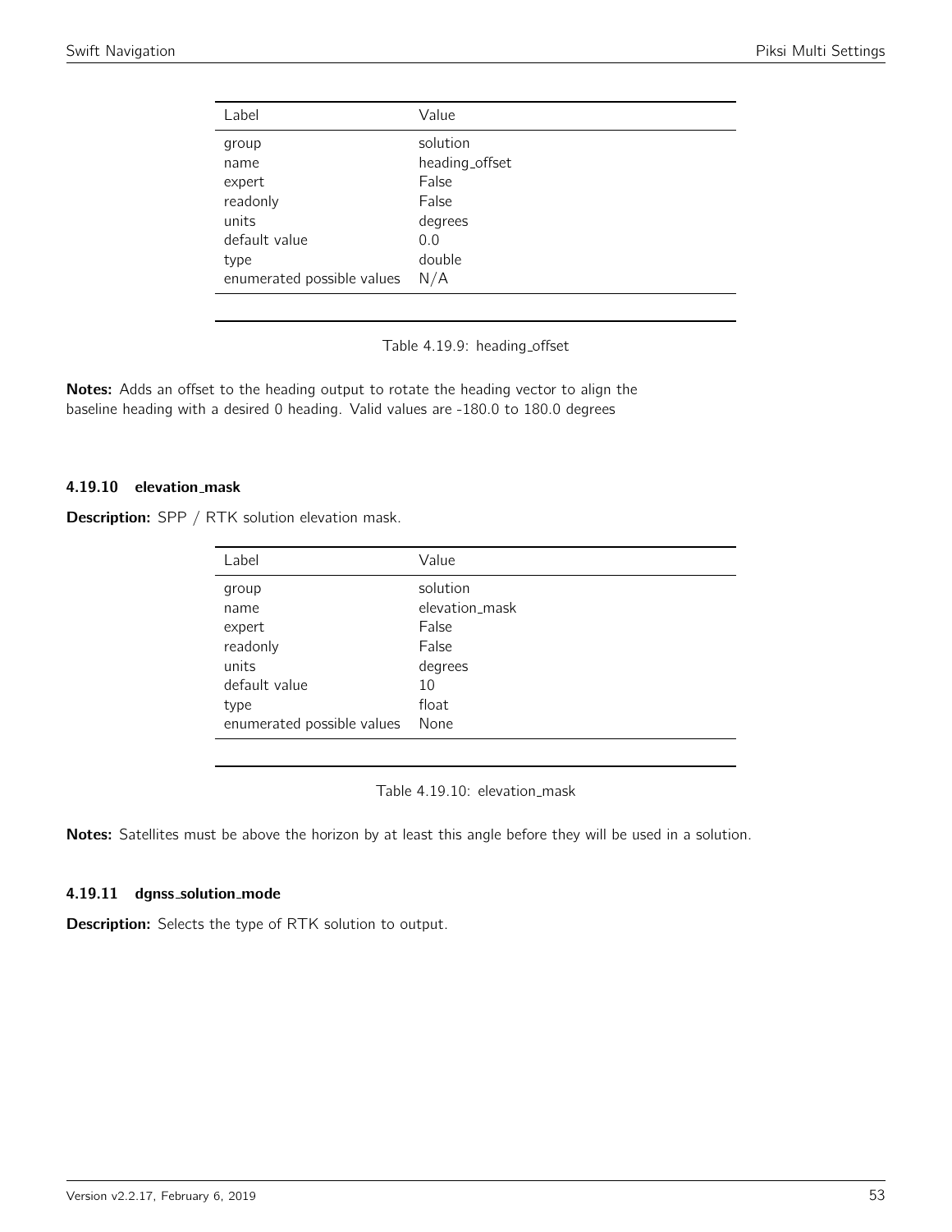| Label | Value |
|---|---|
| group | solution |
| name | heading_offset |
| expert | False |
| readonly | False |
| units | degrees |
| default value | 0.0 |
| type | double |
| enumerated possible values | N/A |

Table 4.19.9: heading_offset

**Notes:** Adds an offset to the heading output to rotate the heading vector to align the baseline heading with a desired 0 heading. Valid values are -180.0 to 180.0 degrees

### 4.19.10 elevation_mask

**Description:** SPP / RTK solution elevation mask.

| Label | Value |
|---|---|
| group | solution |
| name | elevation_mask |
| expert | False |
| readonly | False |
| units | degrees |
| default value | 10 |
| type | float |
| enumerated possible values | None |

Table 4.19.10: elevation_mask

**Notes:** Satellites must be above the horizon by at least this angle before they will be used in a solution.

### 4.19.11 dgnss_solution_mode

**Description:** Selects the type of RTK solution to output.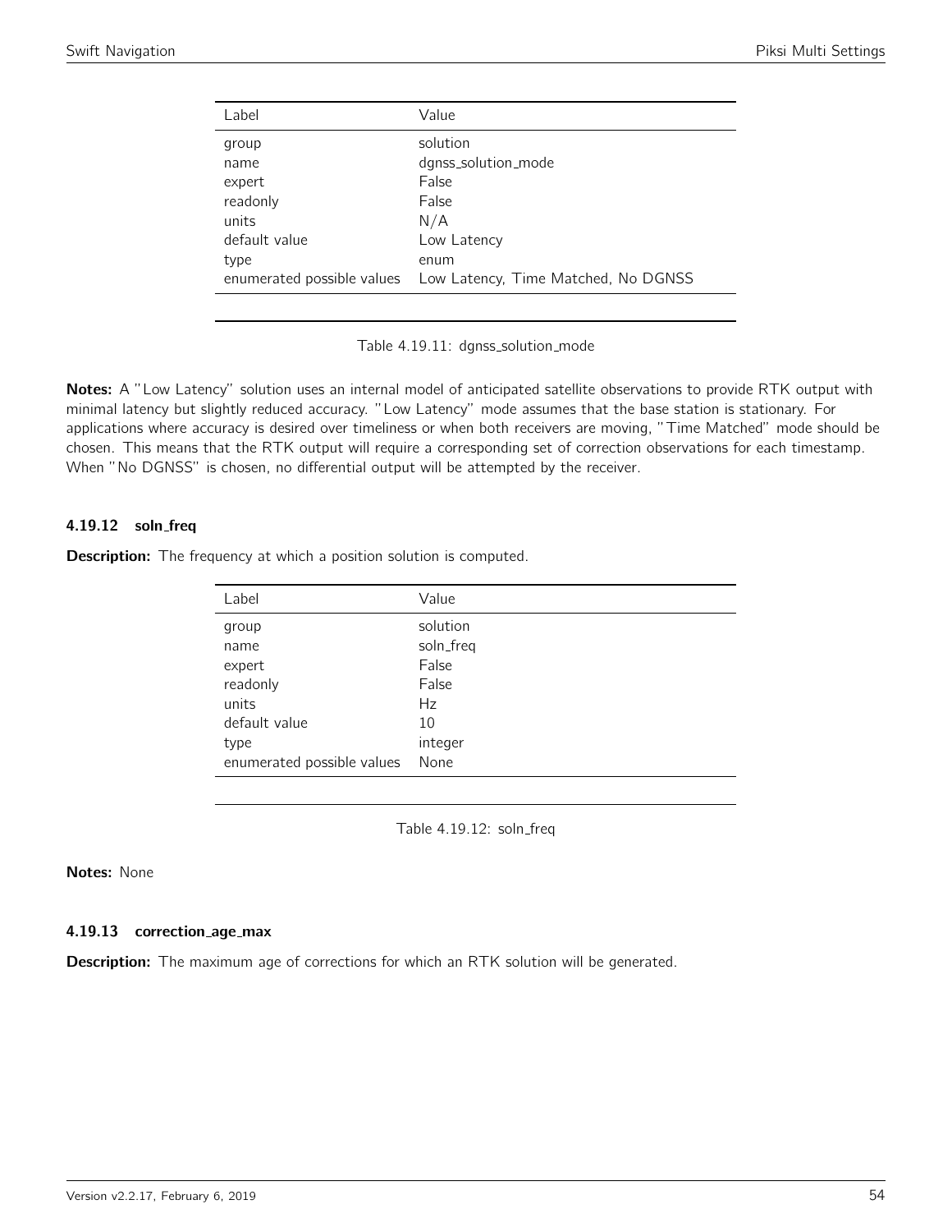| Label | Value |
| --- | --- |
| group | solution |
| name | dgnss_solution_mode |
| expert | False |
| readonly | False |
| units | N/A |
| default value | Low Latency |
| type | enum |
| enumerated possible values | Low Latency, Time Matched, No DGNSS |

Table 4.19.11: dgnss_solution_mode

**Notes:** A "Low Latency" solution uses an internal model of anticipated satellite observations to provide RTK output with minimal latency but slightly reduced accuracy. "Low Latency" mode assumes that the base station is stationary. For applications where accuracy is desired over timeliness or when both receivers are moving, "Time Matched" mode should be chosen. This means that the RTK output will require a corresponding set of correction observations for each timestamp. When "No DGNSS" is chosen, no differential output will be attempted by the receiver.

### 4.19.12 soln_freq

**Description:** The frequency at which a position solution is computed.

| Label | Value |
| --- | --- |
| group | solution |
| name | soln_freq |
| expert | False |
| readonly | False |
| units | Hz |
| default value | 10 |
| type | integer |
| enumerated possible values | None |

Table 4.19.12: soln_freq

**Notes:** None

### 4.19.13 correction_age_max

**Description:** The maximum age of corrections for which an RTK solution will be generated.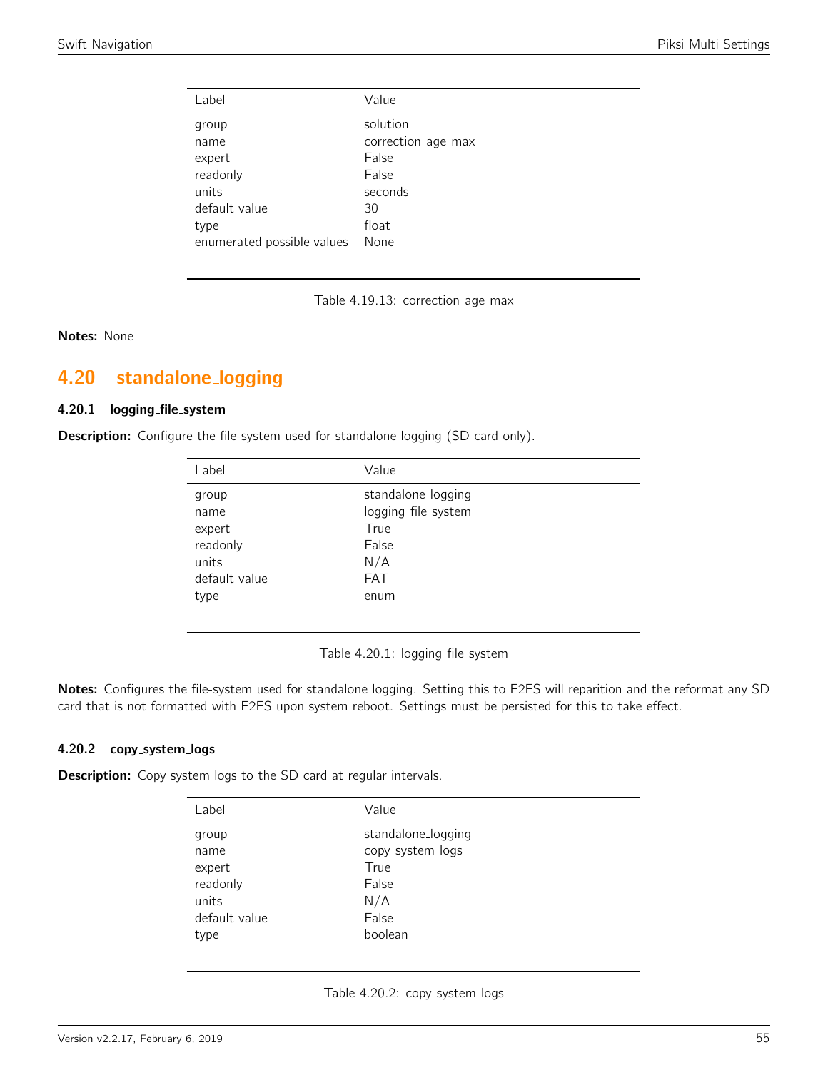| Label | Value |
|---|---|
| group | solution |
| name | correction_age_max |
| expert | False |
| readonly | False |
| units | seconds |
| default value | 30 |
| type | float |
| enumerated possible values | None |

Table 4.19.13: correction_age_max

**Notes:** None

## 4.20 standalone_logging

### 4.20.1 logging_file_system

**Description:** Configure the file-system used for standalone logging (SD card only).

| Label | Value |
|---|---|
| group | standalone_logging |
| name | logging_file_system |
| expert | True |
| readonly | False |
| units | N/A |
| default value | FAT |
| type | enum |

Table 4.20.1: logging_file_system

**Notes:** Configures the file-system used for standalone logging. Setting this to F2FS will reparition and the reformat any SD card that is not formatted with F2FS upon system reboot. Settings must be persisted for this to take effect.

### 4.20.2 copy_system_logs

**Description:** Copy system logs to the SD card at regular intervals.

| Label | Value |
|---|---|
| group | standalone_logging |
| name | copy_system_logs |
| expert | True |
| readonly | False |
| units | N/A |
| default value | False |
| type | boolean |

Table 4.20.2: copy_system_logs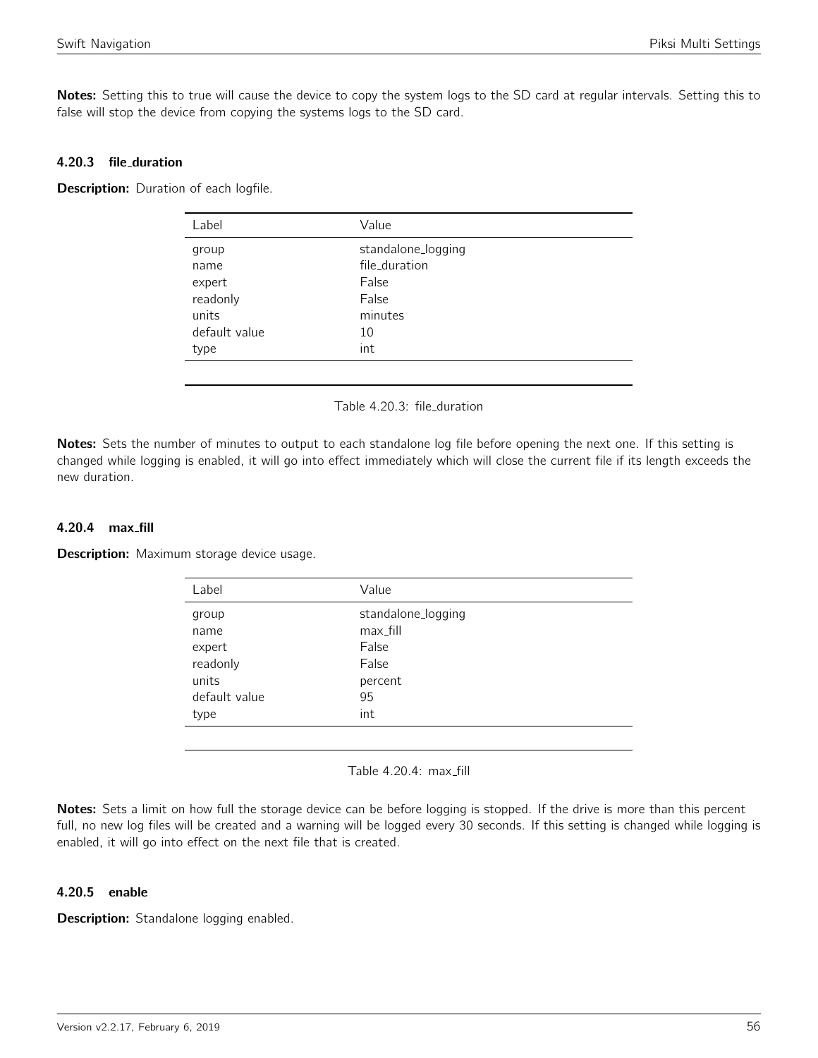**Notes:** Setting this to true will cause the device to copy the system logs to the SD card at regular intervals. Setting this to false will stop the device from copying the systems logs to the SD card.

#### 4.20.3 file_duration

**Description:** Duration of each logfile.

| Label | Value |
|---|---|
| group | standalone_logging |
| name | file_duration |
| expert | False |
| readonly | False |
| units | minutes |
| default value | 10 |
| type | int |

Table 4.20.3: file_duration

**Notes:** Sets the number of minutes to output to each standalone log file before opening the next one. If this setting is changed while logging is enabled, it will go into effect immediately which will close the current file if its length exceeds the new duration.

#### 4.20.4 max_fill

**Description:** Maximum storage device usage.

| Label | Value |
|---|---|
| group | standalone_logging |
| name | max_fill |
| expert | False |
| readonly | False |
| units | percent |
| default value | 95 |
| type | int |

Table 4.20.4: max_fill

**Notes:** Sets a limit on how full the storage device can be before logging is stopped. If the drive is more than this percent full, no new log files will be created and a warning will be logged every 30 seconds. If this setting is changed while logging is enabled, it will go into effect on the next file that is created.

#### 4.20.5 enable

**Description:** Standalone logging enabled.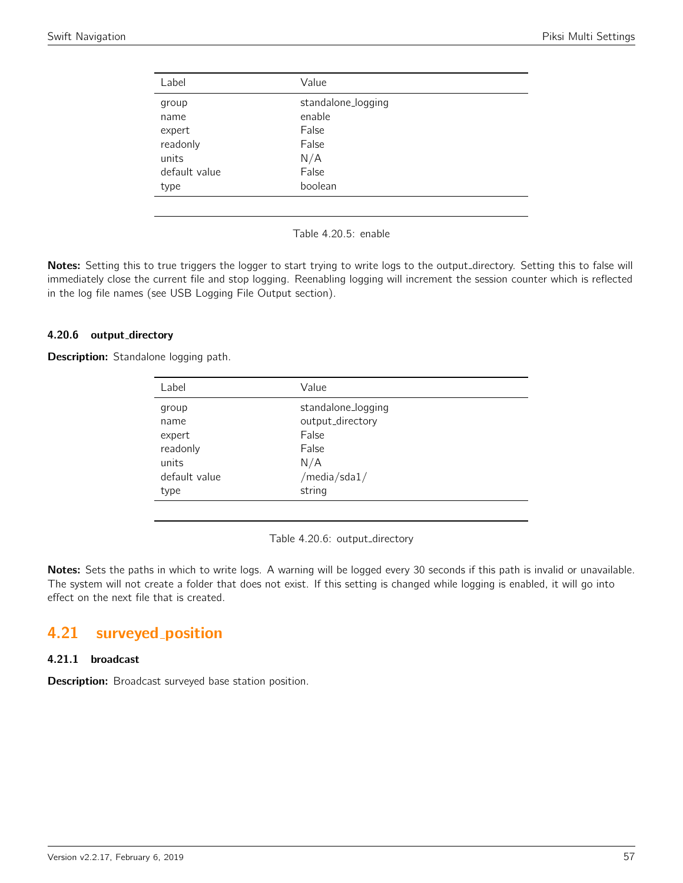| Label | Value |
|---|---|
| group | standalone_logging |
| name | enable |
| expert | False |
| readonly | False |
| units | N/A |
| default value | False |
| type | boolean |

Table 4.20.5: enable

**Notes:** Setting this to true triggers the logger to start trying to write logs to the output_directory. Setting this to false will immediately close the current file and stop logging. Reenabling logging will increment the session counter which is reflected in the log file names (see USB Logging File Output section).

#### 4.20.6 output_directory

**Description:** Standalone logging path.

| Label | Value |
|---|---|
| group | standalone_logging |
| name | output_directory |
| expert | False |
| readonly | False |
| units | N/A |
| default value | /media/sda1/ |
| type | string |

Table 4.20.6: output_directory

**Notes:** Sets the paths in which to write logs. A warning will be logged every 30 seconds if this path is invalid or unavailable. The system will not create a folder that does not exist. If this setting is changed while logging is enabled, it will go into effect on the next file that is created.

## 4.21 surveyed_position

#### 4.21.1 broadcast

**Description:** Broadcast surveyed base station position.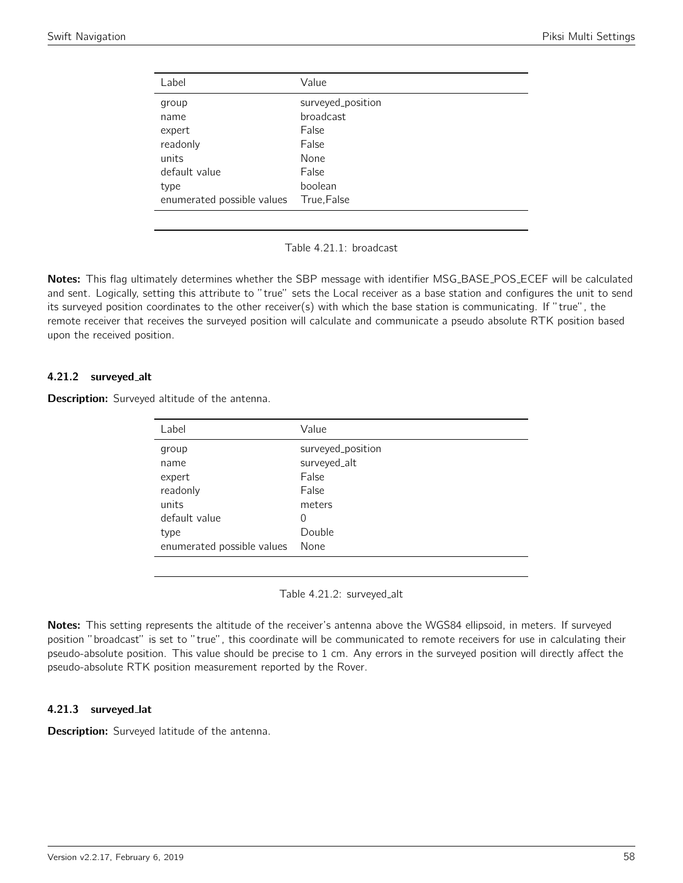| Label | Value |
| --- | --- |
| group | surveyed_position |
| name | broadcast |
| expert | False |
| readonly | False |
| units | None |
| default value | False |
| type | boolean |
| enumerated possible values | True,False |

Table 4.21.1: broadcast

**Notes:** This flag ultimately determines whether the SBP message with identifier MSG_BASE_POS_ECEF will be calculated and sent. Logically, setting this attribute to "true" sets the Local receiver as a base station and configures the unit to send its surveyed position coordinates to the other receiver(s) with which the base station is communicating. If "true", the remote receiver that receives the surveyed position will calculate and communicate a pseudo absolute RTK position based upon the received position.

### 4.21.2 surveyed_alt

**Description:** Surveyed altitude of the antenna.

| Label | Value |
| --- | --- |
| group | surveyed_position |
| name | surveyed_alt |
| expert | False |
| readonly | False |
| units | meters |
| default value | 0 |
| type | Double |
| enumerated possible values | None |

Table 4.21.2: surveyed_alt

**Notes:** This setting represents the altitude of the receiver's antenna above the WGS84 ellipsoid, in meters. If surveyed position "broadcast" is set to "true", this coordinate will be communicated to remote receivers for use in calculating their pseudo-absolute position. This value should be precise to 1 cm. Any errors in the surveyed position will directly affect the pseudo-absolute RTK position measurement reported by the Rover.

### 4.21.3 surveyed_lat

**Description:** Surveyed latitude of the antenna.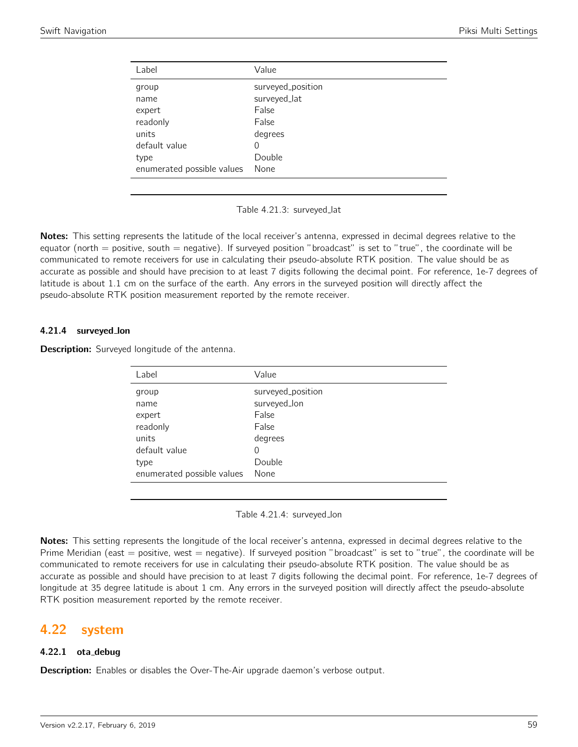| Label | Value |
|---|---|
| group | surveyed_position |
| name | surveyed_lat |
| expert | False |
| readonly | False |
| units | degrees |
| default value | 0 |
| type | Double |
| enumerated possible values | None |

Table 4.21.3: surveyed_lat

**Notes:** This setting represents the latitude of the local receiver's antenna, expressed in decimal degrees relative to the equator (north = positive, south = negative). If surveyed position "broadcast" is set to "true", the coordinate will be communicated to remote receivers for use in calculating their pseudo-absolute RTK position. The value should be as accurate as possible and should have precision to at least 7 digits following the decimal point. For reference, 1e-7 degrees of latitude is about 1.1 cm on the surface of the earth. Any errors in the surveyed position will directly affect the pseudo-absolute RTK position measurement reported by the remote receiver.

#### 4.21.4 surveyed_lon

**Description:** Surveyed longitude of the antenna.

| Label | Value |
|---|---|
| group | surveyed_position |
| name | surveyed_lon |
| expert | False |
| readonly | False |
| units | degrees |
| default value | 0 |
| type | Double |
| enumerated possible values | None |

Table 4.21.4: surveyed_lon

**Notes:** This setting represents the longitude of the local receiver's antenna, expressed in decimal degrees relative to the Prime Meridian (east = positive, west = negative). If surveyed position "broadcast" is set to "true", the coordinate will be communicated to remote receivers for use in calculating their pseudo-absolute RTK position. The value should be as accurate as possible and should have precision to at least 7 digits following the decimal point. For reference, 1e-7 degrees of longitude at 35 degree latitude is about 1 cm. Any errors in the surveyed position will directly affect the pseudo-absolute RTK position measurement reported by the remote receiver.

## 4.22 system

#### 4.22.1 ota_debug

**Description:** Enables or disables the Over-The-Air upgrade daemon's verbose output.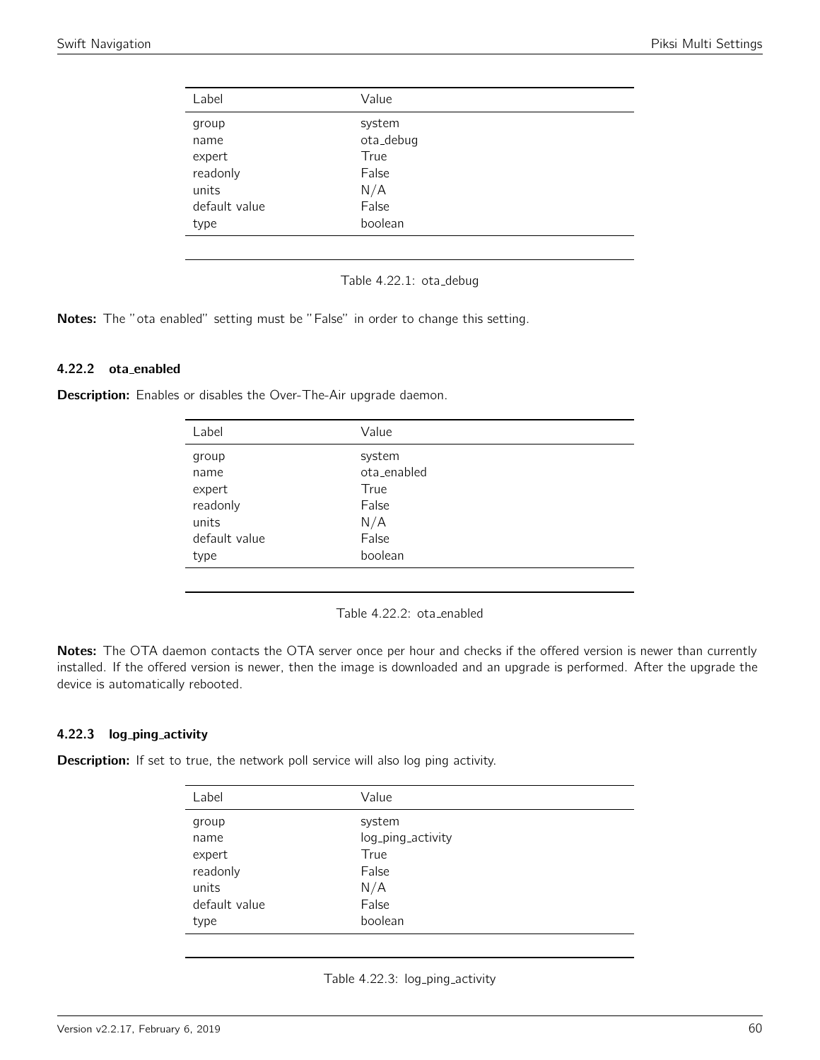| Label | Value |
| --- | --- |
| group | system |
| name | ota_debug |
| expert | True |
| readonly | False |
| units | N/A |
| default value | False |
| type | boolean |

Table 4.22.1: ota_debug

**Notes:** The "ota enabled" setting must be "False" in order to change this setting.

### 4.22.2 ota_enabled

**Description:** Enables or disables the Over-The-Air upgrade daemon.

| Label | Value |
| --- | --- |
| group | system |
| name | ota_enabled |
| expert | True |
| readonly | False |
| units | N/A |
| default value | False |
| type | boolean |

Table 4.22.2: ota_enabled

**Notes:** The OTA daemon contacts the OTA server once per hour and checks if the offered version is newer than currently installed. If the offered version is newer, then the image is downloaded and an upgrade is performed. After the upgrade the device is automatically rebooted.

### 4.22.3 log_ping_activity

**Description:** If set to true, the network poll service will also log ping activity.

| Label | Value |
| --- | --- |
| group | system |
| name | log_ping_activity |
| expert | True |
| readonly | False |
| units | N/A |
| default value | False |
| type | boolean |

Table 4.22.3: log_ping_activity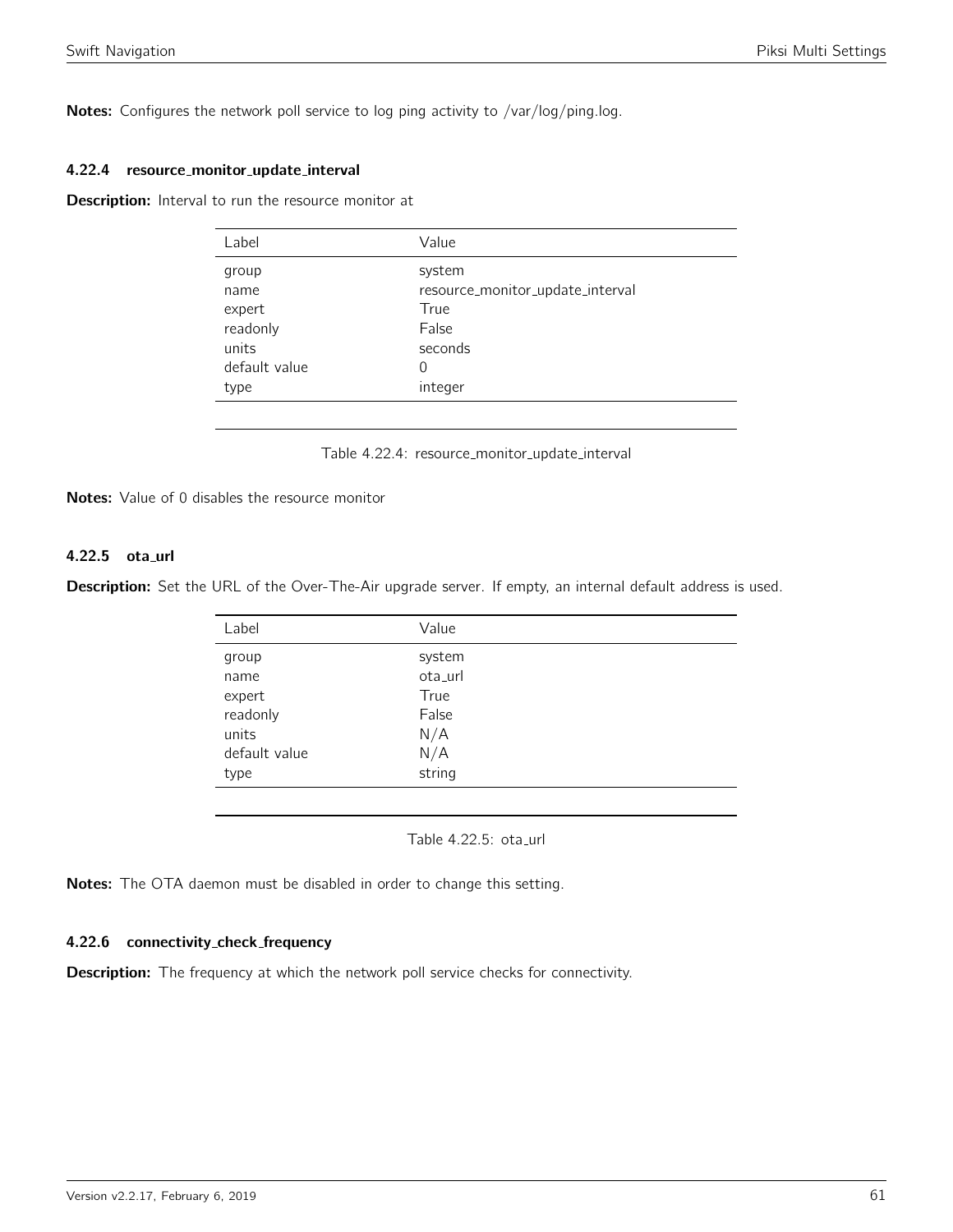**Notes:** Configures the network poll service to log ping activity to /var/log/ping.log.

### 4.22.4 resource_monitor_update_interval

**Description:** Interval to run the resource monitor at

| Label | Value |
|---|---|
| group | system |
| name | resource_monitor_update_interval |
| expert | True |
| readonly | False |
| units | seconds |
| default value | 0 |
| type | integer |

Table 4.22.4: resource_monitor_update_interval

**Notes:** Value of 0 disables the resource monitor

### 4.22.5 ota_url

**Description:** Set the URL of the Over-The-Air upgrade server. If empty, an internal default address is used.

| Label | Value |
|---|---|
| group | system |
| name | ota_url |
| expert | True |
| readonly | False |
| units | N/A |
| default value | N/A |
| type | string |

Table 4.22.5: ota_url

**Notes:** The OTA daemon must be disabled in order to change this setting.

### 4.22.6 connectivity_check_frequency

**Description:** The frequency at which the network poll service checks for connectivity.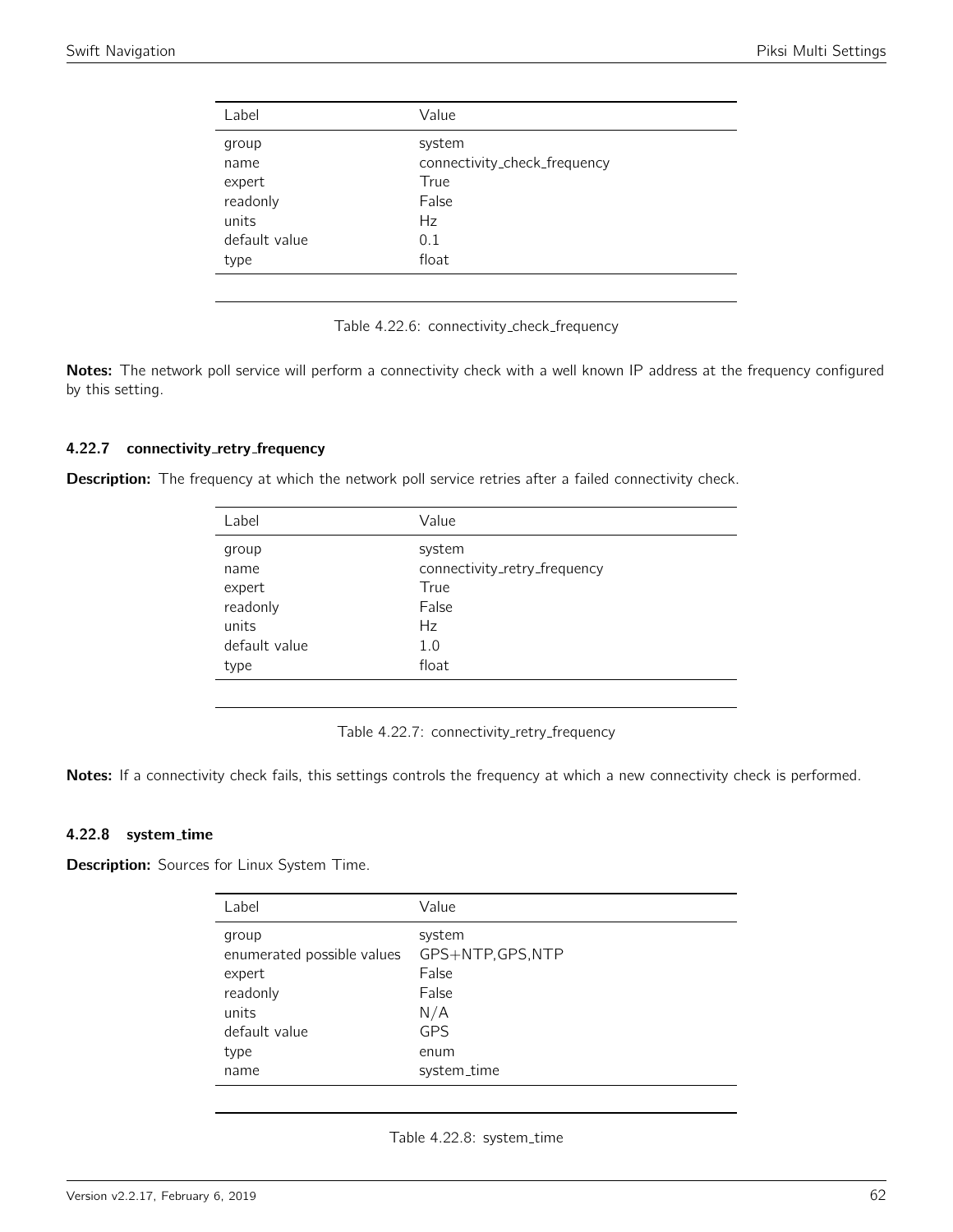| Label | Value |
|---|---|
| group | system |
| name | connectivity_check_frequency |
| expert | True |
| readonly | False |
| units | Hz |
| default value | 0.1 |
| type | float |

Table 4.22.6: connectivity_check_frequency

**Notes:** The network poll service will perform a connectivity check with a well known IP address at the frequency configured by this setting.

### 4.22.7 connectivity_retry_frequency

**Description:** The frequency at which the network poll service retries after a failed connectivity check.

| Label | Value |
|---|---|
| group | system |
| name | connectivity_retry_frequency |
| expert | True |
| readonly | False |
| units | Hz |
| default value | 1.0 |
| type | float |

Table 4.22.7: connectivity_retry_frequency

**Notes:** If a connectivity check fails, this settings controls the frequency at which a new connectivity check is performed.

### 4.22.8 system_time

**Description:** Sources for Linux System Time.

| Label | Value |
|---|---|
| group | system |
| enumerated possible values | GPS+NTP,GPS,NTP |
| expert | False |
| readonly | False |
| units | N/A |
| default value | GPS |
| type | enum |
| name | system_time |

Table 4.22.8: system_time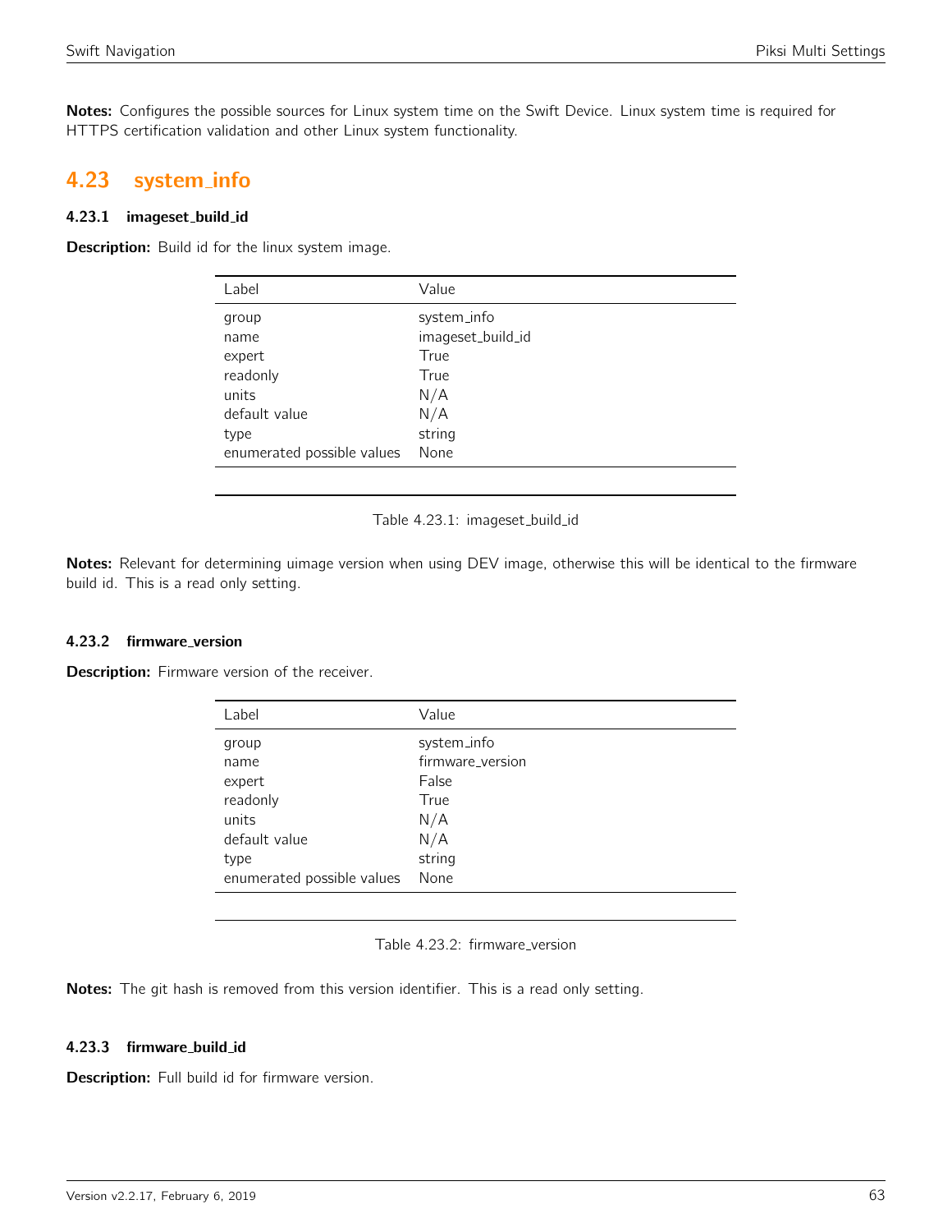**Notes:** Configures the possible sources for Linux system time on the Swift Device. Linux system time is required for HTTPS certification validation and other Linux system functionality.

## 4.23 system_info

### 4.23.1 imageset_build_id

**Description:** Build id for the linux system image.

| Label | Value |
|---|---|
| group | system_info |
| name | imageset_build_id |
| expert | True |
| readonly | True |
| units | N/A |
| default value | N/A |
| type | string |
| enumerated possible values | None |

Table 4.23.1: imageset_build_id

**Notes:** Relevant for determining uimage version when using DEV image, otherwise this will be identical to the firmware build id. This is a read only setting.

### 4.23.2 firmware_version

**Description:** Firmware version of the receiver.

| Label | Value |
|---|---|
| group | system_info |
| name | firmware_version |
| expert | False |
| readonly | True |
| units | N/A |
| default value | N/A |
| type | string |
| enumerated possible values | None |

Table 4.23.2: firmware_version

**Notes:** The git hash is removed from this version identifier. This is a read only setting.

### 4.23.3 firmware_build_id

**Description:** Full build id for firmware version.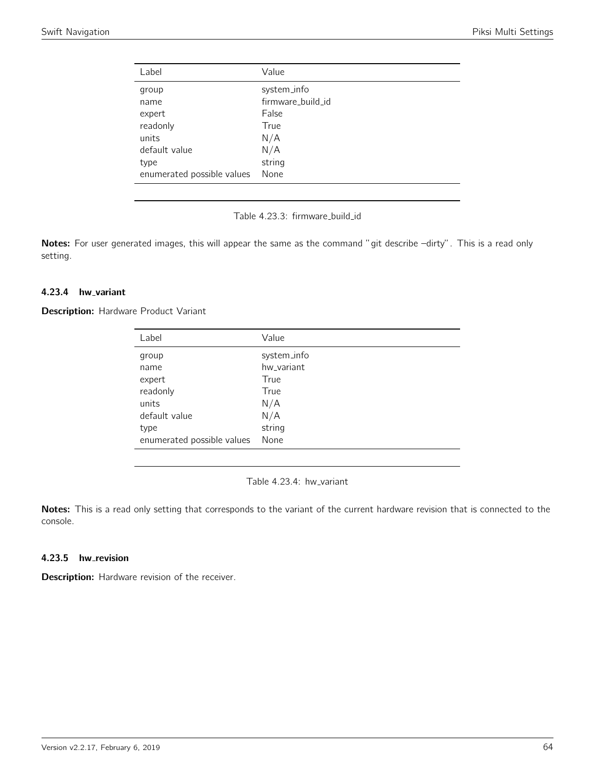| Label | Value |
| --- | --- |
| group | system_info |
| name | firmware_build_id |
| expert | False |
| readonly | True |
| units | N/A |
| default value | N/A |
| type | string |
| enumerated possible values | None |

Table 4.23.3: firmware_build_id

**Notes:** For user generated images, this will appear the same as the command "git describe –dirty". This is a read only setting.

#### 4.23.4 hw_variant

**Description:** Hardware Product Variant

| Label | Value |
| --- | --- |
| group | system_info |
| name | hw_variant |
| expert | True |
| readonly | True |
| units | N/A |
| default value | N/A |
| type | string |
| enumerated possible values | None |

Table 4.23.4: hw_variant

**Notes:** This is a read only setting that corresponds to the variant of the current hardware revision that is connected to the console.

#### 4.23.5 hw_revision

**Description:** Hardware revision of the receiver.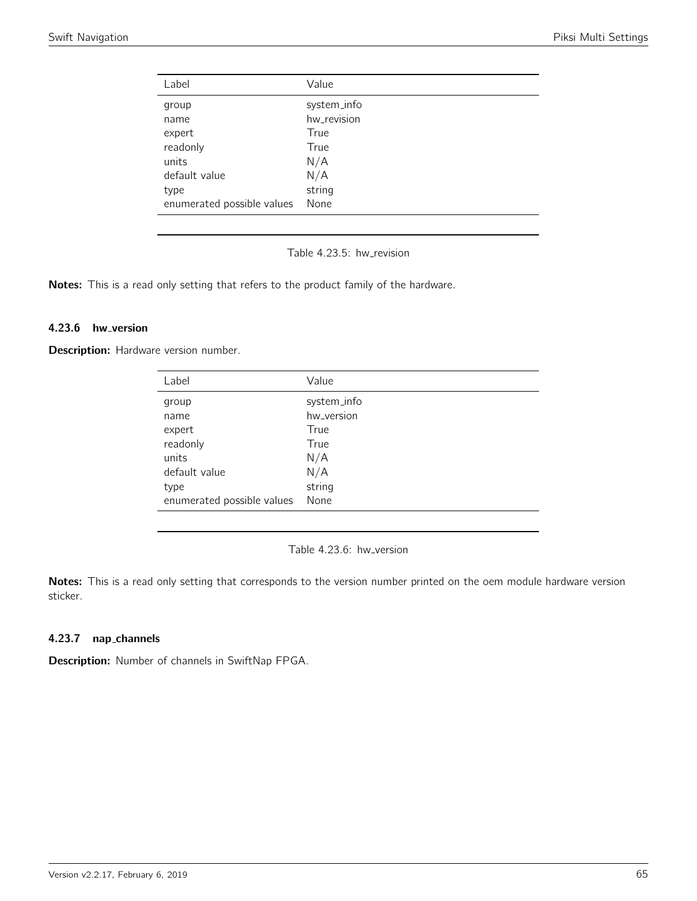| Label | Value |
|---|---|
| group | system_info |
| name | hw_revision |
| expert | True |
| readonly | True |
| units | N/A |
| default value | N/A |
| type | string |
| enumerated possible values | None |

Table 4.23.5: hw_revision

**Notes:** This is a read only setting that refers to the product family of the hardware.

### 4.23.6 hw_version

**Description:** Hardware version number.

| Label | Value |
|---|---|
| group | system_info |
| name | hw_version |
| expert | True |
| readonly | True |
| units | N/A |
| default value | N/A |
| type | string |
| enumerated possible values | None |

Table 4.23.6: hw_version

**Notes:** This is a read only setting that corresponds to the version number printed on the oem module hardware version sticker.

### 4.23.7 nap_channels

**Description:** Number of channels in SwiftNap FPGA.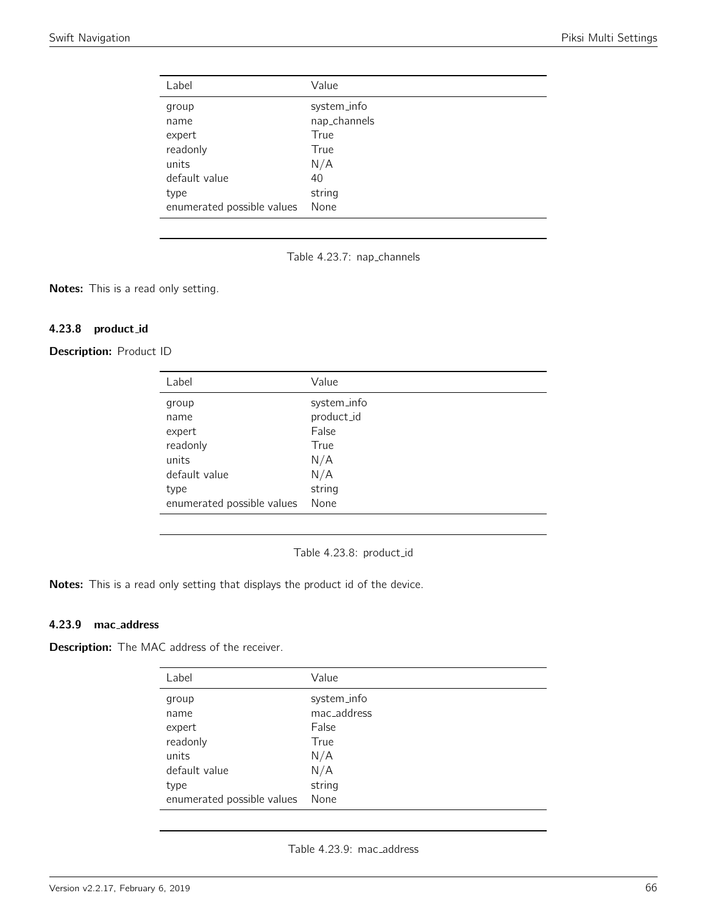| Label | Value |
|---|---|
| group | system_info |
| name | nap_channels |
| expert | True |
| readonly | True |
| units | N/A |
| default value | 40 |
| type | string |
| enumerated possible values | None |

Table 4.23.7: nap_channels

**Notes:** This is a read only setting.

### 4.23.8 product_id

**Description:** Product ID

| Label | Value |
|---|---|
| group | system_info |
| name | product_id |
| expert | False |
| readonly | True |
| units | N/A |
| default value | N/A |
| type | string |
| enumerated possible values | None |

Table 4.23.8: product_id

**Notes:** This is a read only setting that displays the product id of the device.

### 4.23.9 mac_address

**Description:** The MAC address of the receiver.

| Label | Value |
|---|---|
| group | system_info |
| name | mac_address |
| expert | False |
| readonly | True |
| units | N/A |
| default value | N/A |
| type | string |
| enumerated possible values | None |

Table 4.23.9: mac_address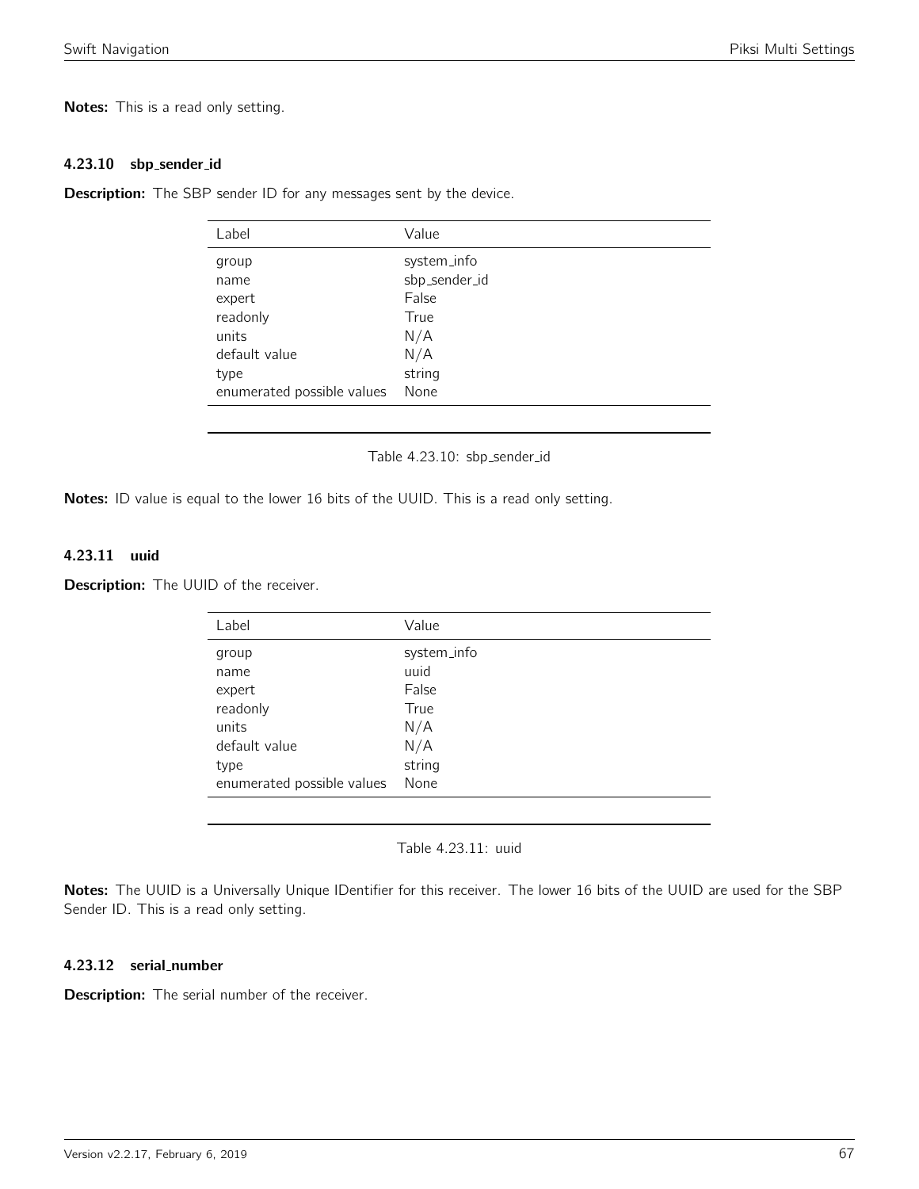**Notes:** This is a read only setting.

#### 4.23.10 sbp_sender_id

**Description:** The SBP sender ID for any messages sent by the device.

| Label | Value |
|---|---|
| group | system_info |
| name | sbp_sender_id |
| expert | False |
| readonly | True |
| units | N/A |
| default value | N/A |
| type | string |
| enumerated possible values | None |

Table 4.23.10: sbp_sender_id

**Notes:** ID value is equal to the lower 16 bits of the UUID. This is a read only setting.

#### 4.23.11 uuid

**Description:** The UUID of the receiver.

| Label | Value |
|---|---|
| group | system_info |
| name | uuid |
| expert | False |
| readonly | True |
| units | N/A |
| default value | N/A |
| type | string |
| enumerated possible values | None |

Table 4.23.11: uuid

**Notes:** The UUID is a Universally Unique IDentifier for this receiver. The lower 16 bits of the UUID are used for the SBP Sender ID. This is a read only setting.

#### 4.23.12 serial_number

**Description:** The serial number of the receiver.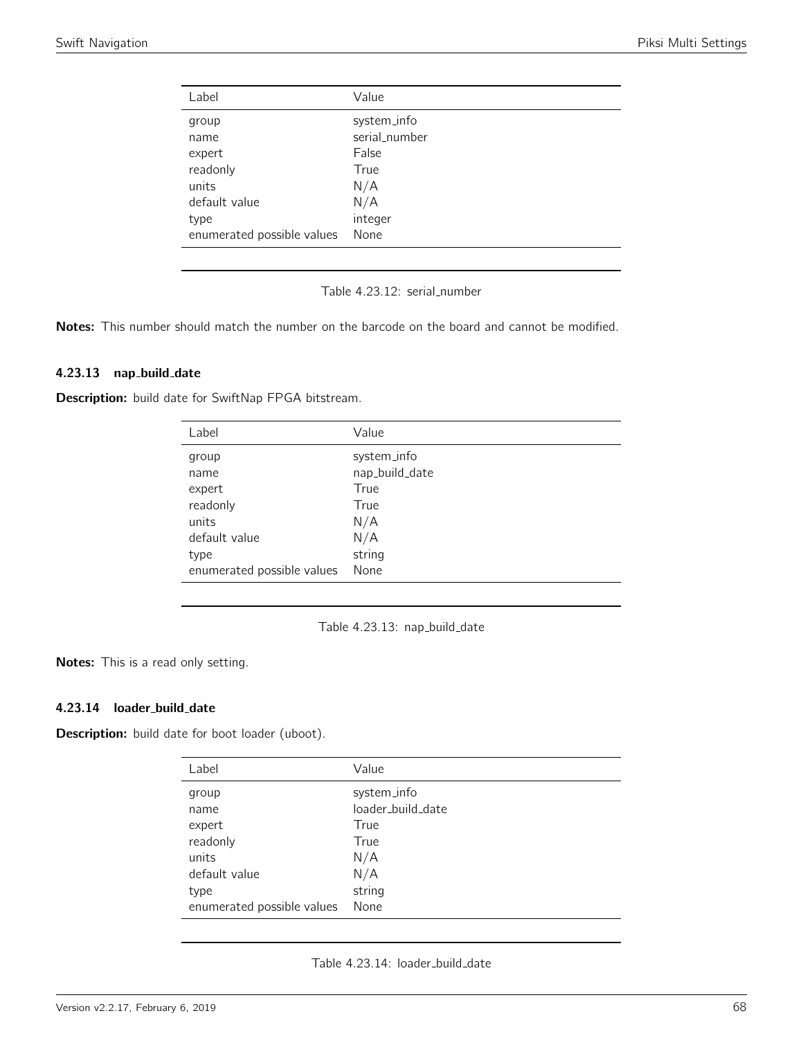| Label | Value |
|---|---|
| group | system_info |
| name | serial_number |
| expert | False |
| readonly | True |
| units | N/A |
| default value | N/A |
| type | integer |
| enumerated possible values | None |

Table 4.23.12: serial_number

**Notes:** This number should match the number on the barcode on the board and cannot be modified.

### 4.23.13 nap_build_date

**Description:** build date for SwiftNap FPGA bitstream.

| Label | Value |
|---|---|
| group | system_info |
| name | nap_build_date |
| expert | True |
| readonly | True |
| units | N/A |
| default value | N/A |
| type | string |
| enumerated possible values | None |

Table 4.23.13: nap_build_date

**Notes:** This is a read only setting.

### 4.23.14 loader_build_date

**Description:** build date for boot loader (uboot).

| Label | Value |
|---|---|
| group | system_info |
| name | loader_build_date |
| expert | True |
| readonly | True |
| units | N/A |
| default value | N/A |
| type | string |
| enumerated possible values | None |

Table 4.23.14: loader_build_date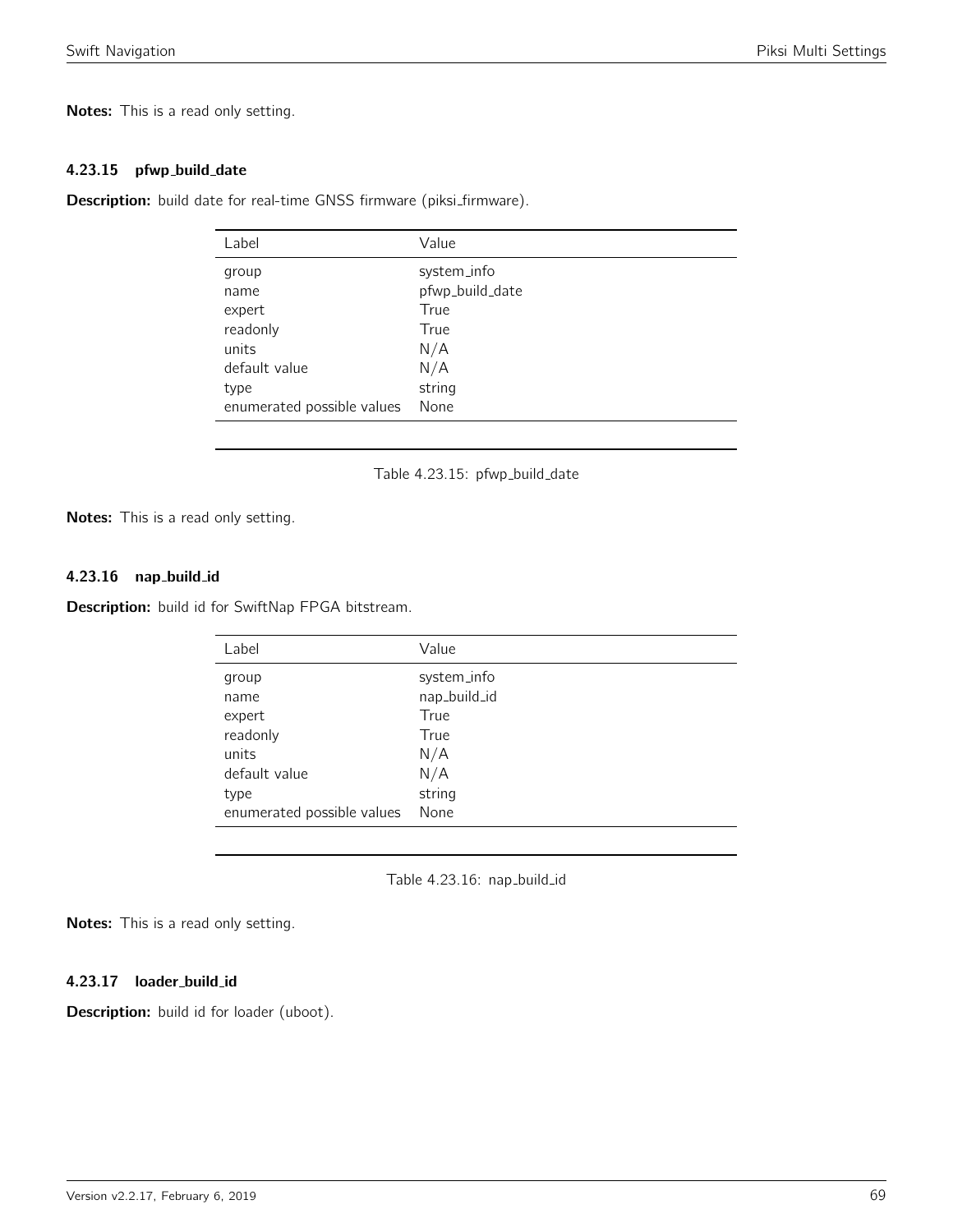**Notes:** This is a read only setting.

#### 4.23.15 pfwp_build_date

**Description:** build date for real-time GNSS firmware (piksi_firmware).

| Label | Value |
|---|---|
| group | system_info |
| name | pfwp_build_date |
| expert | True |
| readonly | True |
| units | N/A |
| default value | N/A |
| type | string |
| enumerated possible values | None |

Table 4.23.15: pfwp_build_date

**Notes:** This is a read only setting.

#### 4.23.16 nap_build_id

**Description:** build id for SwiftNap FPGA bitstream.

| Label | Value |
|---|---|
| group | system_info |
| name | nap_build_id |
| expert | True |
| readonly | True |
| units | N/A |
| default value | N/A |
| type | string |
| enumerated possible values | None |

Table 4.23.16: nap_build_id

**Notes:** This is a read only setting.

#### 4.23.17 loader_build_id

**Description:** build id for loader (uboot).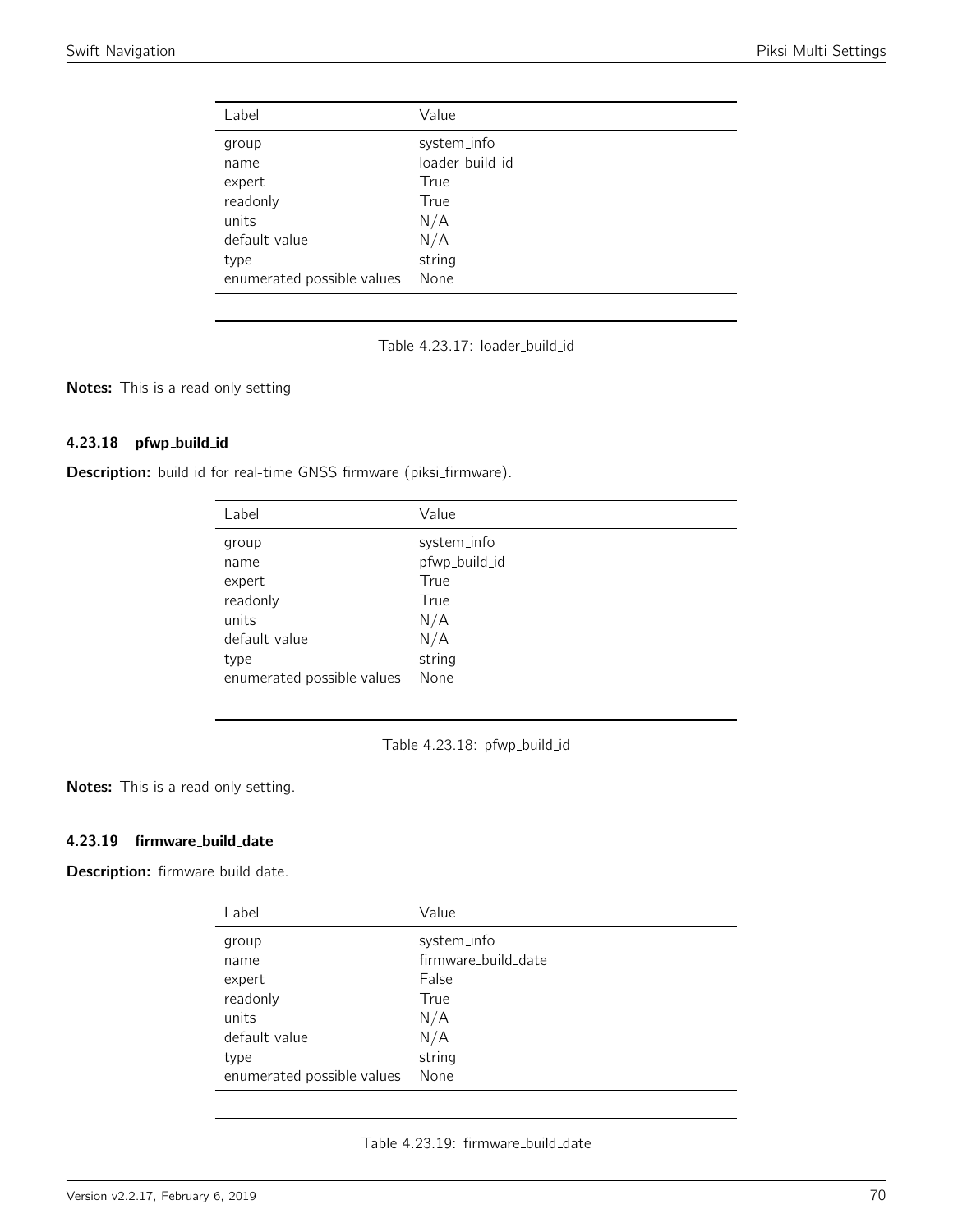| Label | Value |
| --- | --- |
| group | system_info |
| name | loader_build_id |
| expert | True |
| readonly | True |
| units | N/A |
| default value | N/A |
| type | string |
| enumerated possible values | None |

Table 4.23.17: loader_build_id

**Notes:** This is a read only setting

#### 4.23.18 pfwp_build_id

**Description:** build id for real-time GNSS firmware (piksi_firmware).

| Label | Value |
| --- | --- |
| group | system_info |
| name | pfwp_build_id |
| expert | True |
| readonly | True |
| units | N/A |
| default value | N/A |
| type | string |
| enumerated possible values | None |

Table 4.23.18: pfwp_build_id

**Notes:** This is a read only setting.

#### 4.23.19 firmware_build_date

**Description:** firmware build date.

| Label | Value |
| --- | --- |
| group | system_info |
| name | firmware_build_date |
| expert | False |
| readonly | True |
| units | N/A |
| default value | N/A |
| type | string |
| enumerated possible values | None |

Table 4.23.19: firmware_build_date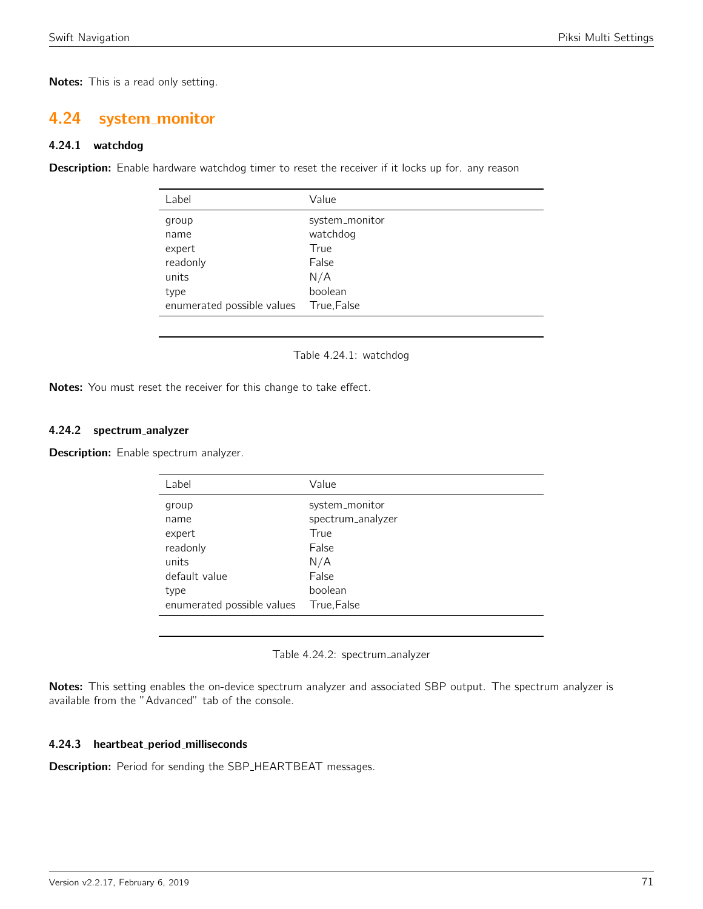**Notes:** This is a read only setting.

## 4.24 system_monitor

### 4.24.1 watchdog

**Description:** Enable hardware watchdog timer to reset the receiver if it locks up for. any reason

| Label | Value |
|---|---|
| group | system_monitor |
| name | watchdog |
| expert | True |
| readonly | False |
| units | N/A |
| type | boolean |
| enumerated possible values | True,False |

Table 4.24.1: watchdog

**Notes:** You must reset the receiver for this change to take effect.

### 4.24.2 spectrum_analyzer

**Description:** Enable spectrum analyzer.

| Label | Value |
|---|---|
| group | system_monitor |
| name | spectrum_analyzer |
| expert | True |
| readonly | False |
| units | N/A |
| default value | False |
| type | boolean |
| enumerated possible values | True,False |

Table 4.24.2: spectrum_analyzer

**Notes:** This setting enables the on-device spectrum analyzer and associated SBP output. The spectrum analyzer is available from the "Advanced" tab of the console.

### 4.24.3 heartbeat_period_milliseconds

**Description:** Period for sending the SBP_HEARTBEAT messages.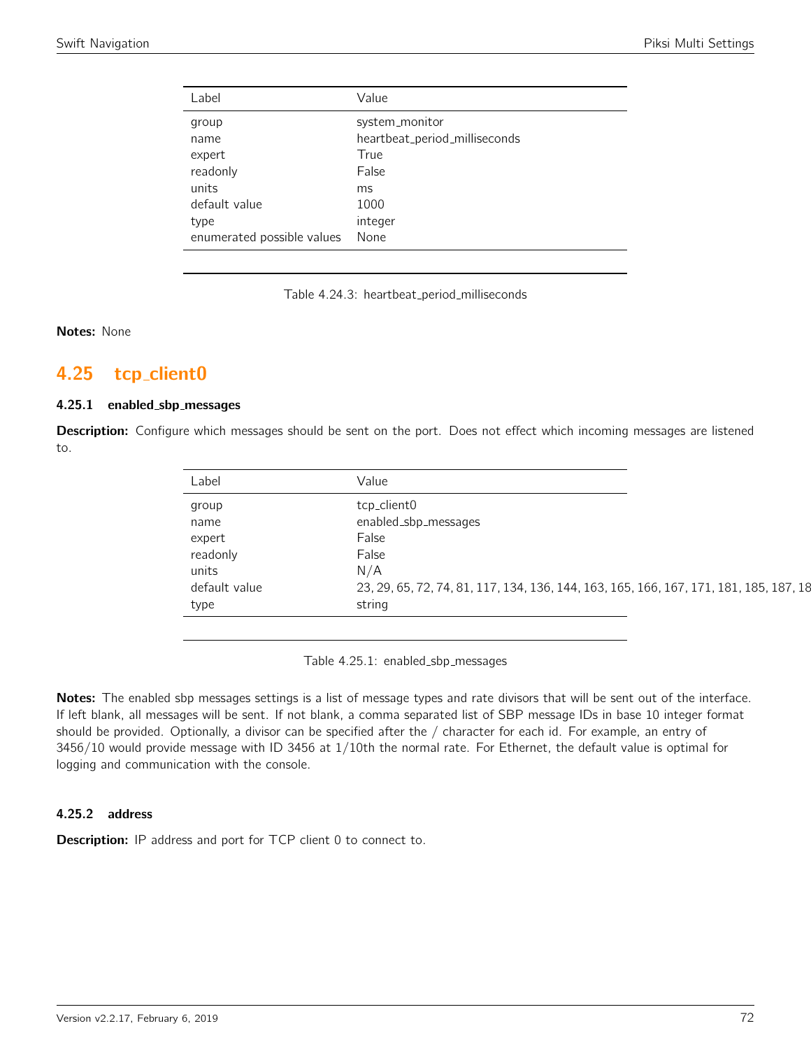| Label | Value |
|---|---|
| group | system_monitor |
| name | heartbeat_period_milliseconds |
| expert | True |
| readonly | False |
| units | ms |
| default value | 1000 |
| type | integer |
| enumerated possible values | None |

Table 4.24.3: heartbeat_period_milliseconds

**Notes:** None

## 4.25 tcp_client0

### 4.25.1 enabled_sbp_messages

**Description:** Configure which messages should be sent on the port. Does not effect which incoming messages are listened to.

| Label | Value |
|---|---|
| group | tcp_client0 |
| name | enabled_sbp_messages |
| expert | False |
| readonly | False |
| units | N/A |
| default value | 23, 29, 65, 72, 74, 81, 117, 134, 136, 144, 163, 165, 166, 167, 171, 181, 185, 187, 18 |
| type | string |

Table 4.25.1: enabled_sbp_messages

**Notes:** The enabled sbp messages settings is a list of message types and rate divisors that will be sent out of the interface. If left blank, all messages will be sent. If not blank, a comma separated list of SBP message IDs in base 10 integer format should be provided. Optionally, a divisor can be specified after the / character for each id. For example, an entry of 3456/10 would provide message with ID 3456 at 1/10th the normal rate. For Ethernet, the default value is optimal for logging and communication with the console.

### 4.25.2 address

**Description:** IP address and port for TCP client 0 to connect to.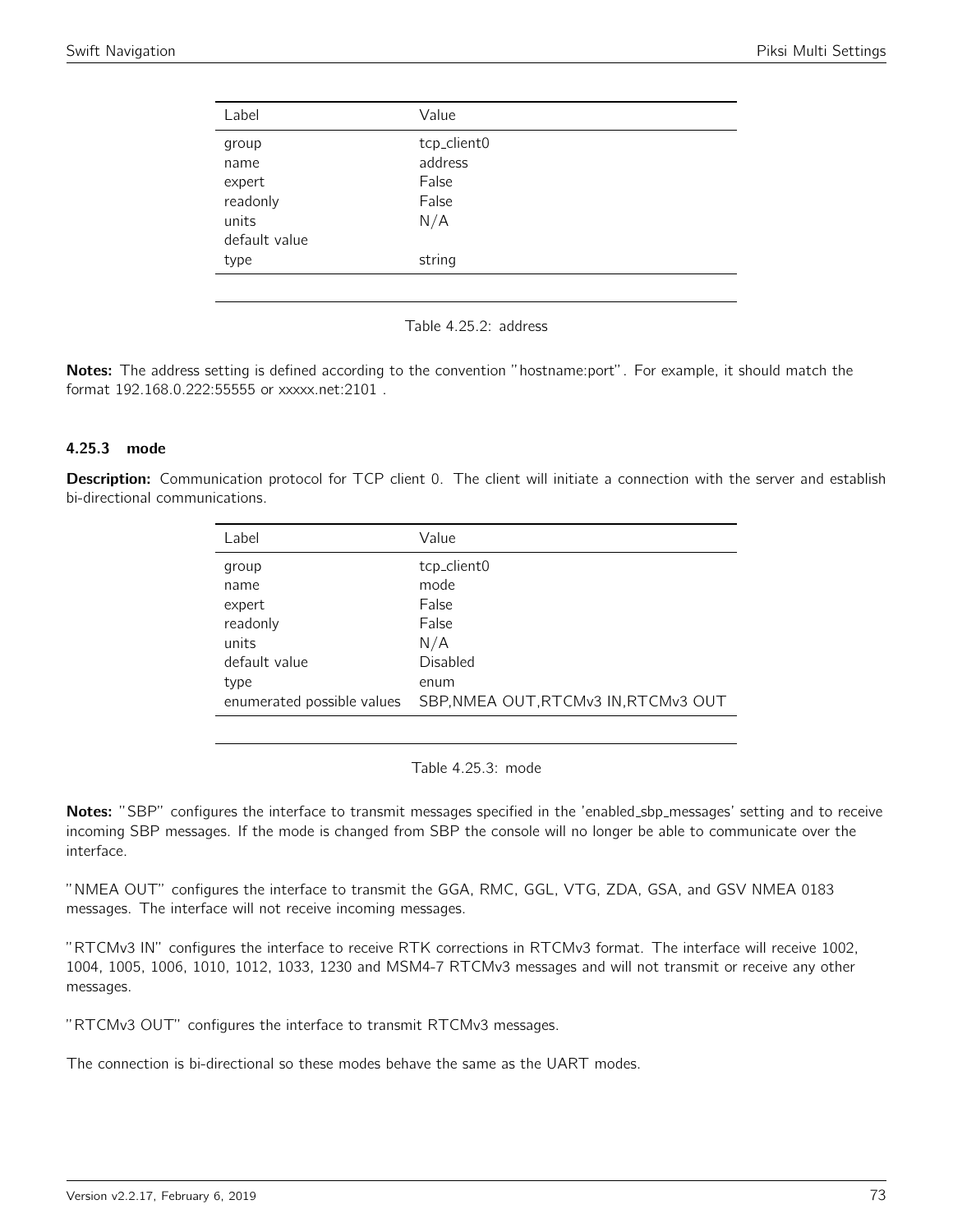| Label | Value |
|---|---|
| group | tcp_client0 |
| name | address |
| expert | False |
| readonly | False |
| units | N/A |
| default value | |
| type | string |

Table 4.25.2: address

**Notes:** The address setting is defined according to the convention "hostname:port". For example, it should match the format 192.168.0.222:55555 or xxxxx.net:2101 .

### 4.25.3 mode

**Description:** Communication protocol for TCP client 0. The client will initiate a connection with the server and establish bi-directional communications.

| Label | Value |
|---|---|
| group | tcp_client0 |
| name | mode |
| expert | False |
| readonly | False |
| units | N/A |
| default value | Disabled |
| type | enum |
| enumerated possible values | SBP,NMEA OUT,RTCMv3 IN,RTCMv3 OUT |

Table 4.25.3: mode

**Notes:** "SBP" configures the interface to transmit messages specified in the 'enabled_sbp_messages' setting and to receive incoming SBP messages. If the mode is changed from SBP the console will no longer be able to communicate over the interface.

"NMEA OUT" configures the interface to transmit the GGA, RMC, GGL, VTG, ZDA, GSA, and GSV NMEA 0183 messages. The interface will not receive incoming messages.

"RTCMv3 IN" configures the interface to receive RTK corrections in RTCMv3 format. The interface will receive 1002, 1004, 1005, 1006, 1010, 1012, 1033, 1230 and MSM4-7 RTCMv3 messages and will not transmit or receive any other messages.

"RTCMv3 OUT" configures the interface to transmit RTCMv3 messages.

The connection is bi-directional so these modes behave the same as the UART modes.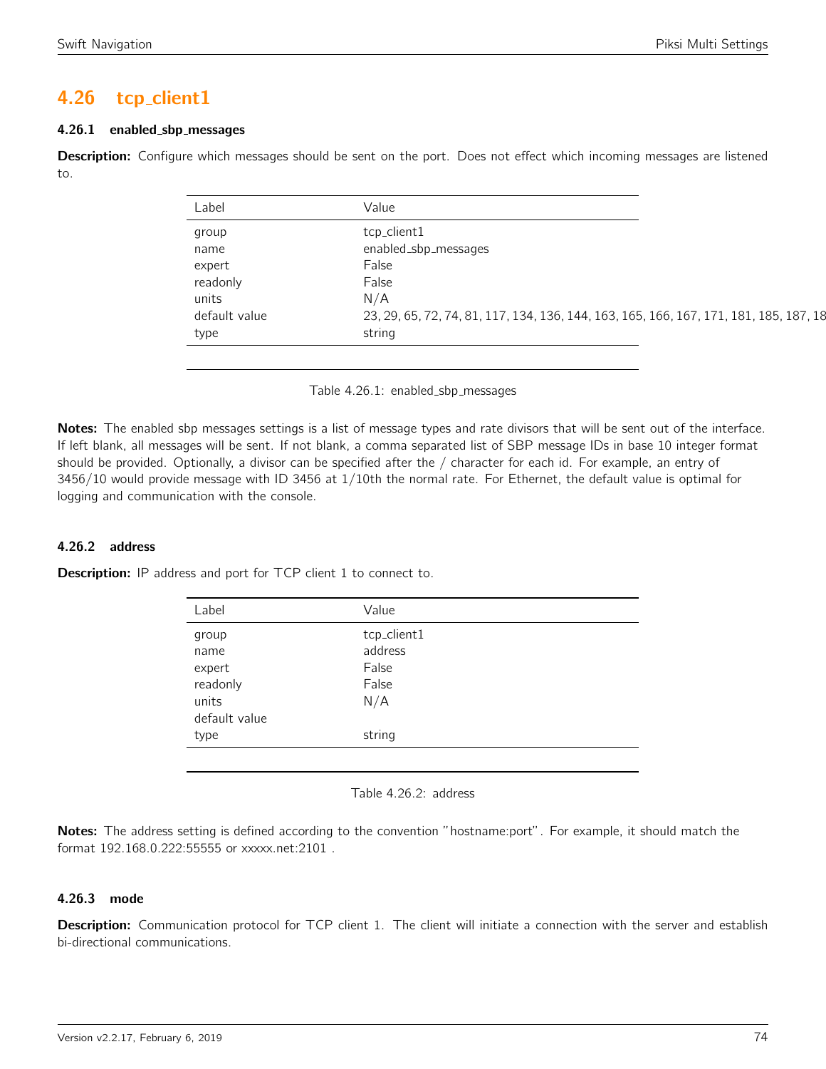## 4.26 tcp_client1

### 4.26.1 enabled_sbp_messages

**Description:** Configure which messages should be sent on the port. Does not effect which incoming messages are listened to.

| Label | Value |
|---|---|
| group | tcp_client1 |
| name | enabled_sbp_messages |
| expert | False |
| readonly | False |
| units | N/A |
| default value | 23, 29, 65, 72, 74, 81, 117, 134, 136, 144, 163, 165, 166, 167, 171, 181, 185, 187, 18 |
| type | string |

Table 4.26.1: enabled_sbp_messages

**Notes:** The enabled sbp messages settings is a list of message types and rate divisors that will be sent out of the interface. If left blank, all messages will be sent. If not blank, a comma separated list of SBP message IDs in base 10 integer format should be provided. Optionally, a divisor can be specified after the / character for each id. For example, an entry of 3456/10 would provide message with ID 3456 at 1/10th the normal rate. For Ethernet, the default value is optimal for logging and communication with the console.

### 4.26.2 address

**Description:** IP address and port for TCP client 1 to connect to.

| Label | Value |
|---|---|
| group | tcp_client1 |
| name | address |
| expert | False |
| readonly | False |
| units | N/A |
| default value | |
| type | string |

Table 4.26.2: address

**Notes:** The address setting is defined according to the convention "hostname:port". For example, it should match the format 192.168.0.222:55555 or xxxxx.net:2101 .

### 4.26.3 mode

**Description:** Communication protocol for TCP client 1. The client will initiate a connection with the server and establish bi-directional communications.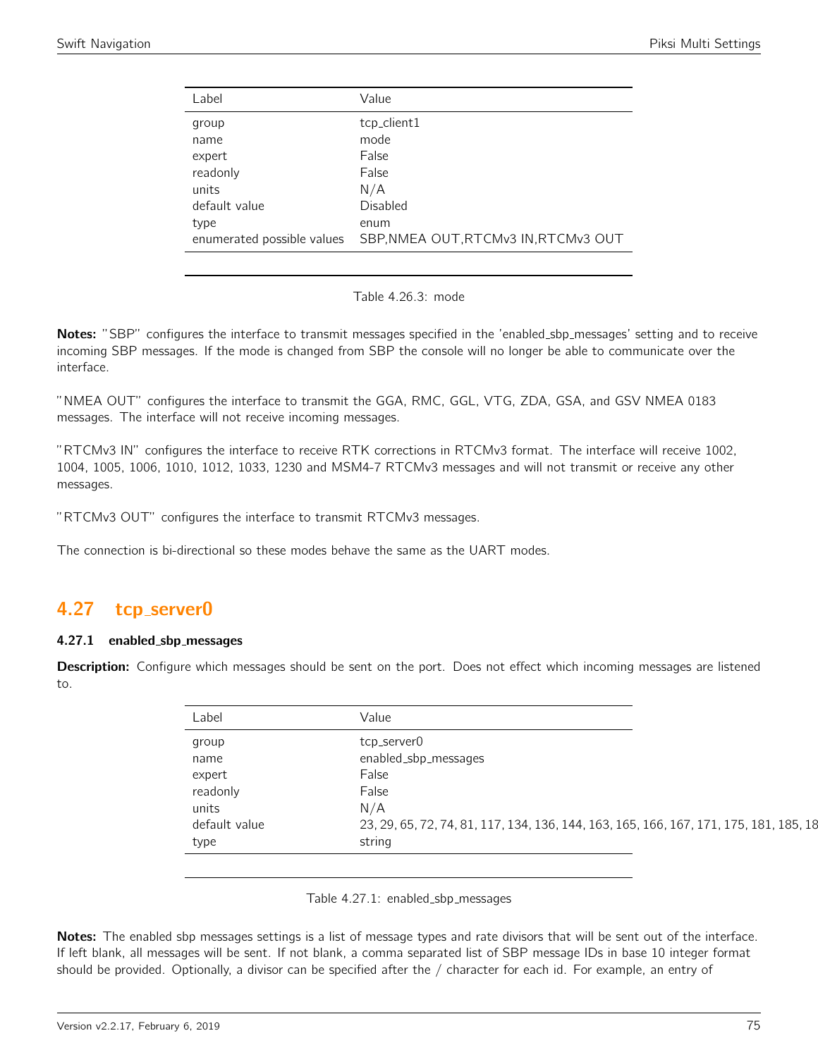| Label | Value |
|---|---|
| group | tcp_client1 |
| name | mode |
| expert | False |
| readonly | False |
| units | N/A |
| default value | Disabled |
| type | enum |
| enumerated possible values | SBP,NMEA OUT,RTCMv3 IN,RTCMv3 OUT |

Table 4.26.3: mode

**Notes:** "SBP" configures the interface to transmit messages specified in the 'enabled_sbp_messages' setting and to receive incoming SBP messages. If the mode is changed from SBP the console will no longer be able to communicate over the interface.

"NMEA OUT" configures the interface to transmit the GGA, RMC, GGL, VTG, ZDA, GSA, and GSV NMEA 0183 messages. The interface will not receive incoming messages.

"RTCMv3 IN" configures the interface to receive RTK corrections in RTCMv3 format. The interface will receive 1002, 1004, 1005, 1006, 1010, 1012, 1033, 1230 and MSM4-7 RTCMv3 messages and will not transmit or receive any other messages.

"RTCMv3 OUT" configures the interface to transmit RTCMv3 messages.

The connection is bi-directional so these modes behave the same as the UART modes.

## 4.27 tcp_server0

### 4.27.1 enabled_sbp_messages

**Description:** Configure which messages should be sent on the port. Does not effect which incoming messages are listened to.

| Label | Value |
|---|---|
| group | tcp_server0 |
| name | enabled_sbp_messages |
| expert | False |
| readonly | False |
| units | N/A |
| default value | 23, 29, 65, 72, 74, 81, 117, 134, 136, 144, 163, 165, 166, 167, 171, 175, 181, 185, 18 |
| type | string |

Table 4.27.1: enabled_sbp_messages

**Notes:** The enabled sbp messages settings is a list of message types and rate divisors that will be sent out of the interface. If left blank, all messages will be sent. If not blank, a comma separated list of SBP message IDs in base 10 integer format should be provided. Optionally, a divisor can be specified after the / character for each id. For example, an entry of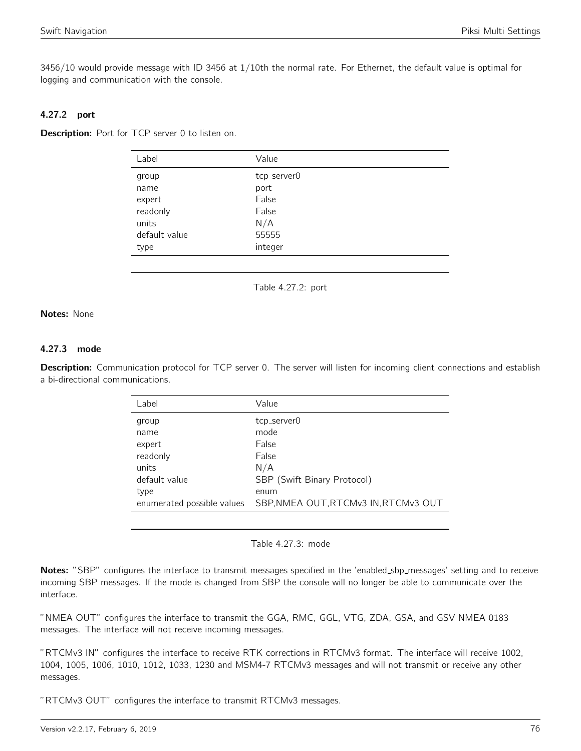3456/10 would provide message with ID 3456 at 1/10th the normal rate. For Ethernet, the default value is optimal for logging and communication with the console.

#### 4.27.2 port

**Description:** Port for TCP server 0 to listen on.

| Label | Value |
|---|---|
| group | tcp_server0 |
| name | port |
| expert | False |
| readonly | False |
| units | N/A |
| default value | 55555 |
| type | integer |

Table 4.27.2: port

**Notes:** None

#### 4.27.3 mode

**Description:** Communication protocol for TCP server 0. The server will listen for incoming client connections and establish a bi-directional communications.

| Label | Value |
|---|---|
| group | tcp_server0 |
| name | mode |
| expert | False |
| readonly | False |
| units | N/A |
| default value | SBP (Swift Binary Protocol) |
| type | enum |
| enumerated possible values | SBP,NMEA OUT,RTCMv3 IN,RTCMv3 OUT |

Table 4.27.3: mode

**Notes:** "SBP" configures the interface to transmit messages specified in the 'enabled_sbp_messages' setting and to receive incoming SBP messages. If the mode is changed from SBP the console will no longer be able to communicate over the interface.

"NMEA OUT" configures the interface to transmit the GGA, RMC, GGL, VTG, ZDA, GSA, and GSV NMEA 0183 messages. The interface will not receive incoming messages.

"RTCMv3 IN" configures the interface to receive RTK corrections in RTCMv3 format. The interface will receive 1002, 1004, 1005, 1006, 1010, 1012, 1033, 1230 and MSM4-7 RTCMv3 messages and will not transmit or receive any other messages.

"RTCMv3 OUT" configures the interface to transmit RTCMv3 messages.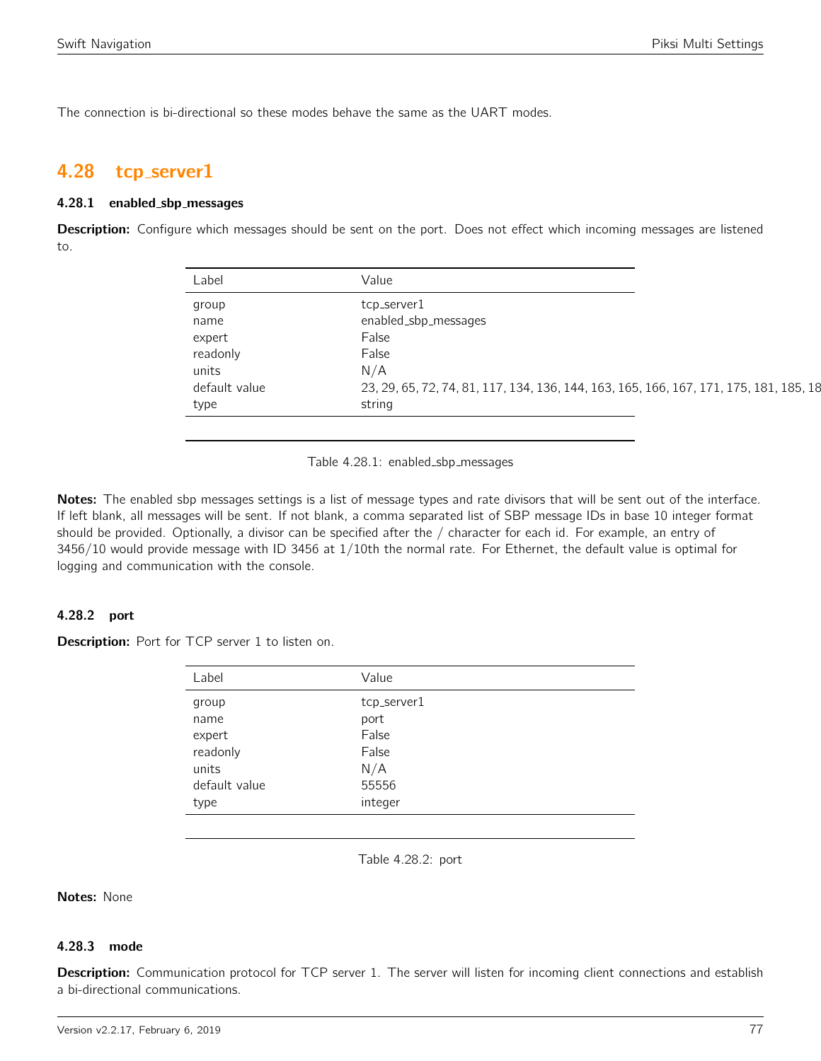The connection is bi-directional so these modes behave the same as the UART modes.

## 4.28 tcp_server1

### 4.28.1 enabled_sbp_messages

**Description:** Configure which messages should be sent on the port. Does not effect which incoming messages are listened to.

| Label | Value |
|---|---|
| group | tcp_server1 |
| name | enabled_sbp_messages |
| expert | False |
| readonly | False |
| units | N/A |
| default value | 23, 29, 65, 72, 74, 81, 117, 134, 136, 144, 163, 165, 166, 167, 171, 175, 181, 185, 18 |
| type | string |

Table 4.28.1: enabled_sbp_messages

**Notes:** The enabled sbp messages settings is a list of message types and rate divisors that will be sent out of the interface. If left blank, all messages will be sent. If not blank, a comma separated list of SBP message IDs in base 10 integer format should be provided. Optionally, a divisor can be specified after the / character for each id. For example, an entry of 3456/10 would provide message with ID 3456 at 1/10th the normal rate. For Ethernet, the default value is optimal for logging and communication with the console.

### 4.28.2 port

**Description:** Port for TCP server 1 to listen on.

| Label | Value |
|---|---|
| group | tcp_server1 |
| name | port |
| expert | False |
| readonly | False |
| units | N/A |
| default value | 55556 |
| type | integer |

Table 4.28.2: port

**Notes:** None

### 4.28.3 mode

**Description:** Communication protocol for TCP server 1. The server will listen for incoming client connections and establish a bi-directional communications.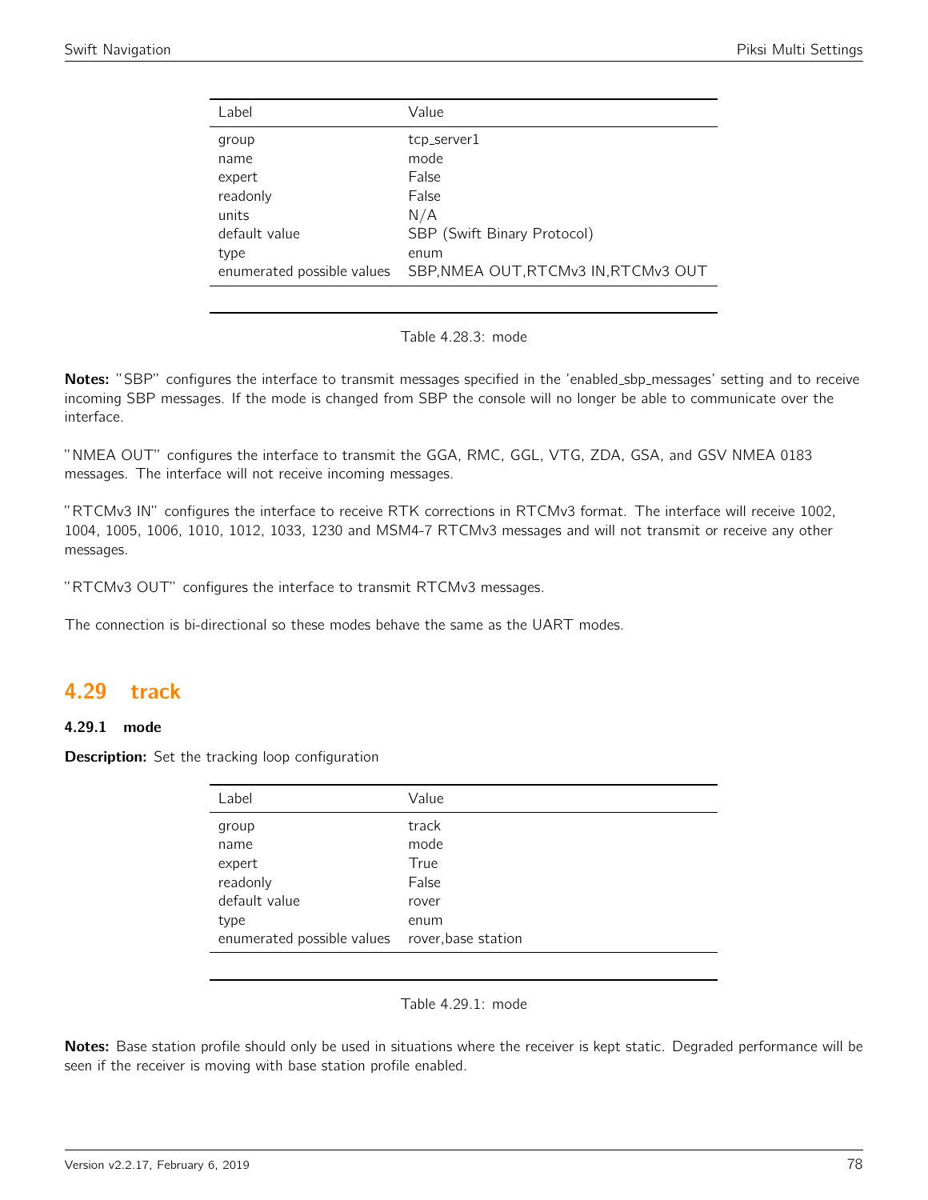| Label | Value |
|---|---|
| group | tcp_server1 |
| name | mode |
| expert | False |
| readonly | False |
| units | N/A |
| default value | SBP (Swift Binary Protocol) |
| type | enum |
| enumerated possible values | SBP,NMEA OUT,RTCMv3 IN,RTCMv3 OUT |

Table 4.28.3: mode

**Notes:** "SBP" configures the interface to transmit messages specified in the 'enabled_sbp_messages' setting and to receive incoming SBP messages. If the mode is changed from SBP the console will no longer be able to communicate over the interface.

"NMEA OUT" configures the interface to transmit the GGA, RMC, GGL, VTG, ZDA, GSA, and GSV NMEA 0183 messages. The interface will not receive incoming messages.

"RTCMv3 IN" configures the interface to receive RTK corrections in RTCMv3 format. The interface will receive 1002, 1004, 1005, 1006, 1010, 1012, 1033, 1230 and MSM4-7 RTCMv3 messages and will not transmit or receive any other messages.

"RTCMv3 OUT" configures the interface to transmit RTCMv3 messages.

The connection is bi-directional so these modes behave the same as the UART modes.

## 4.29 track

### 4.29.1 mode

**Description:** Set the tracking loop configuration

| Label | Value |
|---|---|
| group | track |
| name | mode |
| expert | True |
| readonly | False |
| default value | rover |
| type | enum |
| enumerated possible values | rover,base station |

Table 4.29.1: mode

**Notes:** Base station profile should only be used in situations where the receiver is kept static. Degraded performance will be seen if the receiver is moving with base station profile enabled.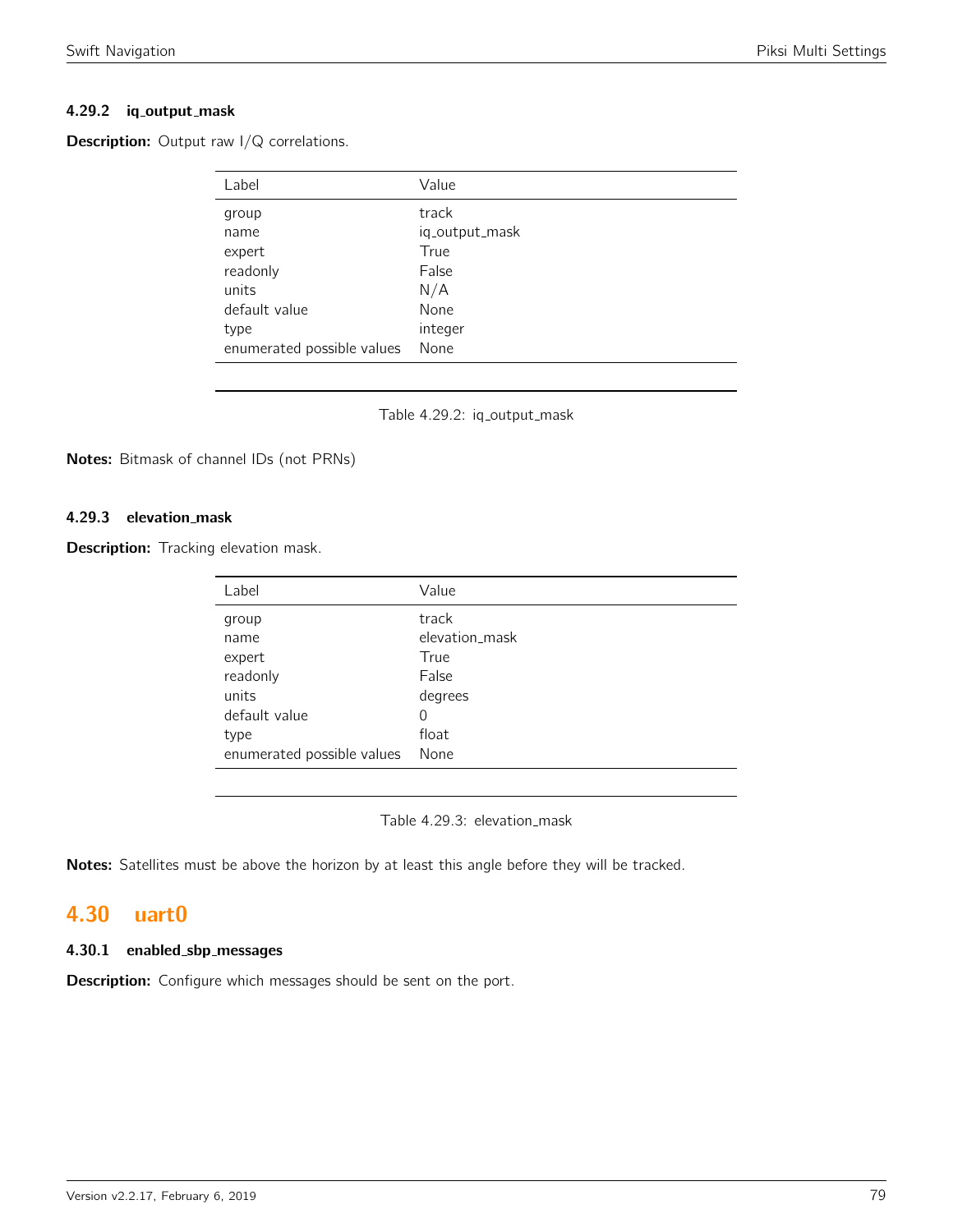### 4.29.2 iq_output_mask

**Description:** Output raw I/Q correlations.

| Label | Value |
|---|---|
| group | track |
| name | iq_output_mask |
| expert | True |
| readonly | False |
| units | N/A |
| default value | None |
| type | integer |
| enumerated possible values | None |

Table 4.29.2: iq_output_mask

**Notes:** Bitmask of channel IDs (not PRNs)

### 4.29.3 elevation_mask

**Description:** Tracking elevation mask.

| Label | Value |
|---|---|
| group | track |
| name | elevation_mask |
| expert | True |
| readonly | False |
| units | degrees |
| default value | 0 |
| type | float |
| enumerated possible values | None |

Table 4.29.3: elevation_mask

**Notes:** Satellites must be above the horizon by at least this angle before they will be tracked.

## 4.30 uart0

### 4.30.1 enabled_sbp_messages

**Description:** Configure which messages should be sent on the port.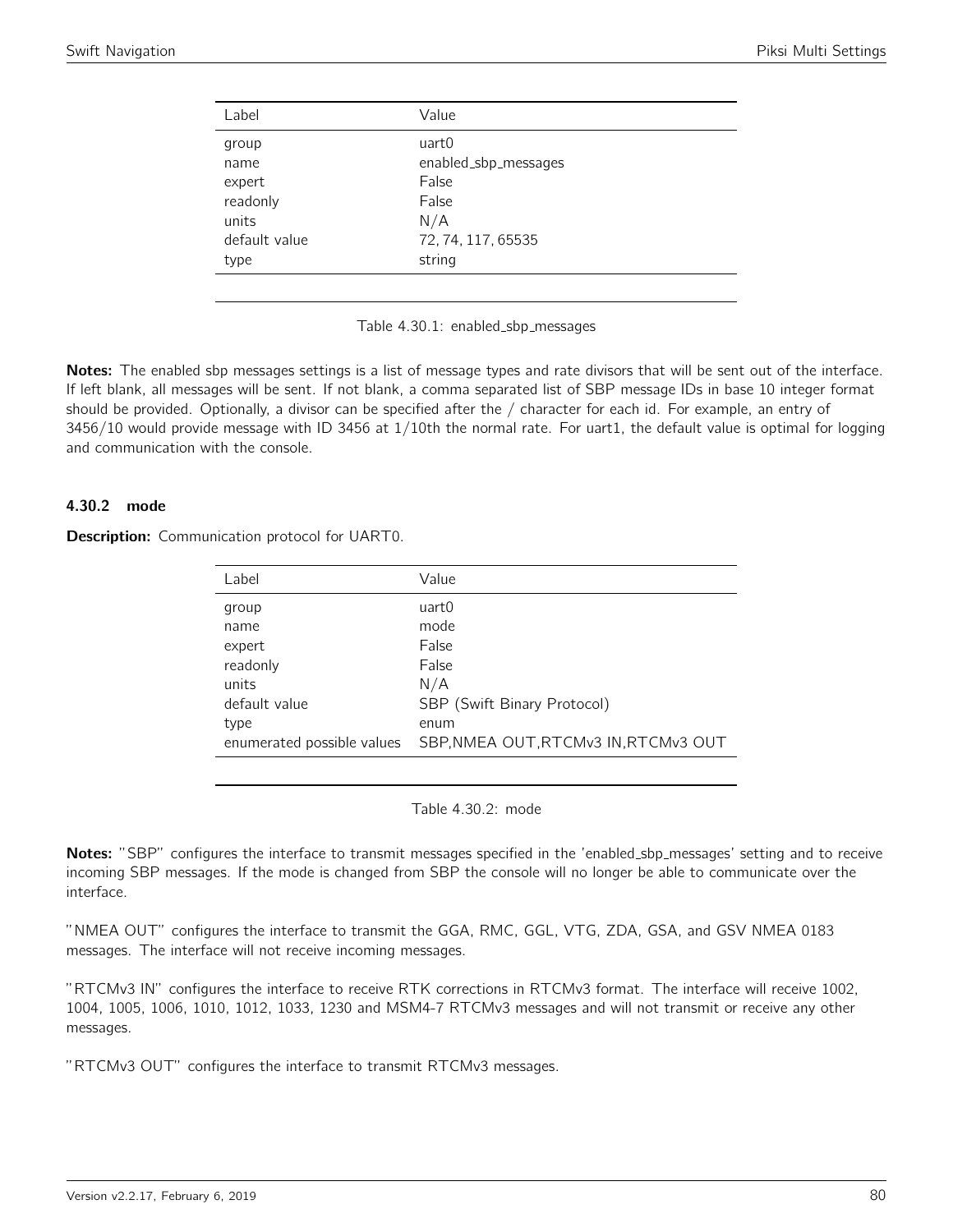| Label | Value |
|---|---|
| group | uart0 |
| name | enabled_sbp_messages |
| expert | False |
| readonly | False |
| units | N/A |
| default value | 72, 74, 117, 65535 |
| type | string |

Table 4.30.1: enabled_sbp_messages

**Notes:** The enabled sbp messages settings is a list of message types and rate divisors that will be sent out of the interface. If left blank, all messages will be sent. If not blank, a comma separated list of SBP message IDs in base 10 integer format should be provided. Optionally, a divisor can be specified after the / character for each id. For example, an entry of 3456/10 would provide message with ID 3456 at 1/10th the normal rate. For uart1, the default value is optimal for logging and communication with the console.

### 4.30.2 mode

**Description:** Communication protocol for UART0.

| Label | Value |
|---|---|
| group | uart0 |
| name | mode |
| expert | False |
| readonly | False |
| units | N/A |
| default value | SBP (Swift Binary Protocol) |
| type | enum |
| enumerated possible values | SBP,NMEA OUT,RTCMv3 IN,RTCMv3 OUT |

Table 4.30.2: mode

**Notes:** "SBP" configures the interface to transmit messages specified in the 'enabled_sbp_messages' setting and to receive incoming SBP messages. If the mode is changed from SBP the console will no longer be able to communicate over the interface.

"NMEA OUT" configures the interface to transmit the GGA, RMC, GGL, VTG, ZDA, GSA, and GSV NMEA 0183 messages. The interface will not receive incoming messages.

"RTCMv3 IN" configures the interface to receive RTK corrections in RTCMv3 format. The interface will receive 1002, 1004, 1005, 1006, 1010, 1012, 1033, 1230 and MSM4-7 RTCMv3 messages and will not transmit or receive any other messages.

"RTCMv3 OUT" configures the interface to transmit RTCMv3 messages.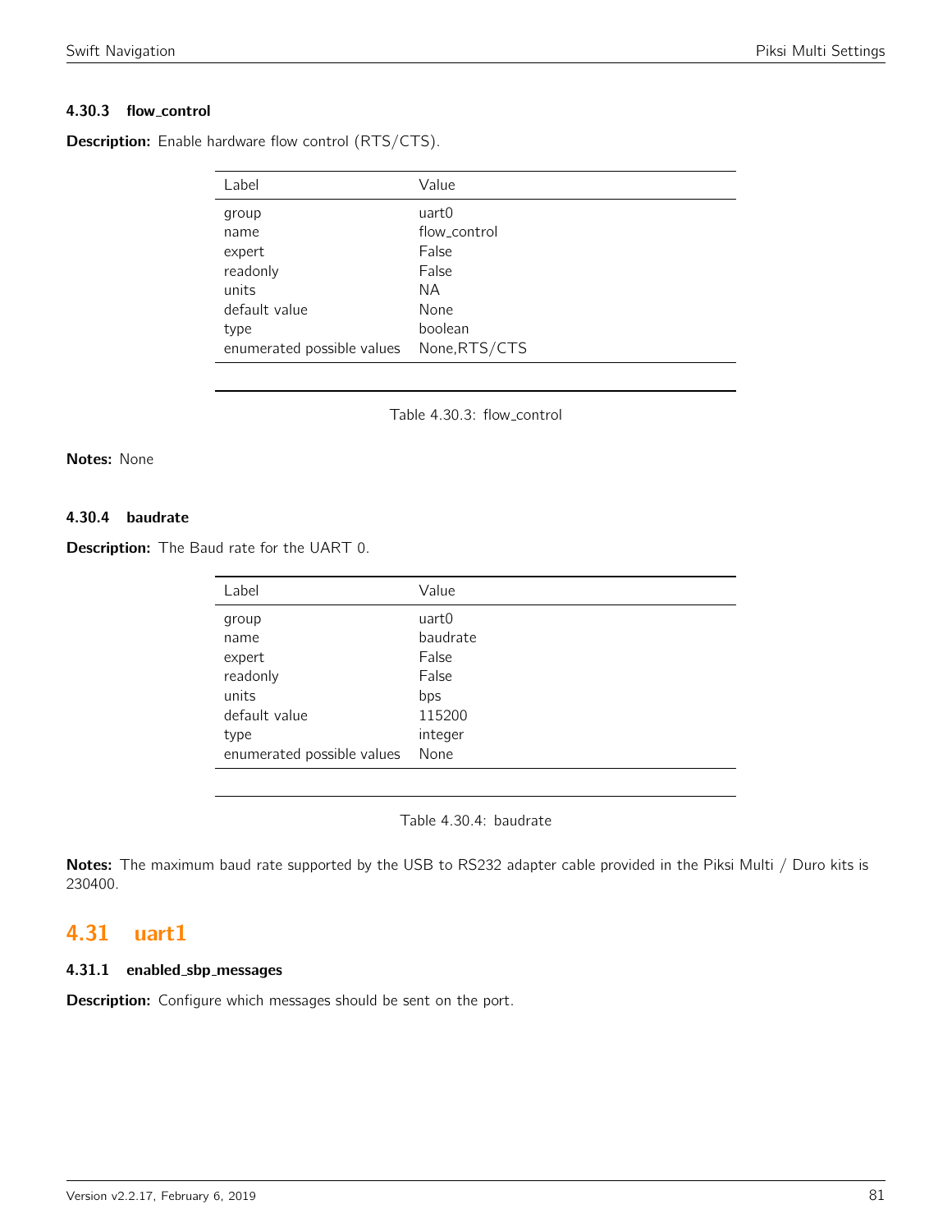#### 4.30.3 flow_control

**Description:** Enable hardware flow control (RTS/CTS).

| Label | Value |
|---|---|
| group | uart0 |
| name | flow_control |
| expert | False |
| readonly | False |
| units | NA |
| default value | None |
| type | boolean |
| enumerated possible values | None,RTS/CTS |

Table 4.30.3: flow_control

**Notes:** None

#### 4.30.4 baudrate

**Description:** The Baud rate for the UART 0.

| Label | Value |
|---|---|
| group | uart0 |
| name | baudrate |
| expert | False |
| readonly | False |
| units | bps |
| default value | 115200 |
| type | integer |
| enumerated possible values | None |

Table 4.30.4: baudrate

**Notes:** The maximum baud rate supported by the USB to RS232 adapter cable provided in the Piksi Multi / Duro kits is 230400.

## 4.31 uart1

#### 4.31.1 enabled_sbp_messages

**Description:** Configure which messages should be sent on the port.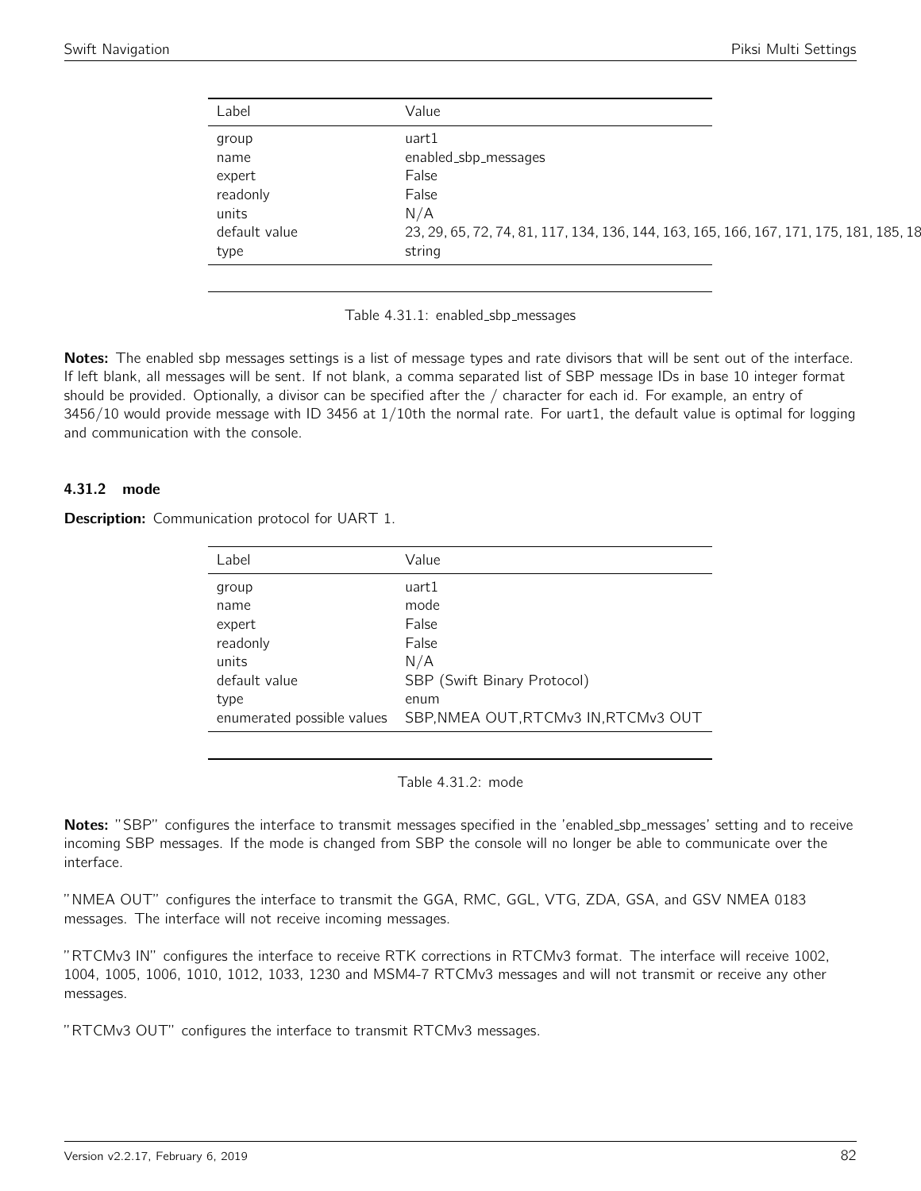| Label | Value |
|---|---|
| group | uart1 |
| name | enabled_sbp_messages |
| expert | False |
| readonly | False |
| units | N/A |
| default value | 23, 29, 65, 72, 74, 81, 117, 134, 136, 144, 163, 165, 166, 167, 171, 175, 181, 185, 18 |
| type | string |

Table 4.31.1: enabled_sbp_messages

**Notes:** The enabled sbp messages settings is a list of message types and rate divisors that will be sent out of the interface. If left blank, all messages will be sent. If not blank, a comma separated list of SBP message IDs in base 10 integer format should be provided. Optionally, a divisor can be specified after the / character for each id. For example, an entry of 3456/10 would provide message with ID 3456 at 1/10th the normal rate. For uart1, the default value is optimal for logging and communication with the console.

### 4.31.2 mode

**Description:** Communication protocol for UART 1.

| Label | Value |
|---|---|
| group | uart1 |
| name | mode |
| expert | False |
| readonly | False |
| units | N/A |
| default value | SBP (Swift Binary Protocol) |
| type | enum |
| enumerated possible values | SBP,NMEA OUT,RTCMv3 IN,RTCMv3 OUT |

Table 4.31.2: mode

**Notes:** "SBP" configures the interface to transmit messages specified in the 'enabled_sbp_messages' setting and to receive incoming SBP messages. If the mode is changed from SBP the console will no longer be able to communicate over the interface.

"NMEA OUT" configures the interface to transmit the GGA, RMC, GGL, VTG, ZDA, GSA, and GSV NMEA 0183 messages. The interface will not receive incoming messages.

"RTCMv3 IN" configures the interface to receive RTK corrections in RTCMv3 format. The interface will receive 1002, 1004, 1005, 1006, 1010, 1012, 1033, 1230 and MSM4-7 RTCMv3 messages and will not transmit or receive any other messages.

"RTCMv3 OUT" configures the interface to transmit RTCMv3 messages.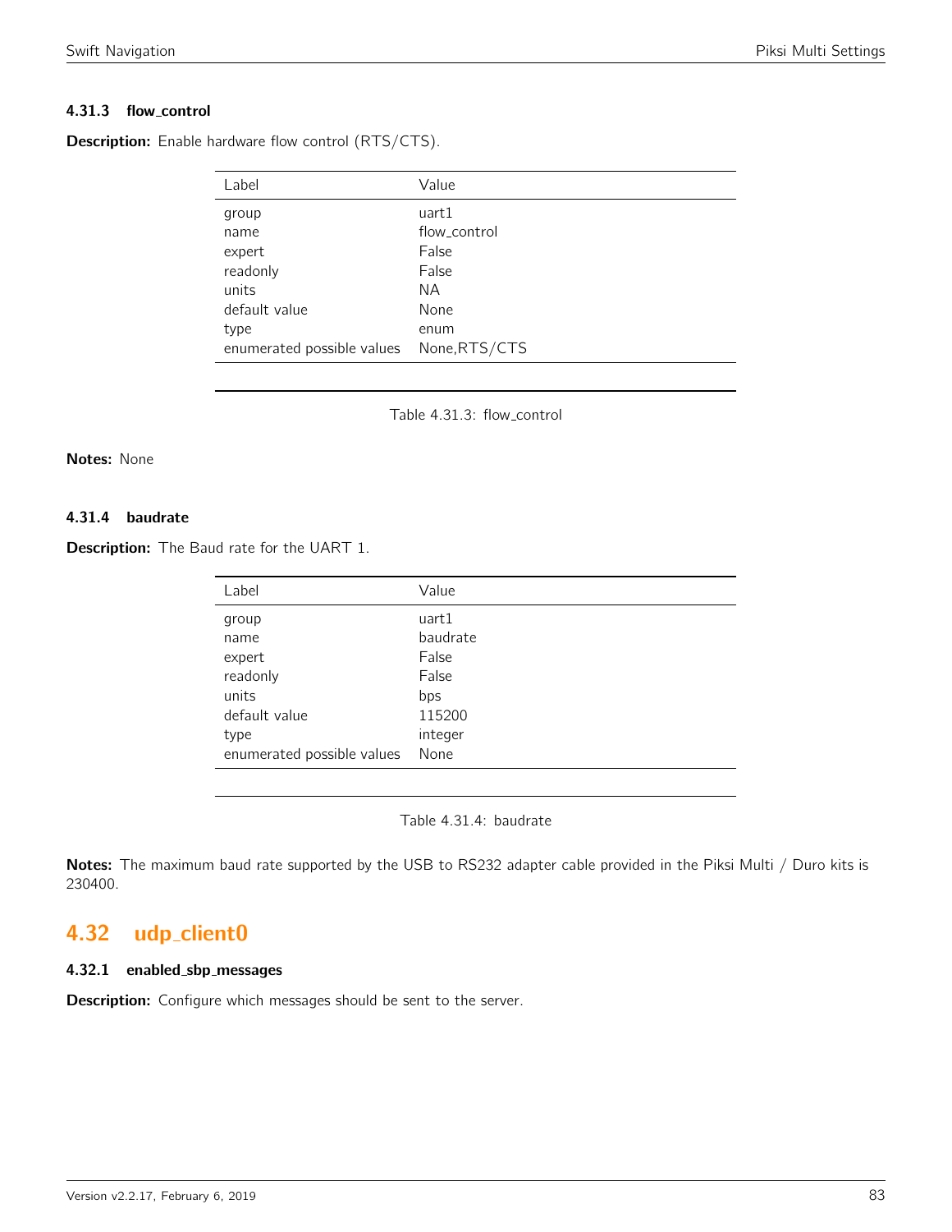#### 4.31.3 flow_control

**Description:** Enable hardware flow control (RTS/CTS).

| Label | Value |
|---|---|
| group | uart1 |
| name | flow_control |
| expert | False |
| readonly | False |
| units | NA |
| default value | None |
| type | enum |
| enumerated possible values | None,RTS/CTS |

Table 4.31.3: flow_control

**Notes:** None

#### 4.31.4 baudrate

**Description:** The Baud rate for the UART 1.

| Label | Value |
|---|---|
| group | uart1 |
| name | baudrate |
| expert | False |
| readonly | False |
| units | bps |
| default value | 115200 |
| type | integer |
| enumerated possible values | None |

Table 4.31.4: baudrate

**Notes:** The maximum baud rate supported by the USB to RS232 adapter cable provided in the Piksi Multi / Duro kits is 230400.

## 4.32 udp_client0

#### 4.32.1 enabled_sbp_messages

**Description:** Configure which messages should be sent to the server.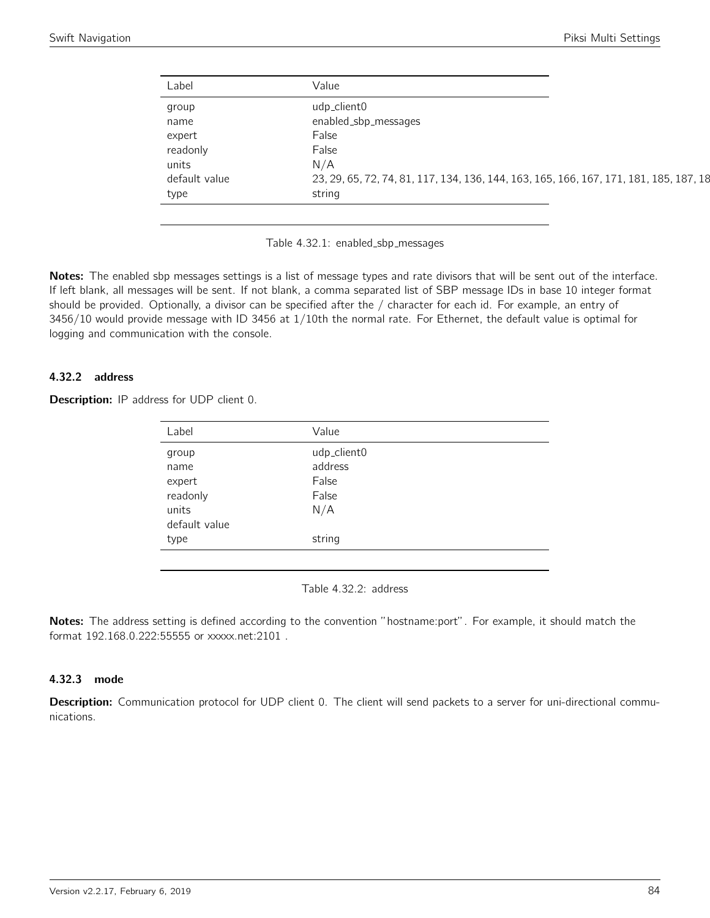| Label | Value |
| --- | --- |
| group | udp_client0 |
| name | enabled_sbp_messages |
| expert | False |
| readonly | False |
| units | N/A |
| default value | 23, 29, 65, 72, 74, 81, 117, 134, 136, 144, 163, 165, 166, 167, 171, 181, 185, 187, 18 |
| type | string |

Table 4.32.1: enabled_sbp_messages

**Notes:** The enabled sbp messages settings is a list of message types and rate divisors that will be sent out of the interface. If left blank, all messages will be sent. If not blank, a comma separated list of SBP message IDs in base 10 integer format should be provided. Optionally, a divisor can be specified after the / character for each id. For example, an entry of 3456/10 would provide message with ID 3456 at 1/10th the normal rate. For Ethernet, the default value is optimal for logging and communication with the console.

### 4.32.2 address

**Description:** IP address for UDP client 0.

| Label | Value |
| --- | --- |
| group | udp_client0 |
| name | address |
| expert | False |
| readonly | False |
| units | N/A |
| default value | |
| type | string |

Table 4.32.2: address

**Notes:** The address setting is defined according to the convention "hostname:port". For example, it should match the format 192.168.0.222:55555 or xxxxx.net:2101 .

### 4.32.3 mode

**Description:** Communication protocol for UDP client 0. The client will send packets to a server for uni-directional communications.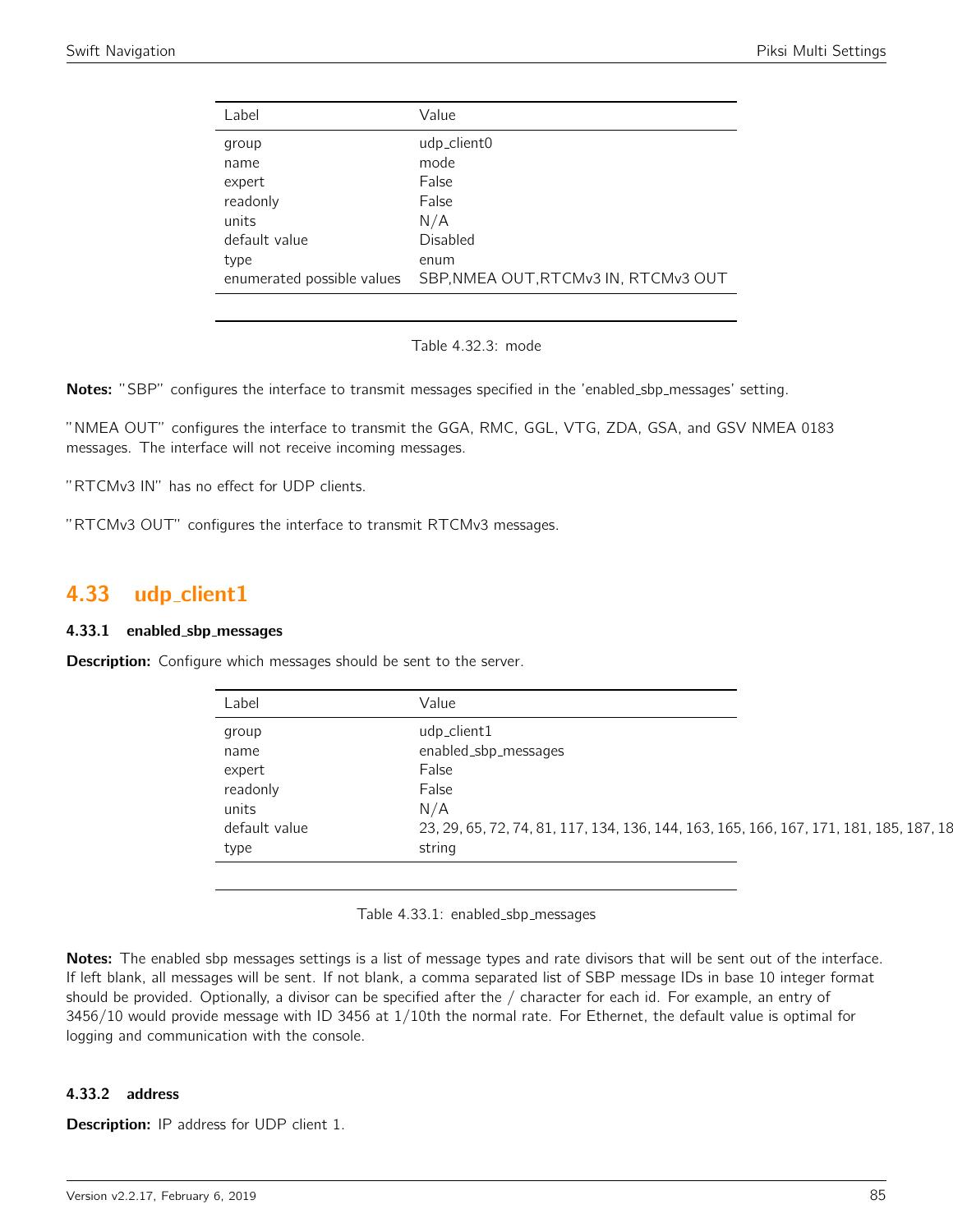| Label | Value |
|---|---|
| group | udp_client0 |
| name | mode |
| expert | False |
| readonly | False |
| units | N/A |
| default value | Disabled |
| type | enum |
| enumerated possible values | SBP,NMEA OUT,RTCMv3 IN, RTCMv3 OUT |

Table 4.32.3: mode

**Notes:** "SBP" configures the interface to transmit messages specified in the 'enabled_sbp_messages' setting.

"NMEA OUT" configures the interface to transmit the GGA, RMC, GGL, VTG, ZDA, GSA, and GSV NMEA 0183 messages. The interface will not receive incoming messages.

"RTCMv3 IN" has no effect for UDP clients.

"RTCMv3 OUT" configures the interface to transmit RTCMv3 messages.

## 4.33 udp_client1

### 4.33.1 enabled_sbp_messages

**Description:** Configure which messages should be sent to the server.

| Label | Value |
|---|---|
| group | udp_client1 |
| name | enabled_sbp_messages |
| expert | False |
| readonly | False |
| units | N/A |
| default value | 23, 29, 65, 72, 74, 81, 117, 134, 136, 144, 163, 165, 166, 167, 171, 181, 185, 187, 18 |
| type | string |

Table 4.33.1: enabled_sbp_messages

**Notes:** The enabled sbp messages settings is a list of message types and rate divisors that will be sent out of the interface. If left blank, all messages will be sent. If not blank, a comma separated list of SBP message IDs in base 10 integer format should be provided. Optionally, a divisor can be specified after the / character for each id. For example, an entry of 3456/10 would provide message with ID 3456 at 1/10th the normal rate. For Ethernet, the default value is optimal for logging and communication with the console.

### 4.33.2 address

**Description:** IP address for UDP client 1.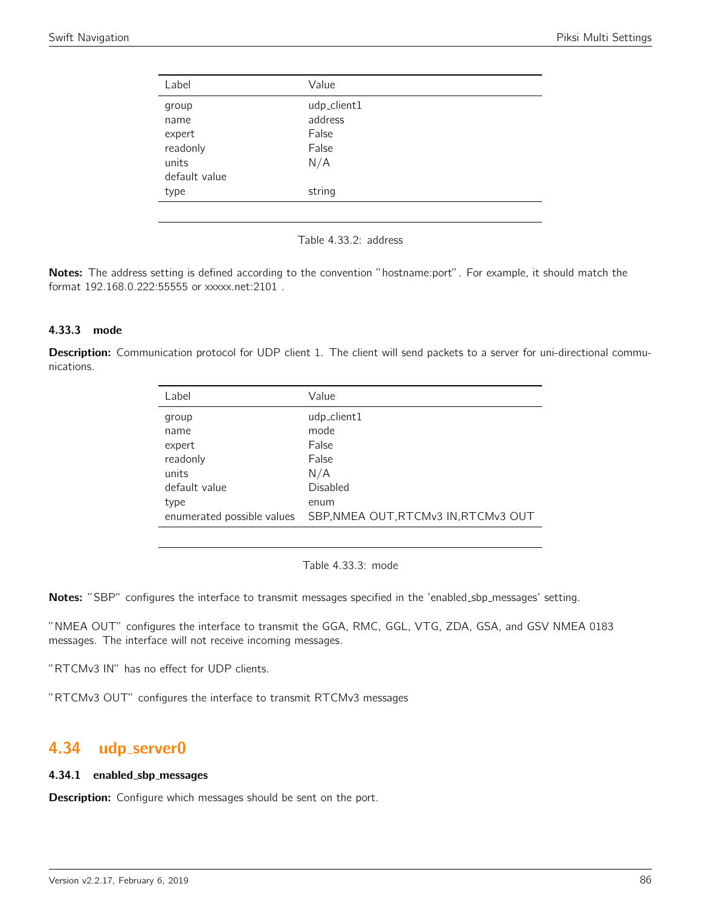| Label | Value |
| --- | --- |
| group | udp_client1 |
| name | address |
| expert | False |
| readonly | False |
| units | N/A |
| default value | |
| type | string |

Table 4.33.2: address

**Notes:** The address setting is defined according to the convention "hostname:port". For example, it should match the format 192.168.0.222:55555 or xxxxx.net:2101 .

### 4.33.3 mode

**Description:** Communication protocol for UDP client 1. The client will send packets to a server for uni-directional communications.

| Label | Value |
| --- | --- |
| group | udp_client1 |
| name | mode |
| expert | False |
| readonly | False |
| units | N/A |
| default value | Disabled |
| type | enum |
| enumerated possible values | SBP,NMEA OUT,RTCMv3 IN,RTCMv3 OUT |

Table 4.33.3: mode

**Notes:** "SBP" configures the interface to transmit messages specified in the 'enabled_sbp_messages' setting.

"NMEA OUT" configures the interface to transmit the GGA, RMC, GGL, VTG, ZDA, GSA, and GSV NMEA 0183 messages. The interface will not receive incoming messages.

"RTCMv3 IN" has no effect for UDP clients.

"RTCMv3 OUT" configures the interface to transmit RTCMv3 messages

## 4.34 udp_server0

### 4.34.1 enabled_sbp_messages

**Description:** Configure which messages should be sent on the port.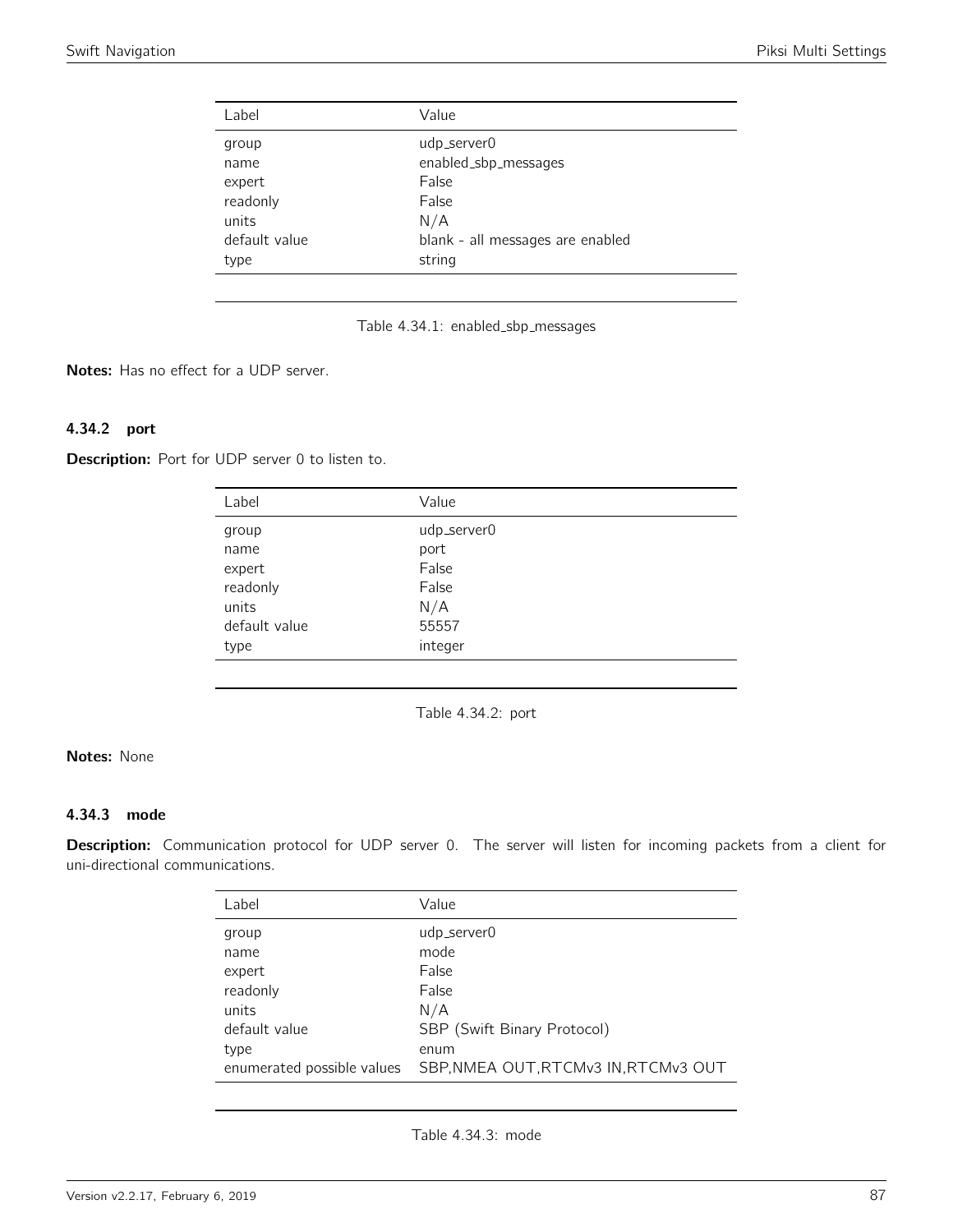| Label | Value |
| --- | --- |
| group | udp_server0 |
| name | enabled_sbp_messages |
| expert | False |
| readonly | False |
| units | N/A |
| default value | blank - all messages are enabled |
| type | string |

Table 4.34.1: enabled_sbp_messages

**Notes:** Has no effect for a UDP server.

### 4.34.2 port

**Description:** Port for UDP server 0 to listen to.

| Label | Value |
| --- | --- |
| group | udp_server0 |
| name | port |
| expert | False |
| readonly | False |
| units | N/A |
| default value | 55557 |
| type | integer |

Table 4.34.2: port

**Notes:** None

### 4.34.3 mode

**Description:** Communication protocol for UDP server 0. The server will listen for incoming packets from a client for uni-directional communications.

| Label | Value |
| --- | --- |
| group | udp_server0 |
| name | mode |
| expert | False |
| readonly | False |
| units | N/A |
| default value | SBP (Swift Binary Protocol) |
| type | enum |
| enumerated possible values | SBP,NMEA OUT,RTCMv3 IN,RTCMv3 OUT |

Table 4.34.3: mode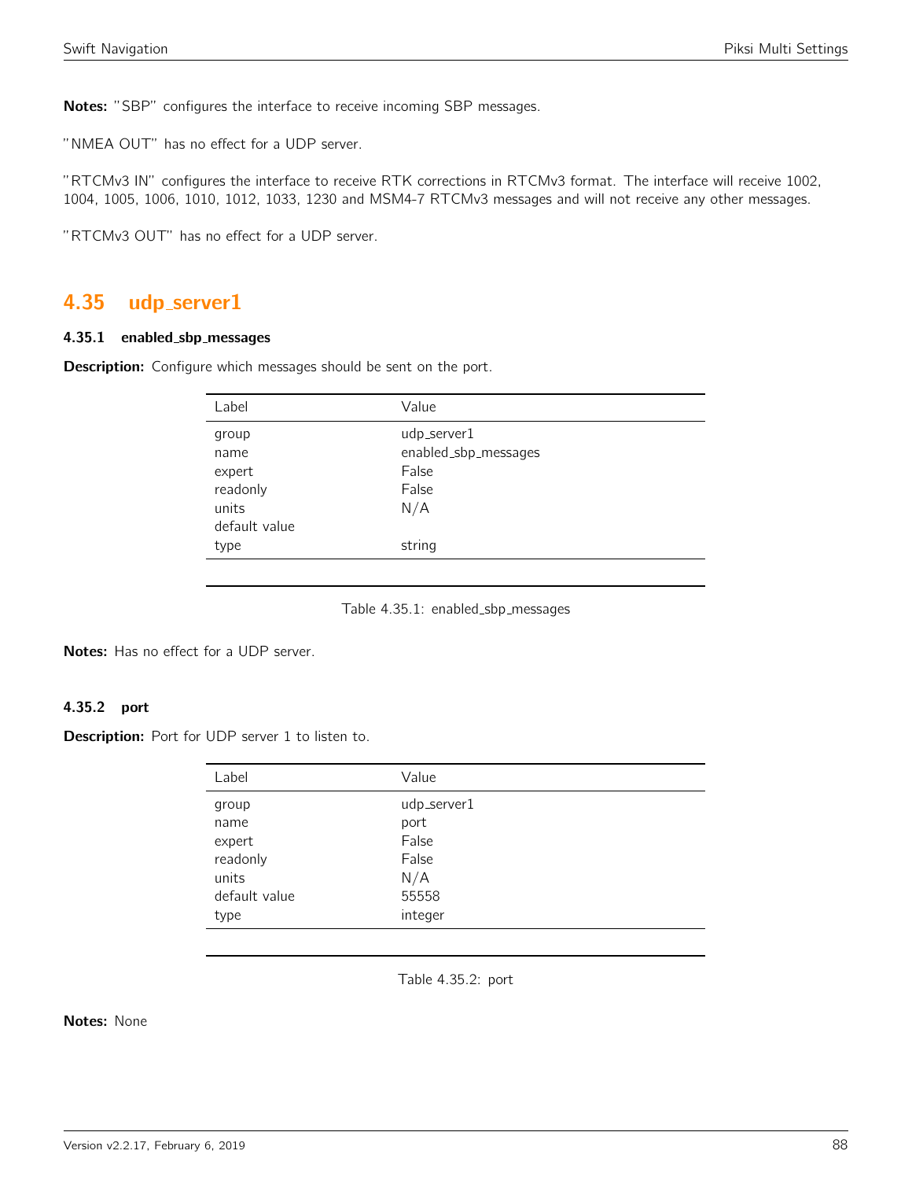**Notes:** "SBP" configures the interface to receive incoming SBP messages.

"NMEA OUT" has no effect for a UDP server.

"RTCMv3 IN" configures the interface to receive RTK corrections in RTCMv3 format. The interface will receive 1002, 1004, 1005, 1006, 1010, 1012, 1033, 1230 and MSM4-7 RTCMv3 messages and will not receive any other messages.

"RTCMv3 OUT" has no effect for a UDP server.

## 4.35 udp_server1

### 4.35.1 enabled_sbp_messages

**Description:** Configure which messages should be sent on the port.

| Label | Value |
|---|---|
| group | udp_server1 |
| name | enabled_sbp_messages |
| expert | False |
| readonly | False |
| units | N/A |
| default value | |
| type | string |

Table 4.35.1: enabled_sbp_messages

**Notes:** Has no effect for a UDP server.

### 4.35.2 port

**Description:** Port for UDP server 1 to listen to.

| Label | Value |
|---|---|
| group | udp_server1 |
| name | port |
| expert | False |
| readonly | False |
| units | N/A |
| default value | 55558 |
| type | integer |

Table 4.35.2: port

**Notes:** None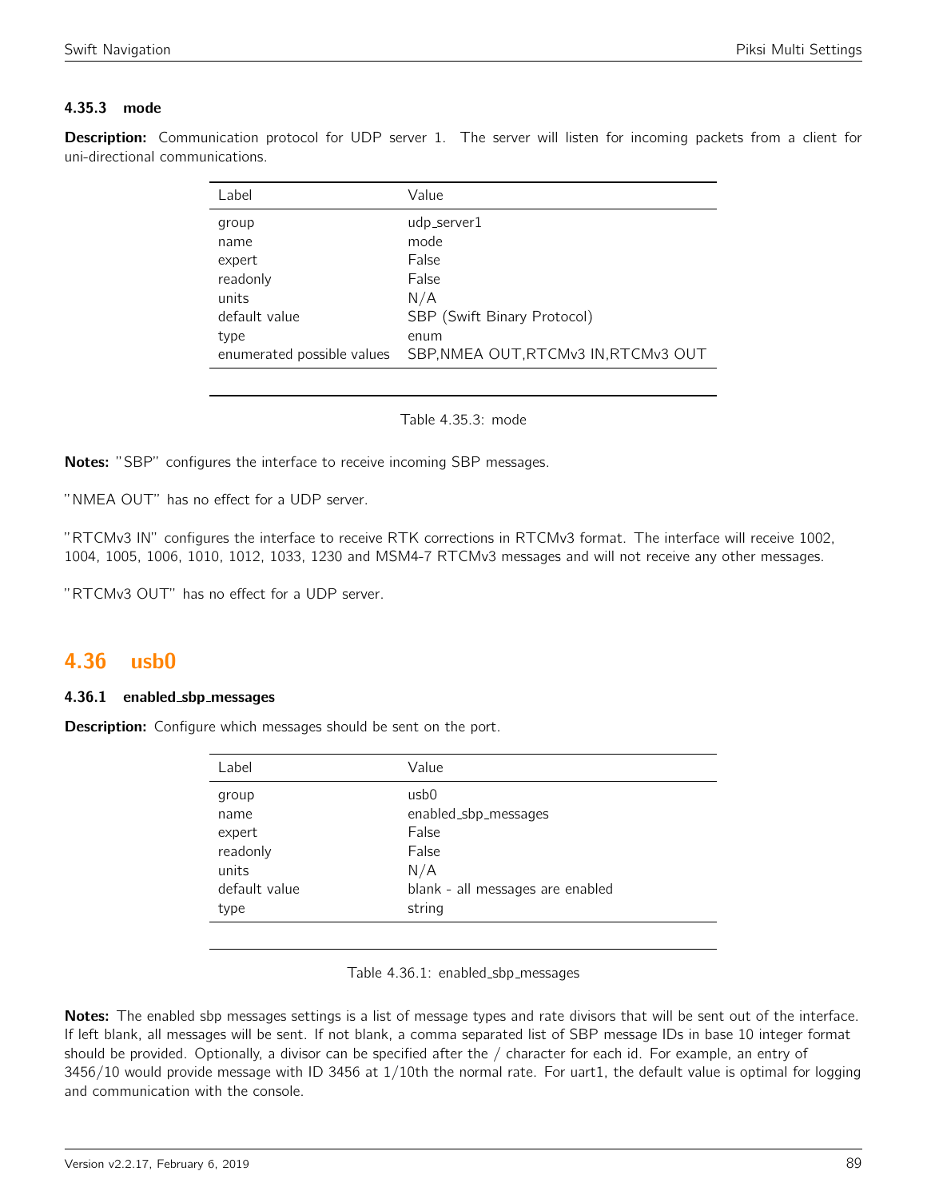### 4.35.3 mode

**Description:** Communication protocol for UDP server 1. The server will listen for incoming packets from a client for uni-directional communications.

| Label | Value |
|---|---|
| group | udp_server1 |
| name | mode |
| expert | False |
| readonly | False |
| units | N/A |
| default value | SBP (Swift Binary Protocol) |
| type | enum |
| enumerated possible values | SBP,NMEA OUT,RTCMv3 IN,RTCMv3 OUT |

Table 4.35.3: mode

**Notes:** "SBP" configures the interface to receive incoming SBP messages.

"NMEA OUT" has no effect for a UDP server.

"RTCMv3 IN" configures the interface to receive RTK corrections in RTCMv3 format. The interface will receive 1002, 1004, 1005, 1006, 1010, 1012, 1033, 1230 and MSM4-7 RTCMv3 messages and will not receive any other messages.

"RTCMv3 OUT" has no effect for a UDP server.

## 4.36 usb0

### 4.36.1 enabled_sbp_messages

**Description:** Configure which messages should be sent on the port.

| Label | Value |
|---|---|
| group | usb0 |
| name | enabled_sbp_messages |
| expert | False |
| readonly | False |
| units | N/A |
| default value | blank - all messages are enabled |
| type | string |

Table 4.36.1: enabled_sbp_messages

**Notes:** The enabled sbp messages settings is a list of message types and rate divisors that will be sent out of the interface. If left blank, all messages will be sent. If not blank, a comma separated list of SBP message IDs in base 10 integer format should be provided. Optionally, a divisor can be specified after the / character for each id. For example, an entry of 3456/10 would provide message with ID 3456 at 1/10th the normal rate. For uart1, the default value is optimal for logging and communication with the console.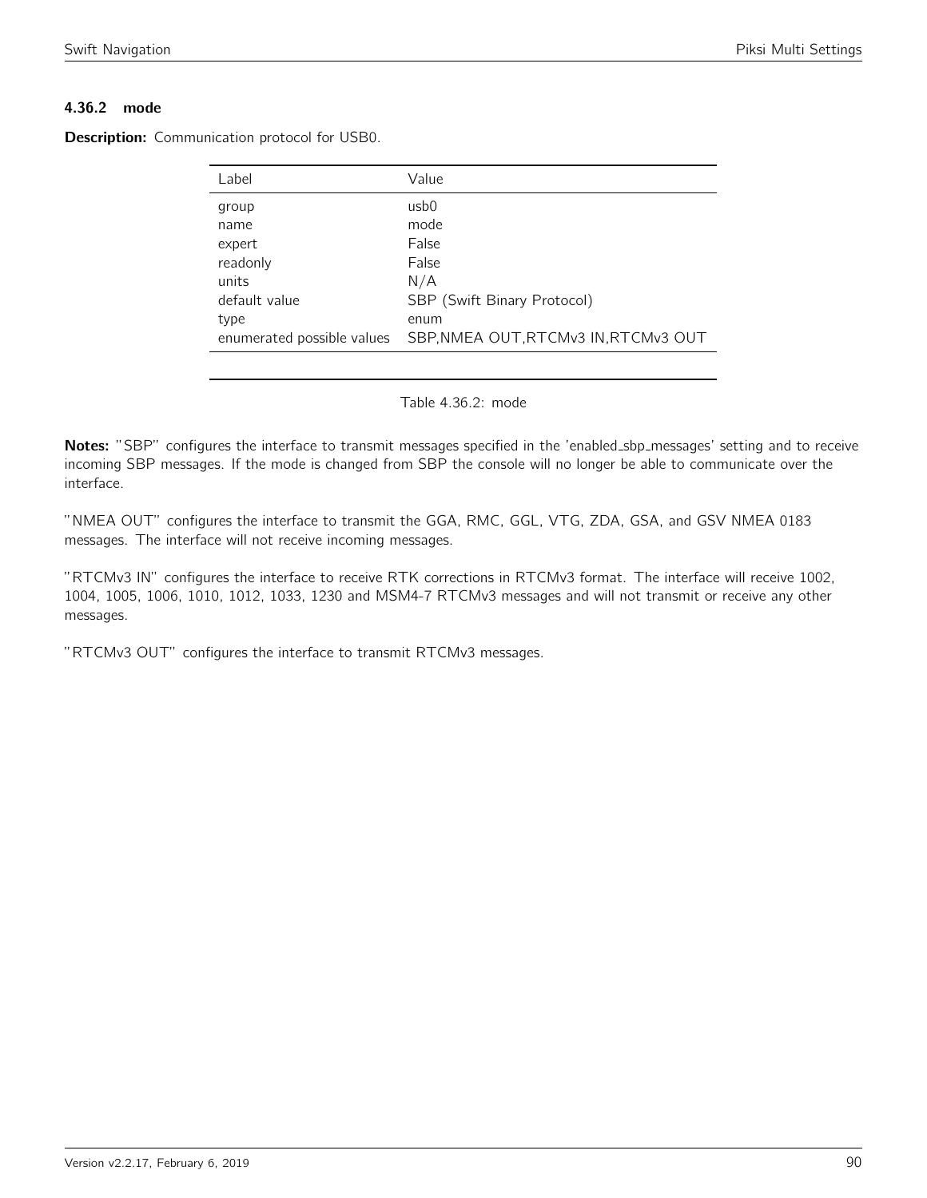#### 4.36.2 mode

**Description:** Communication protocol for USB0.

| Label | Value |
|---|---|
| group | usb0 |
| name | mode |
| expert | False |
| readonly | False |
| units | N/A |
| default value | SBP (Swift Binary Protocol) |
| type | enum |
| enumerated possible values | SBP,NMEA OUT,RTCMv3 IN,RTCMv3 OUT |

Table 4.36.2: mode

**Notes:** "SBP" configures the interface to transmit messages specified in the 'enabled_sbp_messages' setting and to receive incoming SBP messages. If the mode is changed from SBP the console will no longer be able to communicate over the interface.

"NMEA OUT" configures the interface to transmit the GGA, RMC, GGL, VTG, ZDA, GSA, and GSV NMEA 0183 messages. The interface will not receive incoming messages.

"RTCMv3 IN" configures the interface to receive RTK corrections in RTCMv3 format. The interface will receive 1002, 1004, 1005, 1006, 1010, 1012, 1033, 1230 and MSM4-7 RTCMv3 messages and will not transmit or receive any other messages.

"RTCMv3 OUT" configures the interface to transmit RTCMv3 messages.